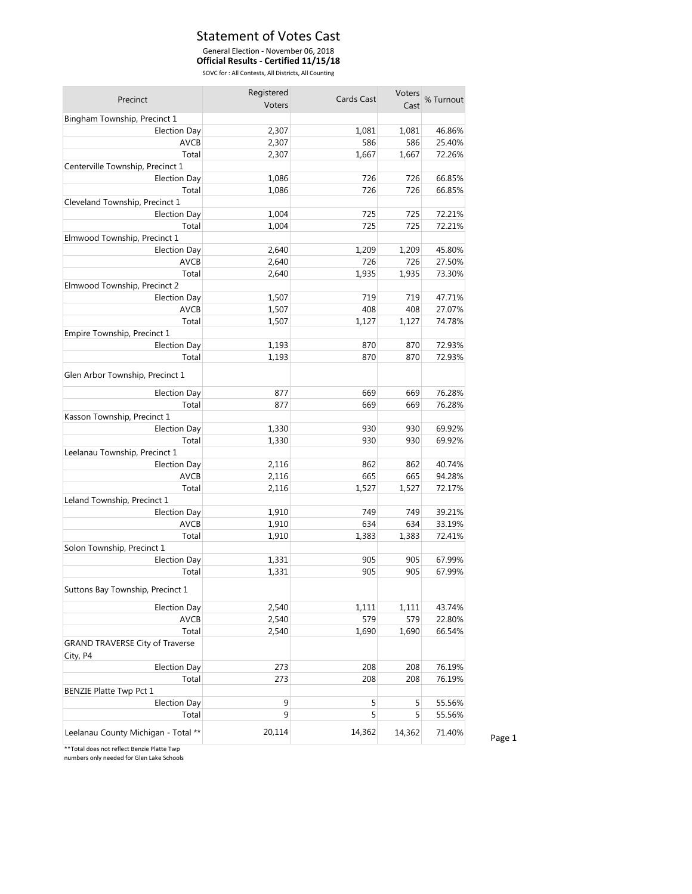# Statement of Votes Cast

General Election - November 06, 2018

**Official Results - Certified 11/15/18**

SOVC for : All Contests, All Districts, All Counting

| Precinct | Registered Voters | Cards Cast | Voters Cast | % Turnout |
|---|---|---|---|---|
| Bingham Township, Precinct 1 | | | | |
| Election Day | 2,307 | 1,081 | 1,081 | 46.86% |
| AVCB | 2,307 | 586 | 586 | 25.40% |
| Total | 2,307 | 1,667 | 1,667 | 72.26% |
| Centerville Township, Precinct 1 | | | | |
| Election Day | 1,086 | 726 | 726 | 66.85% |
| Total | 1,086 | 726 | 726 | 66.85% |
| Cleveland Township, Precinct 1 | | | | |
| Election Day | 1,004 | 725 | 725 | 72.21% |
| Total | 1,004 | 725 | 725 | 72.21% |
| Elmwood Township, Precinct 1 | | | | |
| Election Day | 2,640 | 1,209 | 1,209 | 45.80% |
| AVCB | 2,640 | 726 | 726 | 27.50% |
| Total | 2,640 | 1,935 | 1,935 | 73.30% |
| Elmwood Township, Precinct 2 | | | | |
| Election Day | 1,507 | 719 | 719 | 47.71% |
| AVCB | 1,507 | 408 | 408 | 27.07% |
| Total | 1,507 | 1,127 | 1,127 | 74.78% |
| Empire Township, Precinct 1 | | | | |
| Election Day | 1,193 | 870 | 870 | 72.93% |
| Total | 1,193 | 870 | 870 | 72.93% |
| Glen Arbor Township, Precinct 1 | | | | |
| Election Day | 877 | 669 | 669 | 76.28% |
| Total | 877 | 669 | 669 | 76.28% |
| Kasson Township, Precinct 1 | | | | |
| Election Day | 1,330 | 930 | 930 | 69.92% |
| Total | 1,330 | 930 | 930 | 69.92% |
| Leelanau Township, Precinct 1 | | | | |
| Election Day | 2,116 | 862 | 862 | 40.74% |
| AVCB | 2,116 | 665 | 665 | 94.28% |
| Total | 2,116 | 1,527 | 1,527 | 72.17% |
| Leland Township, Precinct 1 | | | | |
| Election Day | 1,910 | 749 | 749 | 39.21% |
| AVCB | 1,910 | 634 | 634 | 33.19% |
| Total | 1,910 | 1,383 | 1,383 | 72.41% |
| Solon Township, Precinct 1 | | | | |
| Election Day | 1,331 | 905 | 905 | 67.99% |
| Total | 1,331 | 905 | 905 | 67.99% |
| Suttons Bay Township, Precinct 1 | | | | |
| Election Day | 2,540 | 1,111 | 1,111 | 43.74% |
| AVCB | 2,540 | 579 | 579 | 22.80% |
| Total | 2,540 | 1,690 | 1,690 | 66.54% |
| GRAND TRAVERSE City of Traverse City, P4 | | | | |
| Election Day | 273 | 208 | 208 | 76.19% |
| Total | 273 | 208 | 208 | 76.19% |
| BENZIE Platte Twp Pct 1 | | | | |
| Election Day | 9 | 5 | 5 | 55.56% |
| Total | 9 | 5 | 5 | 55.56% |
| Leelanau County Michigan - Total ** | 20,114 | 14,362 | 14,362 | 71.40% |

**Total does not reflect Benzie Platte Twp numbers only needed for Glen Lake Schools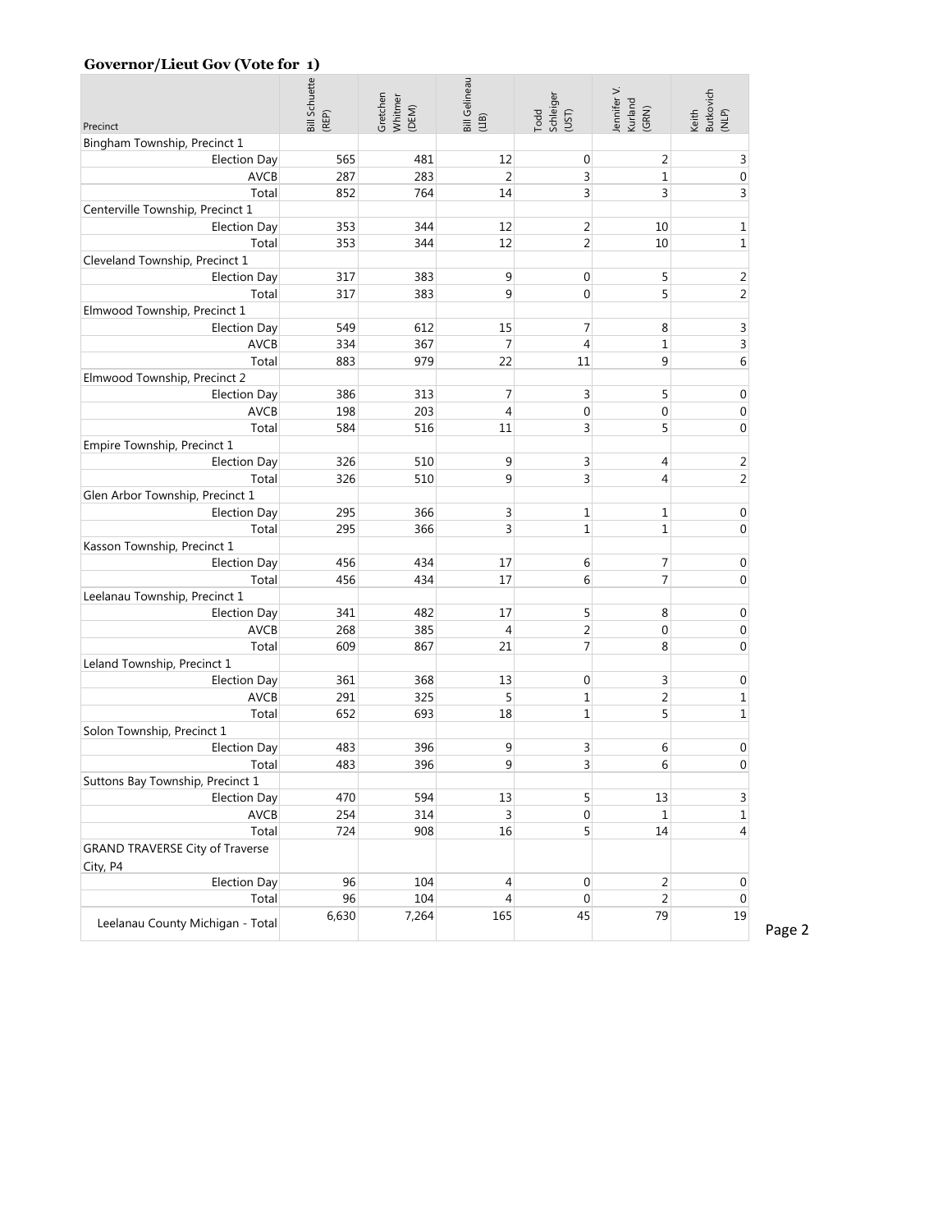## Governor/Lieut Gov (Vote for 1)

| Precinct | Bill Schuette (REP) | Gretchen Whitmer (DEM) | Bill Gelineau (LIB) | Todd Schleiger (UST) | Jennifer V. Kurland (GRN) | Keith Butkovich (NLP) |
|---|---|---|---|---|---|---|
| Bingham Township, Precinct 1 | | | | | | |
| Election Day | 565 | 481 | 12 | 0 | 2 | 3 |
| AVCB | 287 | 283 | 2 | 3 | 1 | 0 |
| Total | 852 | 764 | 14 | 3 | 3 | 3 |
| Centerville Township, Precinct 1 | | | | | | |
| Election Day | 353 | 344 | 12 | 2 | 10 | 1 |
| Total | 353 | 344 | 12 | 2 | 10 | 1 |
| Cleveland Township, Precinct 1 | | | | | | |
| Election Day | 317 | 383 | 9 | 0 | 5 | 2 |
| Total | 317 | 383 | 9 | 0 | 5 | 2 |
| Elmwood Township, Precinct 1 | | | | | | |
| Election Day | 549 | 612 | 15 | 7 | 8 | 3 |
| AVCB | 334 | 367 | 7 | 4 | 1 | 3 |
| Total | 883 | 979 | 22 | 11 | 9 | 6 |
| Elmwood Township, Precinct 2 | | | | | | |
| Election Day | 386 | 313 | 7 | 3 | 5 | 0 |
| AVCB | 198 | 203 | 4 | 0 | 0 | 0 |
| Total | 584 | 516 | 11 | 3 | 5 | 0 |
| Empire Township, Precinct 1 | | | | | | |
| Election Day | 326 | 510 | 9 | 3 | 4 | 2 |
| Total | 326 | 510 | 9 | 3 | 4 | 2 |
| Glen Arbor Township, Precinct 1 | | | | | | |
| Election Day | 295 | 366 | 3 | 1 | 1 | 0 |
| Total | 295 | 366 | 3 | 1 | 1 | 0 |
| Kasson Township, Precinct 1 | | | | | | |
| Election Day | 456 | 434 | 17 | 6 | 7 | 0 |
| Total | 456 | 434 | 17 | 6 | 7 | 0 |
| Leelanau Township, Precinct 1 | | | | | | |
| Election Day | 341 | 482 | 17 | 5 | 8 | 0 |
| AVCB | 268 | 385 | 4 | 2 | 0 | 0 |
| Total | 609 | 867 | 21 | 7 | 8 | 0 |
| Leland Township, Precinct 1 | | | | | | |
| Election Day | 361 | 368 | 13 | 0 | 3 | 0 |
| AVCB | 291 | 325 | 5 | 1 | 2 | 1 |
| Total | 652 | 693 | 18 | 1 | 5 | 1 |
| Solon Township, Precinct 1 | | | | | | |
| Election Day | 483 | 396 | 9 | 3 | 6 | 0 |
| Total | 483 | 396 | 9 | 3 | 6 | 0 |
| Suttons Bay Township, Precinct 1 | | | | | | |
| Election Day | 470 | 594 | 13 | 5 | 13 | 3 |
| AVCB | 254 | 314 | 3 | 0 | 1 | 1 |
| Total | 724 | 908 | 16 | 5 | 14 | 4 |
| GRAND TRAVERSE City of Traverse City, P4 | | | | | | |
| Election Day | 96 | 104 | 4 | 0 | 2 | 0 |
| Total | 96 | 104 | 4 | 0 | 2 | 0 |
| Leelanau County Michigan - Total | 6,630 | 7,264 | 165 | 45 | 79 | 19 |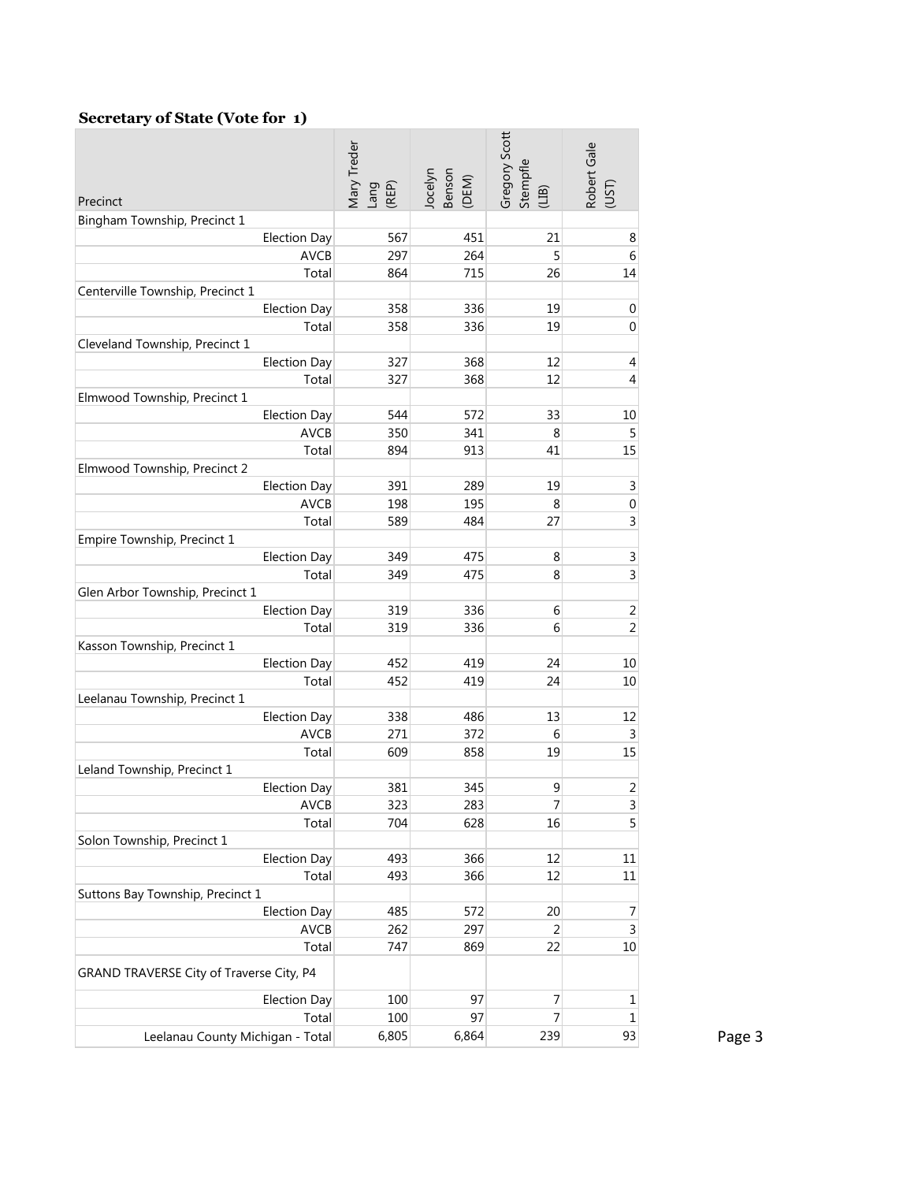### **Secretary of State (Vote for 1)**

| Precinct | Mary Treder Lang (REP) | Jocelyn Benson (DEM) | Gregory Scott Stempfle (LIB) | Robert Gale (UST) |
|---|---|---|---|---|
| Bingham Township, Precinct 1 | | | | |
| Election Day | 567 | 451 | 21 | 8 |
| AVCB | 297 | 264 | 5 | 6 |
| Total | 864 | 715 | 26 | 14 |
| Centerville Township, Precinct 1 | | | | |
| Election Day | 358 | 336 | 19 | 0 |
| Total | 358 | 336 | 19 | 0 |
| Cleveland Township, Precinct 1 | | | | |
| Election Day | 327 | 368 | 12 | 4 |
| Total | 327 | 368 | 12 | 4 |
| Elmwood Township, Precinct 1 | | | | |
| Election Day | 544 | 572 | 33 | 10 |
| AVCB | 350 | 341 | 8 | 5 |
| Total | 894 | 913 | 41 | 15 |
| Elmwood Township, Precinct 2 | | | | |
| Election Day | 391 | 289 | 19 | 3 |
| AVCB | 198 | 195 | 8 | 0 |
| Total | 589 | 484 | 27 | 3 |
| Empire Township, Precinct 1 | | | | |
| Election Day | 349 | 475 | 8 | 3 |
| Total | 349 | 475 | 8 | 3 |
| Glen Arbor Township, Precinct 1 | | | | |
| Election Day | 319 | 336 | 6 | 2 |
| Total | 319 | 336 | 6 | 2 |
| Kasson Township, Precinct 1 | | | | |
| Election Day | 452 | 419 | 24 | 10 |
| Total | 452 | 419 | 24 | 10 |
| Leelanau Township, Precinct 1 | | | | |
| Election Day | 338 | 486 | 13 | 12 |
| AVCB | 271 | 372 | 6 | 3 |
| Total | 609 | 858 | 19 | 15 |
| Leland Township, Precinct 1 | | | | |
| Election Day | 381 | 345 | 9 | 2 |
| AVCB | 323 | 283 | 7 | 3 |
| Total | 704 | 628 | 16 | 5 |
| Solon Township, Precinct 1 | | | | |
| Election Day | 493 | 366 | 12 | 11 |
| Total | 493 | 366 | 12 | 11 |
| Suttons Bay Township, Precinct 1 | | | | |
| Election Day | 485 | 572 | 20 | 7 |
| AVCB | 262 | 297 | 2 | 3 |
| Total | 747 | 869 | 22 | 10 |
| GRAND TRAVERSE City of Traverse City, P4 | | | | |
| Election Day | 100 | 97 | 7 | 1 |
| Total | 100 | 97 | 7 | 1 |
| Leelanau County Michigan - Total | 6,805 | 6,864 | 239 | 93 |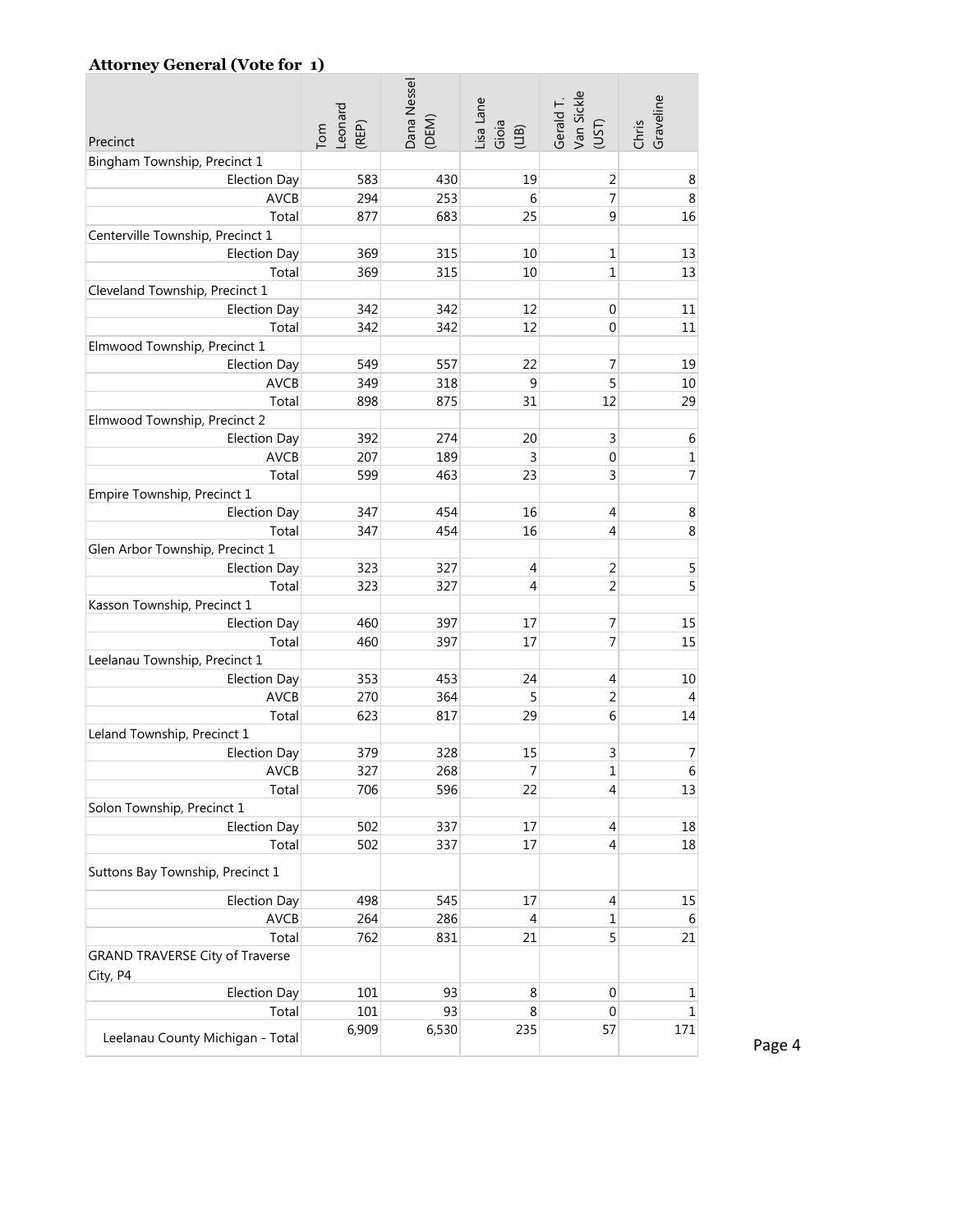**Attorney General (Vote for 1)**

| Precinct | Tom Leonard (REP) | Dana Nessel (DEM) | Lisa Lane Gioia (LIB) | Gerald T. Van Sickle (UST) | Chris Graveline |
|---|---|---|---|---|---|
| Bingham Township, Precinct 1 | | | | | |
| Election Day | 583 | 430 | 19 | 2 | 8 |
| AVCB | 294 | 253 | 6 | 7 | 8 |
| Total | 877 | 683 | 25 | 9 | 16 |
| Centerville Township, Precinct 1 | | | | | |
| Election Day | 369 | 315 | 10 | 1 | 13 |
| Total | 369 | 315 | 10 | 1 | 13 |
| Cleveland Township, Precinct 1 | | | | | |
| Election Day | 342 | 342 | 12 | 0 | 11 |
| Total | 342 | 342 | 12 | 0 | 11 |
| Elmwood Township, Precinct 1 | | | | | |
| Election Day | 549 | 557 | 22 | 7 | 19 |
| AVCB | 349 | 318 | 9 | 5 | 10 |
| Total | 898 | 875 | 31 | 12 | 29 |
| Elmwood Township, Precinct 2 | | | | | |
| Election Day | 392 | 274 | 20 | 3 | 6 |
| AVCB | 207 | 189 | 3 | 0 | 1 |
| Total | 599 | 463 | 23 | 3 | 7 |
| Empire Township, Precinct 1 | | | | | |
| Election Day | 347 | 454 | 16 | 4 | 8 |
| Total | 347 | 454 | 16 | 4 | 8 |
| Glen Arbor Township, Precinct 1 | | | | | |
| Election Day | 323 | 327 | 4 | 2 | 5 |
| Total | 323 | 327 | 4 | 2 | 5 |
| Kasson Township, Precinct 1 | | | | | |
| Election Day | 460 | 397 | 17 | 7 | 15 |
| Total | 460 | 397 | 17 | 7 | 15 |
| Leelanau Township, Precinct 1 | | | | | |
| Election Day | 353 | 453 | 24 | 4 | 10 |
| AVCB | 270 | 364 | 5 | 2 | 4 |
| Total | 623 | 817 | 29 | 6 | 14 |
| Leland Township, Precinct 1 | | | | | |
| Election Day | 379 | 328 | 15 | 3 | 7 |
| AVCB | 327 | 268 | 7 | 1 | 6 |
| Total | 706 | 596 | 22 | 4 | 13 |
| Solon Township, Precinct 1 | | | | | |
| Election Day | 502 | 337 | 17 | 4 | 18 |
| Total | 502 | 337 | 17 | 4 | 18 |
| Suttons Bay Township, Precinct 1 | | | | | |
| Election Day | 498 | 545 | 17 | 4 | 15 |
| AVCB | 264 | 286 | 4 | 1 | 6 |
| Total | 762 | 831 | 21 | 5 | 21 |
| GRAND TRAVERSE City of Traverse City, P4 | | | | | |
| Election Day | 101 | 93 | 8 | 0 | 1 |
| Total | 101 | 93 | 8 | 0 | 1 |
| Leelanau County Michigan - Total | 6,909 | 6,530 | 235 | 57 | 171 |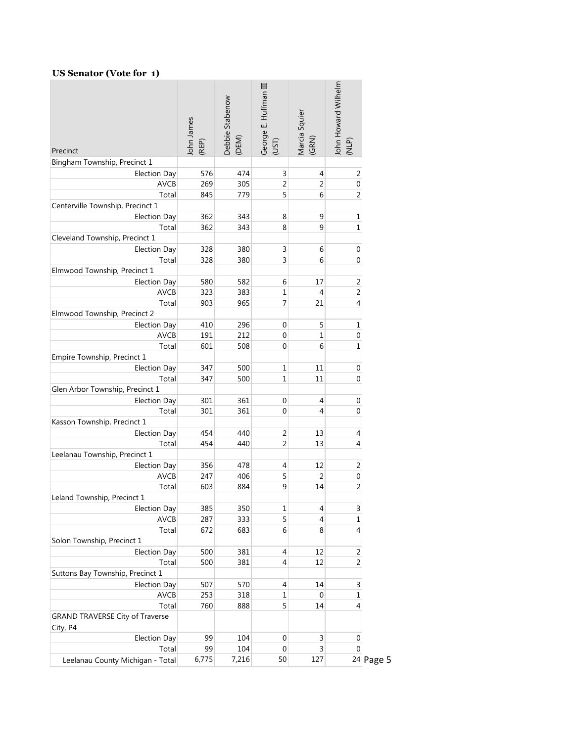### US Senator (Vote for 1)

| Precinct | John James (REP) | Debbie Stabenow (DEM) | George E. Huffman III (UST) | Marcia Squier (GRN) | John Howard Wilhelm (NLP) |
|---|---|---|---|---|---|
| Bingham Township, Precinct 1 | | | | | |
| Election Day | 576 | 474 | 3 | 4 | 2 |
| AVCB | 269 | 305 | 2 | 2 | 0 |
| Total | 845 | 779 | 5 | 6 | 2 |
| Centerville Township, Precinct 1 | | | | | |
| Election Day | 362 | 343 | 8 | 9 | 1 |
| Total | 362 | 343 | 8 | 9 | 1 |
| Cleveland Township, Precinct 1 | | | | | |
| Election Day | 328 | 380 | 3 | 6 | 0 |
| Total | 328 | 380 | 3 | 6 | 0 |
| Elmwood Township, Precinct 1 | | | | | |
| Election Day | 580 | 582 | 6 | 17 | 2 |
| AVCB | 323 | 383 | 1 | 4 | 2 |
| Total | 903 | 965 | 7 | 21 | 4 |
| Elmwood Township, Precinct 2 | | | | | |
| Election Day | 410 | 296 | 0 | 5 | 1 |
| AVCB | 191 | 212 | 0 | 1 | 0 |
| Total | 601 | 508 | 0 | 6 | 1 |
| Empire Township, Precinct 1 | | | | | |
| Election Day | 347 | 500 | 1 | 11 | 0 |
| Total | 347 | 500 | 1 | 11 | 0 |
| Glen Arbor Township, Precinct 1 | | | | | |
| Election Day | 301 | 361 | 0 | 4 | 0 |
| Total | 301 | 361 | 0 | 4 | 0 |
| Kasson Township, Precinct 1 | | | | | |
| Election Day | 454 | 440 | 2 | 13 | 4 |
| Total | 454 | 440 | 2 | 13 | 4 |
| Leelanau Township, Precinct 1 | | | | | |
| Election Day | 356 | 478 | 4 | 12 | 2 |
| AVCB | 247 | 406 | 5 | 2 | 0 |
| Total | 603 | 884 | 9 | 14 | 2 |
| Leland Township, Precinct 1 | | | | | |
| Election Day | 385 | 350 | 1 | 4 | 3 |
| AVCB | 287 | 333 | 5 | 4 | 1 |
| Total | 672 | 683 | 6 | 8 | 4 |
| Solon Township, Precinct 1 | | | | | |
| Election Day | 500 | 381 | 4 | 12 | 2 |
| Total | 500 | 381 | 4 | 12 | 2 |
| Suttons Bay Township, Precinct 1 | | | | | |
| Election Day | 507 | 570 | 4 | 14 | 3 |
| AVCB | 253 | 318 | 1 | 0 | 1 |
| Total | 760 | 888 | 5 | 14 | 4 |
| GRAND TRAVERSE City of Traverse City, P4 | | | | | |
| Election Day | 99 | 104 | 0 | 3 | 0 |
| Total | 99 | 104 | 0 | 3 | 0 |
| Leelanau County Michigan - Total | 6,775 | 7,216 | 50 | 127 | 24 |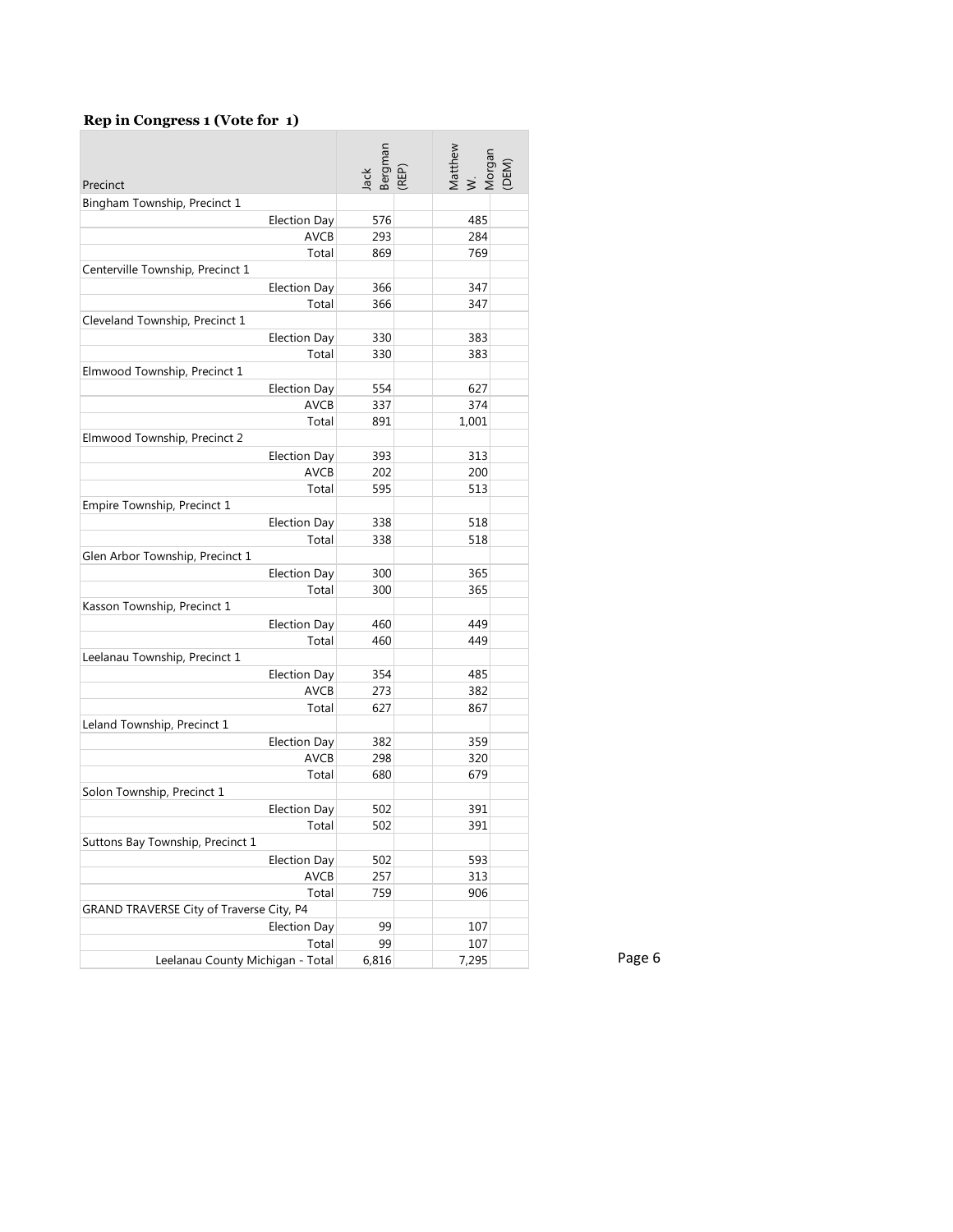**Rep in Congress 1 (Vote for 1)**

| Precinct | Jack Bergman (REP) | Matthew W. Morgan (DEM) |
|---|---|---|
| Bingham Township, Precinct 1 | | |
| Election Day | 576 | 485 |
| AVCB | 293 | 284 |
| Total | 869 | 769 |
| Centerville Township, Precinct 1 | | |
| Election Day | 366 | 347 |
| Total | 366 | 347 |
| Cleveland Township, Precinct 1 | | |
| Election Day | 330 | 383 |
| Total | 330 | 383 |
| Elmwood Township, Precinct 1 | | |
| Election Day | 554 | 627 |
| AVCB | 337 | 374 |
| Total | 891 | 1,001 |
| Elmwood Township, Precinct 2 | | |
| Election Day | 393 | 313 |
| AVCB | 202 | 200 |
| Total | 595 | 513 |
| Empire Township, Precinct 1 | | |
| Election Day | 338 | 518 |
| Total | 338 | 518 |
| Glen Arbor Township, Precinct 1 | | |
| Election Day | 300 | 365 |
| Total | 300 | 365 |
| Kasson Township, Precinct 1 | | |
| Election Day | 460 | 449 |
| Total | 460 | 449 |
| Leelanau Township, Precinct 1 | | |
| Election Day | 354 | 485 |
| AVCB | 273 | 382 |
| Total | 627 | 867 |
| Leland Township, Precinct 1 | | |
| Election Day | 382 | 359 |
| AVCB | 298 | 320 |
| Total | 680 | 679 |
| Solon Township, Precinct 1 | | |
| Election Day | 502 | 391 |
| Total | 502 | 391 |
| Suttons Bay Township, Precinct 1 | | |
| Election Day | 502 | 593 |
| AVCB | 257 | 313 |
| Total | 759 | 906 |
| GRAND TRAVERSE City of Traverse City, P4 | | |
| Election Day | 99 | 107 |
| Total | 99 | 107 |
| Leelanau County Michigan - Total | 6,816 | 7,295 |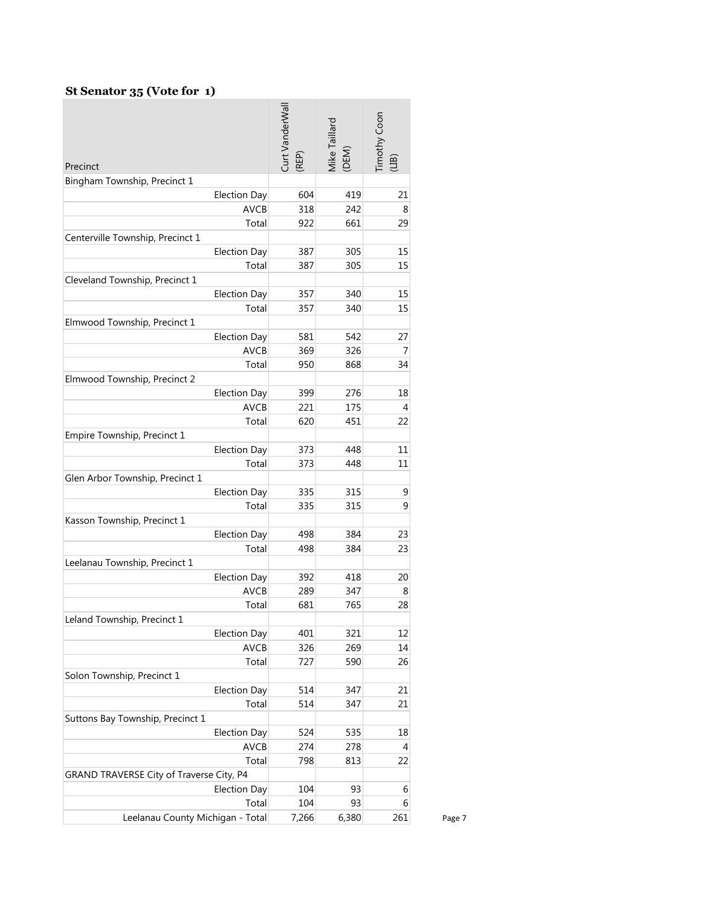### St Senator 35 (Vote for 1)

| Precinct | Curt VanderWall (REP) | Mike Taillard (DEM) | Timothy Coon (LIB) |
|---|---|---|---|
| Bingham Township, Precinct 1 | | | |
| Election Day | 604 | 419 | 21 |
| AVCB | 318 | 242 | 8 |
| Total | 922 | 661 | 29 |
| Centerville Township, Precinct 1 | | | |
| Election Day | 387 | 305 | 15 |
| Total | 387 | 305 | 15 |
| Cleveland Township, Precinct 1 | | | |
| Election Day | 357 | 340 | 15 |
| Total | 357 | 340 | 15 |
| Elmwood Township, Precinct 1 | | | |
| Election Day | 581 | 542 | 27 |
| AVCB | 369 | 326 | 7 |
| Total | 950 | 868 | 34 |
| Elmwood Township, Precinct 2 | | | |
| Election Day | 399 | 276 | 18 |
| AVCB | 221 | 175 | 4 |
| Total | 620 | 451 | 22 |
| Empire Township, Precinct 1 | | | |
| Election Day | 373 | 448 | 11 |
| Total | 373 | 448 | 11 |
| Glen Arbor Township, Precinct 1 | | | |
| Election Day | 335 | 315 | 9 |
| Total | 335 | 315 | 9 |
| Kasson Township, Precinct 1 | | | |
| Election Day | 498 | 384 | 23 |
| Total | 498 | 384 | 23 |
| Leelanau Township, Precinct 1 | | | |
| Election Day | 392 | 418 | 20 |
| AVCB | 289 | 347 | 8 |
| Total | 681 | 765 | 28 |
| Leland Township, Precinct 1 | | | |
| Election Day | 401 | 321 | 12 |
| AVCB | 326 | 269 | 14 |
| Total | 727 | 590 | 26 |
| Solon Township, Precinct 1 | | | |
| Election Day | 514 | 347 | 21 |
| Total | 514 | 347 | 21 |
| Suttons Bay Township, Precinct 1 | | | |
| Election Day | 524 | 535 | 18 |
| AVCB | 274 | 278 | 4 |
| Total | 798 | 813 | 22 |
| GRAND TRAVERSE City of Traverse City, P4 | | | |
| Election Day | 104 | 93 | 6 |
| Total | 104 | 93 | 6 |
| Leelanau County Michigan - Total | 7,266 | 6,380 | 261 |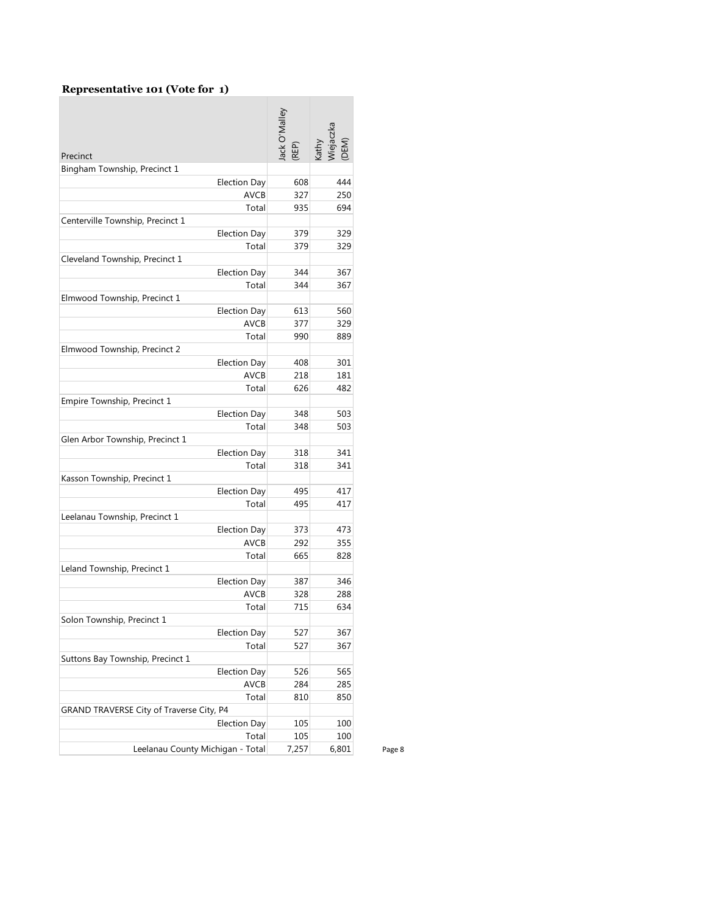### Representative 101 (Vote for 1)

| Precinct | Jack O'Malley (REP) | Kathy Wiejaczka (DEM) |
|---|---|---|
| Bingham Township, Precinct 1 | | |
| Election Day | 608 | 444 |
| AVCB | 327 | 250 |
| Total | 935 | 694 |
| Centerville Township, Precinct 1 | | |
| Election Day | 379 | 329 |
| Total | 379 | 329 |
| Cleveland Township, Precinct 1 | | |
| Election Day | 344 | 367 |
| Total | 344 | 367 |
| Elmwood Township, Precinct 1 | | |
| Election Day | 613 | 560 |
| AVCB | 377 | 329 |
| Total | 990 | 889 |
| Elmwood Township, Precinct 2 | | |
| Election Day | 408 | 301 |
| AVCB | 218 | 181 |
| Total | 626 | 482 |
| Empire Township, Precinct 1 | | |
| Election Day | 348 | 503 |
| Total | 348 | 503 |
| Glen Arbor Township, Precinct 1 | | |
| Election Day | 318 | 341 |
| Total | 318 | 341 |
| Kasson Township, Precinct 1 | | |
| Election Day | 495 | 417 |
| Total | 495 | 417 |
| Leelanau Township, Precinct 1 | | |
| Election Day | 373 | 473 |
| AVCB | 292 | 355 |
| Total | 665 | 828 |
| Leland Township, Precinct 1 | | |
| Election Day | 387 | 346 |
| AVCB | 328 | 288 |
| Total | 715 | 634 |
| Solon Township, Precinct 1 | | |
| Election Day | 527 | 367 |
| Total | 527 | 367 |
| Suttons Bay Township, Precinct 1 | | |
| Election Day | 526 | 565 |
| AVCB | 284 | 285 |
| Total | 810 | 850 |
| GRAND TRAVERSE City of Traverse City, P4 | | |
| Election Day | 105 | 100 |
| Total | 105 | 100 |
| Leelanau County Michigan - Total | 7,257 | 6,801 |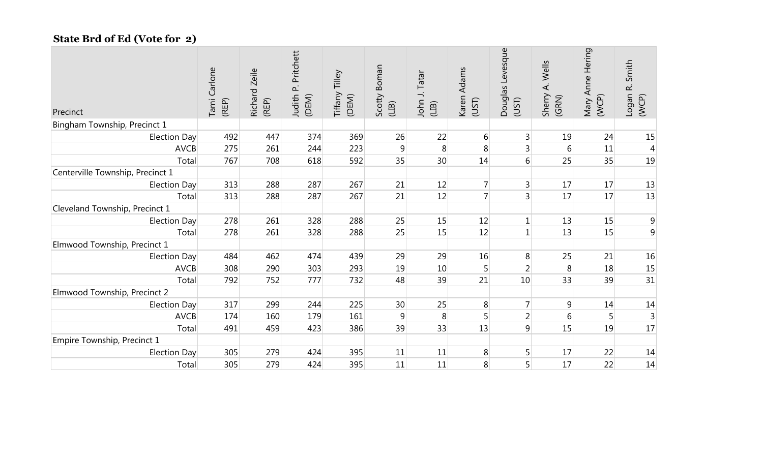**State Brd of Ed (Vote for 2)**

| Precinct | Tami Carlone (REP) | Richard Zeile (REP) | Judith P. Pritchett (DEM) | Tiffany Tilley (DEM) | Scotty Boman (LIB) | John J. Tatar (LIB) | Karen Adams (UST) | Douglas Levesque (UST) | Sherry A. Wells (GRN) | Mary Anne Hering (WCP) | Logan R. Smith (WCP) |
|---|---|---|---|---|---|---|---|---|---|---|---|
| Bingham Township, Precinct 1 | | | | | | | | | | | |
| Election Day | 492 | 447 | 374 | 369 | 26 | 22 | 6 | 3 | 19 | 24 | 15 |
| AVCB | 275 | 261 | 244 | 223 | 9 | 8 | 8 | 3 | 6 | 11 | 4 |
| Total | 767 | 708 | 618 | 592 | 35 | 30 | 14 | 6 | 25 | 35 | 19 |
| Centerville Township, Precinct 1 | | | | | | | | | | | |
| Election Day | 313 | 288 | 287 | 267 | 21 | 12 | 7 | 3 | 17 | 17 | 13 |
| Total | 313 | 288 | 287 | 267 | 21 | 12 | 7 | 3 | 17 | 17 | 13 |
| Cleveland Township, Precinct 1 | | | | | | | | | | | |
| Election Day | 278 | 261 | 328 | 288 | 25 | 15 | 12 | 1 | 13 | 15 | 9 |
| Total | 278 | 261 | 328 | 288 | 25 | 15 | 12 | 1 | 13 | 15 | 9 |
| Elmwood Township, Precinct 1 | | | | | | | | | | | |
| Election Day | 484 | 462 | 474 | 439 | 29 | 29 | 16 | 8 | 25 | 21 | 16 |
| AVCB | 308 | 290 | 303 | 293 | 19 | 10 | 5 | 2 | 8 | 18 | 15 |
| Total | 792 | 752 | 777 | 732 | 48 | 39 | 21 | 10 | 33 | 39 | 31 |
| Elmwood Township, Precinct 2 | | | | | | | | | | | |
| Election Day | 317 | 299 | 244 | 225 | 30 | 25 | 8 | 7 | 9 | 14 | 14 |
| AVCB | 174 | 160 | 179 | 161 | 9 | 8 | 5 | 2 | 6 | 5 | 3 |
| Total | 491 | 459 | 423 | 386 | 39 | 33 | 13 | 9 | 15 | 19 | 17 |
| Empire Township, Precinct 1 | | | | | | | | | | | |
| Election Day | 305 | 279 | 424 | 395 | 11 | 11 | 8 | 5 | 17 | 22 | 14 |
| Total | 305 | 279 | 424 | 395 | 11 | 11 | 8 | 5 | 17 | 22 | 14 |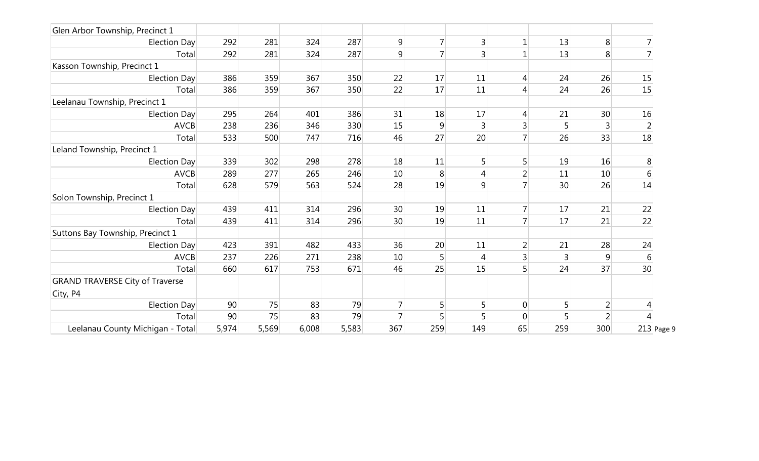| | | | | | | | | | | | |
|---|---|---|---|---|---|---|---|---|---|---|---|
| Glen Arbor Township, Precinct 1 | | | | | | | | | | | |
| Election Day | 292 | 281 | 324 | 287 | 9 | 7 | 3 | 1 | 13 | 8 | 7 |
| Total | 292 | 281 | 324 | 287 | 9 | 7 | 3 | 1 | 13 | 8 | 7 |
| Kasson Township, Precinct 1 | | | | | | | | | | | |
| Election Day | 386 | 359 | 367 | 350 | 22 | 17 | 11 | 4 | 24 | 26 | 15 |
| Total | 386 | 359 | 367 | 350 | 22 | 17 | 11 | 4 | 24 | 26 | 15 |
| Leelanau Township, Precinct 1 | | | | | | | | | | | |
| Election Day | 295 | 264 | 401 | 386 | 31 | 18 | 17 | 4 | 21 | 30 | 16 |
| AVCB | 238 | 236 | 346 | 330 | 15 | 9 | 3 | 3 | 5 | 3 | 2 |
| Total | 533 | 500 | 747 | 716 | 46 | 27 | 20 | 7 | 26 | 33 | 18 |
| Leland Township, Precinct 1 | | | | | | | | | | | |
| Election Day | 339 | 302 | 298 | 278 | 18 | 11 | 5 | 5 | 19 | 16 | 8 |
| AVCB | 289 | 277 | 265 | 246 | 10 | 8 | 4 | 2 | 11 | 10 | 6 |
| Total | 628 | 579 | 563 | 524 | 28 | 19 | 9 | 7 | 30 | 26 | 14 |
| Solon Township, Precinct 1 | | | | | | | | | | | |
| Election Day | 439 | 411 | 314 | 296 | 30 | 19 | 11 | 7 | 17 | 21 | 22 |
| Total | 439 | 411 | 314 | 296 | 30 | 19 | 11 | 7 | 17 | 21 | 22 |
| Suttons Bay Township, Precinct 1 | | | | | | | | | | | |
| Election Day | 423 | 391 | 482 | 433 | 36 | 20 | 11 | 2 | 21 | 28 | 24 |
| AVCB | 237 | 226 | 271 | 238 | 10 | 5 | 4 | 3 | 3 | 9 | 6 |
| Total | 660 | 617 | 753 | 671 | 46 | 25 | 15 | 5 | 24 | 37 | 30 |
| GRAND TRAVERSE City of Traverse City, P4 | | | | | | | | | | | |
| Election Day | 90 | 75 | 83 | 79 | 7 | 5 | 5 | 0 | 5 | 2 | 4 |
| Total | 90 | 75 | 83 | 79 | 7 | 5 | 5 | 0 | 5 | 2 | 4 |
| Leelanau County Michigan - Total | 5,974 | 5,569 | 6,008 | 5,583 | 367 | 259 | 149 | 65 | 259 | 300 | 213 |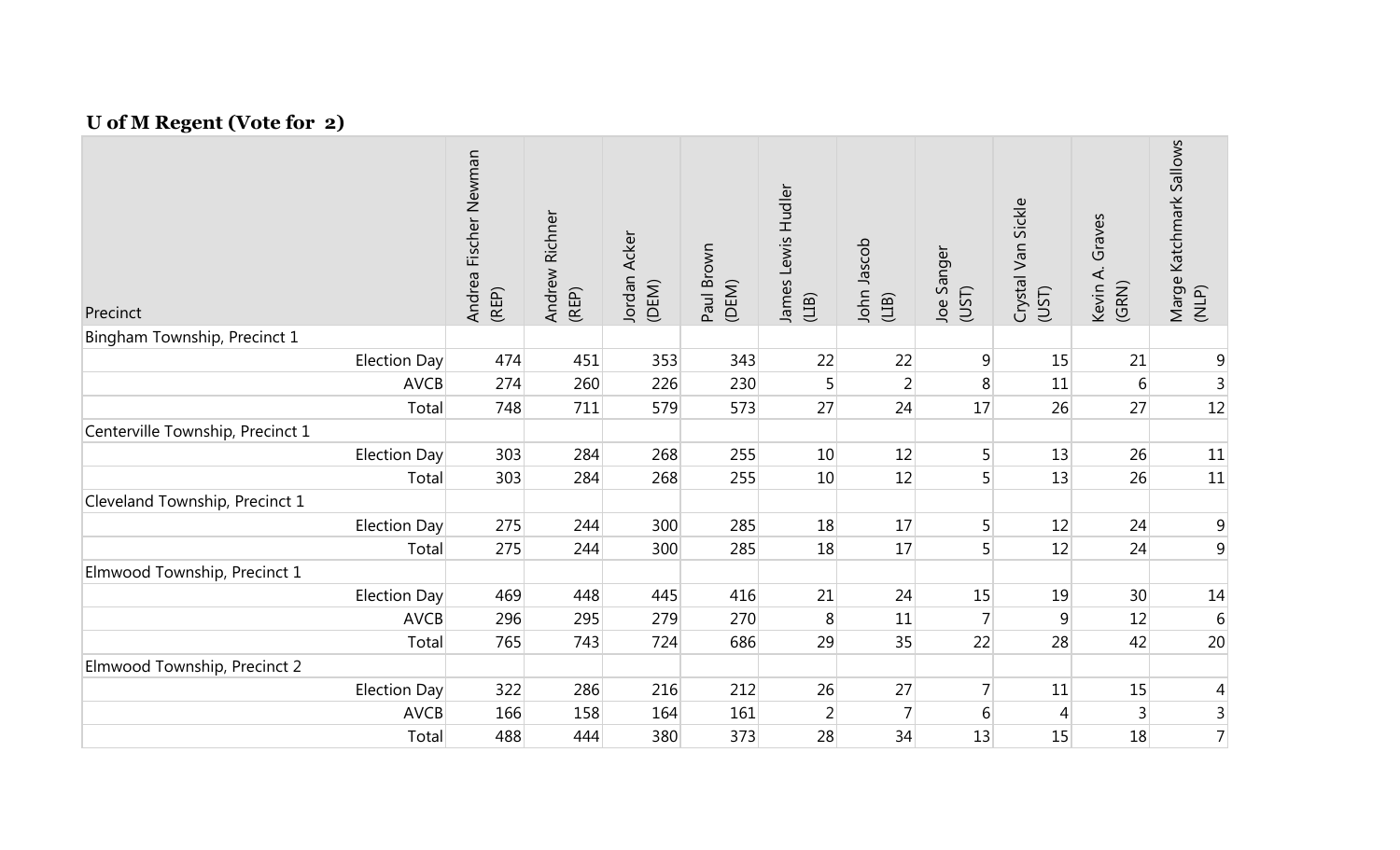### U of M Regent (Vote for 2)

| Precinct | Andrea Fischer Newman (REP) | Andrew Richner (REP) | Jordan Acker (DEM) | Paul Brown (DEM) | James Lewis Hudler (LIB) | John Jascob (LIB) | Joe Sanger (UST) | Crystal Van Sickle (UST) | Kevin A. Graves (GRN) | Marge Katchmark Sallows (NLP) |
|---|---|---|---|---|---|---|---|---|---|---|
| Bingham Township, Precinct 1 | | | | | | | | | | |
| Election Day | 474 | 451 | 353 | 343 | 22 | 22 | 9 | 15 | 21 | 9 |
| AVCB | 274 | 260 | 226 | 230 | 5 | 2 | 8 | 11 | 6 | 3 |
| Total | 748 | 711 | 579 | 573 | 27 | 24 | 17 | 26 | 27 | 12 |
| Centerville Township, Precinct 1 | | | | | | | | | | |
| Election Day | 303 | 284 | 268 | 255 | 10 | 12 | 5 | 13 | 26 | 11 |
| Total | 303 | 284 | 268 | 255 | 10 | 12 | 5 | 13 | 26 | 11 |
| Cleveland Township, Precinct 1 | | | | | | | | | | |
| Election Day | 275 | 244 | 300 | 285 | 18 | 17 | 5 | 12 | 24 | 9 |
| Total | 275 | 244 | 300 | 285 | 18 | 17 | 5 | 12 | 24 | 9 |
| Elmwood Township, Precinct 1 | | | | | | | | | | |
| Election Day | 469 | 448 | 445 | 416 | 21 | 24 | 15 | 19 | 30 | 14 |
| AVCB | 296 | 295 | 279 | 270 | 8 | 11 | 7 | 9 | 12 | 6 |
| Total | 765 | 743 | 724 | 686 | 29 | 35 | 22 | 28 | 42 | 20 |
| Elmwood Township, Precinct 2 | | | | | | | | | | |
| Election Day | 322 | 286 | 216 | 212 | 26 | 27 | 7 | 11 | 15 | 4 |
| AVCB | 166 | 158 | 164 | 161 | 2 | 7 | 6 | 4 | 3 | 3 |
| Total | 488 | 444 | 380 | 373 | 28 | 34 | 13 | 15 | 18 | 7 |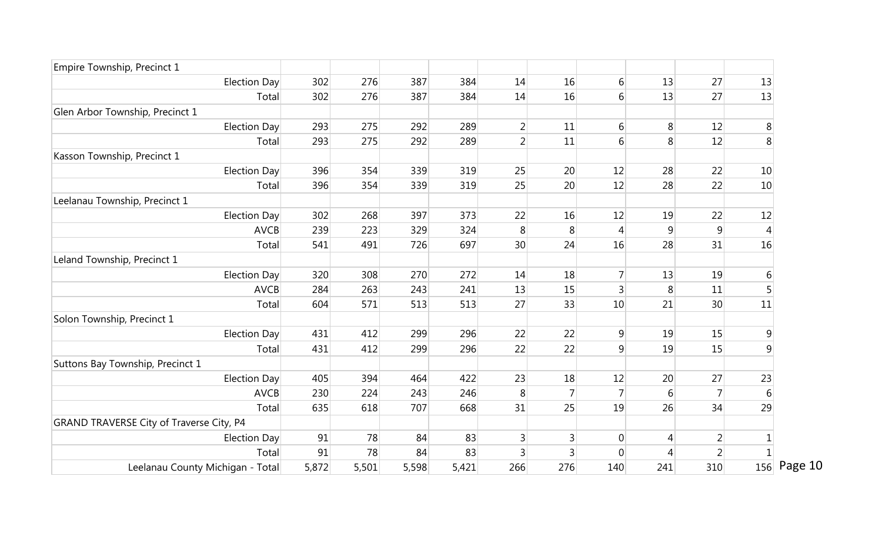| | | | | | | | | | | |
|---|---|---|---|---|---|---|---|---|---|---|
| Empire Township, Precinct 1 | | | | | | | | | | |
| Election Day | 302 | 276 | 387 | 384 | 14 | 16 | 6 | 13 | 27 | 13 |
| Total | 302 | 276 | 387 | 384 | 14 | 16 | 6 | 13 | 27 | 13 |
| Glen Arbor Township, Precinct 1 | | | | | | | | | | |
| Election Day | 293 | 275 | 292 | 289 | 2 | 11 | 6 | 8 | 12 | 8 |
| Total | 293 | 275 | 292 | 289 | 2 | 11 | 6 | 8 | 12 | 8 |
| Kasson Township, Precinct 1 | | | | | | | | | | |
| Election Day | 396 | 354 | 339 | 319 | 25 | 20 | 12 | 28 | 22 | 10 |
| Total | 396 | 354 | 339 | 319 | 25 | 20 | 12 | 28 | 22 | 10 |
| Leelanau Township, Precinct 1 | | | | | | | | | | |
| Election Day | 302 | 268 | 397 | 373 | 22 | 16 | 12 | 19 | 22 | 12 |
| AVCB | 239 | 223 | 329 | 324 | 8 | 8 | 4 | 9 | 9 | 4 |
| Total | 541 | 491 | 726 | 697 | 30 | 24 | 16 | 28 | 31 | 16 |
| Leland Township, Precinct 1 | | | | | | | | | | |
| Election Day | 320 | 308 | 270 | 272 | 14 | 18 | 7 | 13 | 19 | 6 |
| AVCB | 284 | 263 | 243 | 241 | 13 | 15 | 3 | 8 | 11 | 5 |
| Total | 604 | 571 | 513 | 513 | 27 | 33 | 10 | 21 | 30 | 11 |
| Solon Township, Precinct 1 | | | | | | | | | | |
| Election Day | 431 | 412 | 299 | 296 | 22 | 22 | 9 | 19 | 15 | 9 |
| Total | 431 | 412 | 299 | 296 | 22 | 22 | 9 | 19 | 15 | 9 |
| Suttons Bay Township, Precinct 1 | | | | | | | | | | |
| Election Day | 405 | 394 | 464 | 422 | 23 | 18 | 12 | 20 | 27 | 23 |
| AVCB | 230 | 224 | 243 | 246 | 8 | 7 | 7 | 6 | 7 | 6 |
| Total | 635 | 618 | 707 | 668 | 31 | 25 | 19 | 26 | 34 | 29 |
| GRAND TRAVERSE City of Traverse City, P4 | | | | | | | | | | |
| Election Day | 91 | 78 | 84 | 83 | 3 | 3 | 0 | 4 | 2 | 1 |
| Total | 91 | 78 | 84 | 83 | 3 | 3 | 0 | 4 | 2 | 1 |
| Leelanau County Michigan - Total | 5,872 | 5,501 | 5,598 | 5,421 | 266 | 276 | 140 | 241 | 310 | 156 |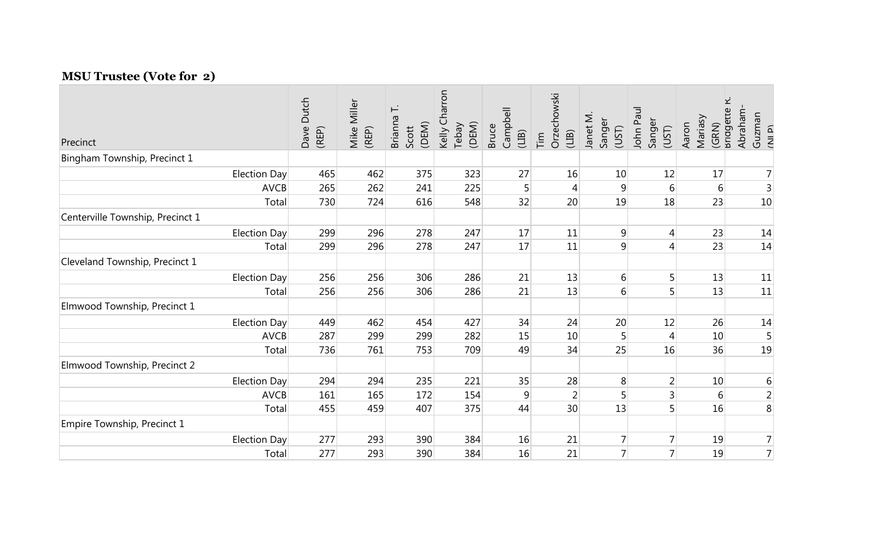### MSU Trustee (Vote for 2)

| Precinct | Dave Dutch (REP) | Mike Miller (REP) | Brianna T. Scott (DEM) | Kelly Charron Tebay (DEM) | Bruce Campbell (LIB) | Tim Orzechowski (LIB) | Janet M. Sanger (UST) | John Paul Sanger (UST) | Aaron Mariasy (GRN) | Bridgette R. Abraham-Guzman (NLP) |
|---|---|---|---|---|---|---|---|---|---|---|
| Bingham Township, Precinct 1 | | | | | | | | | | |
| Election Day | 465 | 462 | 375 | 323 | 27 | 16 | 10 | 12 | 17 | 7 |
| AVCB | 265 | 262 | 241 | 225 | 5 | 4 | 9 | 6 | 6 | 3 |
| Total | 730 | 724 | 616 | 548 | 32 | 20 | 19 | 18 | 23 | 10 |
| Centerville Township, Precinct 1 | | | | | | | | | | |
| Election Day | 299 | 296 | 278 | 247 | 17 | 11 | 9 | 4 | 23 | 14 |
| Total | 299 | 296 | 278 | 247 | 17 | 11 | 9 | 4 | 23 | 14 |
| Cleveland Township, Precinct 1 | | | | | | | | | | |
| Election Day | 256 | 256 | 306 | 286 | 21 | 13 | 6 | 5 | 13 | 11 |
| Total | 256 | 256 | 306 | 286 | 21 | 13 | 6 | 5 | 13 | 11 |
| Elmwood Township, Precinct 1 | | | | | | | | | | |
| Election Day | 449 | 462 | 454 | 427 | 34 | 24 | 20 | 12 | 26 | 14 |
| AVCB | 287 | 299 | 299 | 282 | 15 | 10 | 5 | 4 | 10 | 5 |
| Total | 736 | 761 | 753 | 709 | 49 | 34 | 25 | 16 | 36 | 19 |
| Elmwood Township, Precinct 2 | | | | | | | | | | |
| Election Day | 294 | 294 | 235 | 221 | 35 | 28 | 8 | 2 | 10 | 6 |
| AVCB | 161 | 165 | 172 | 154 | 9 | 2 | 5 | 3 | 6 | 2 |
| Total | 455 | 459 | 407 | 375 | 44 | 30 | 13 | 5 | 16 | 8 |
| Empire Township, Precinct 1 | | | | | | | | | | |
| Election Day | 277 | 293 | 390 | 384 | 16 | 21 | 7 | 7 | 19 | 7 |
| Total | 277 | 293 | 390 | 384 | 16 | 21 | 7 | 7 | 19 | 7 |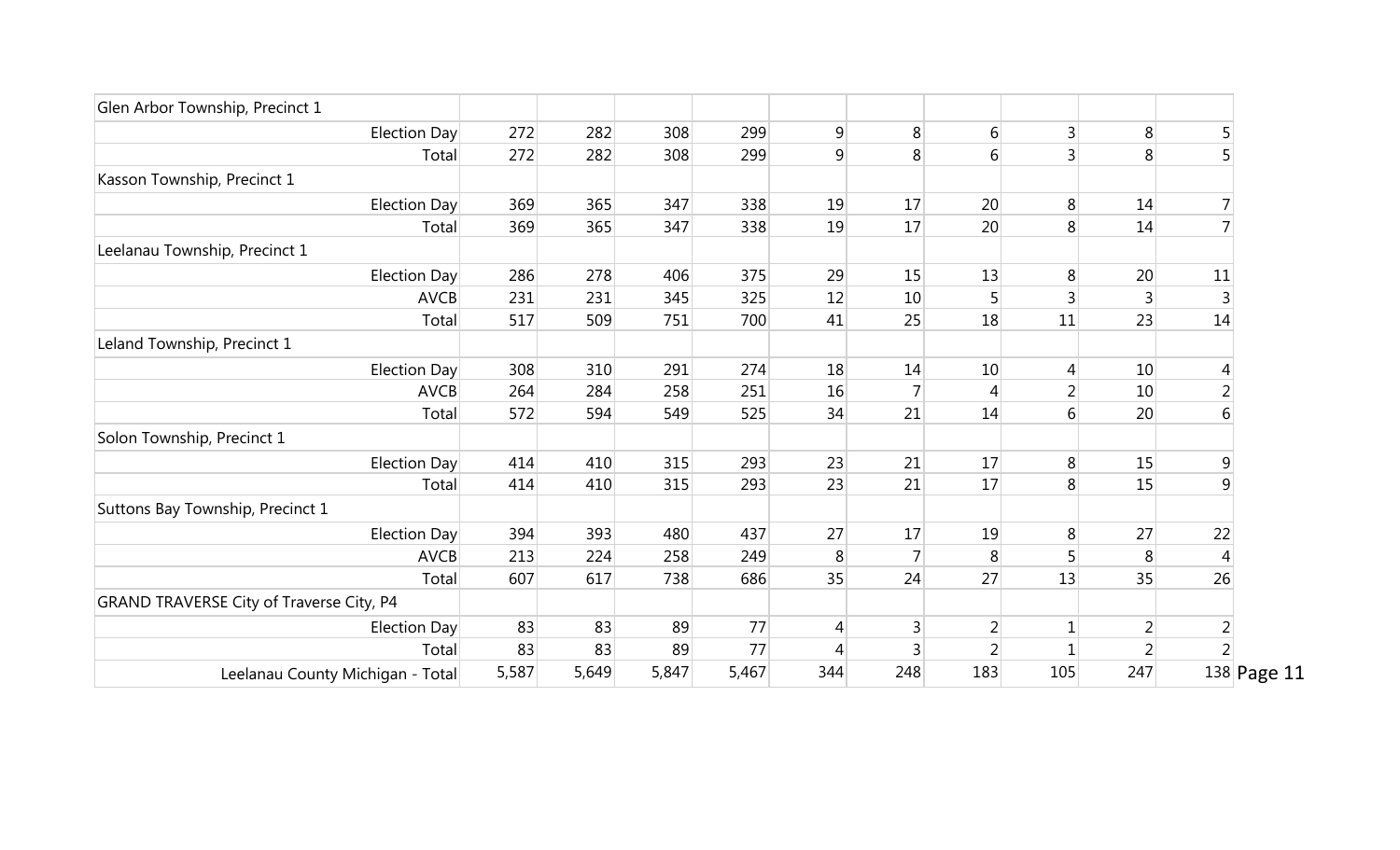| | | | | | | | | | | |
|---|---|---|---|---|---|---|---|---|---|---|
| Glen Arbor Township, Precinct 1 | | | | | | | | | | |
| Election Day | 272 | 282 | 308 | 299 | 9 | 8 | 6 | 3 | 8 | 5 |
| Total | 272 | 282 | 308 | 299 | 9 | 8 | 6 | 3 | 8 | 5 |
| Kasson Township, Precinct 1 | | | | | | | | | | |
| Election Day | 369 | 365 | 347 | 338 | 19 | 17 | 20 | 8 | 14 | 7 |
| Total | 369 | 365 | 347 | 338 | 19 | 17 | 20 | 8 | 14 | 7 |
| Leelanau Township, Precinct 1 | | | | | | | | | | |
| Election Day | 286 | 278 | 406 | 375 | 29 | 15 | 13 | 8 | 20 | 11 |
| AVCB | 231 | 231 | 345 | 325 | 12 | 10 | 5 | 3 | 3 | 3 |
| Total | 517 | 509 | 751 | 700 | 41 | 25 | 18 | 11 | 23 | 14 |
| Leland Township, Precinct 1 | | | | | | | | | | |
| Election Day | 308 | 310 | 291 | 274 | 18 | 14 | 10 | 4 | 10 | 4 |
| AVCB | 264 | 284 | 258 | 251 | 16 | 7 | 4 | 2 | 10 | 2 |
| Total | 572 | 594 | 549 | 525 | 34 | 21 | 14 | 6 | 20 | 6 |
| Solon Township, Precinct 1 | | | | | | | | | | |
| Election Day | 414 | 410 | 315 | 293 | 23 | 21 | 17 | 8 | 15 | 9 |
| Total | 414 | 410 | 315 | 293 | 23 | 21 | 17 | 8 | 15 | 9 |
| Suttons Bay Township, Precinct 1 | | | | | | | | | | |
| Election Day | 394 | 393 | 480 | 437 | 27 | 17 | 19 | 8 | 27 | 22 |
| AVCB | 213 | 224 | 258 | 249 | 8 | 7 | 8 | 5 | 8 | 4 |
| Total | 607 | 617 | 738 | 686 | 35 | 24 | 27 | 13 | 35 | 26 |
| GRAND TRAVERSE City of Traverse City, P4 | | | | | | | | | | |
| Election Day | 83 | 83 | 89 | 77 | 4 | 3 | 2 | 1 | 2 | 2 |
| Total | 83 | 83 | 89 | 77 | 4 | 3 | 2 | 1 | 2 | 2 |
| Leelanau County Michigan - Total | 5,587 | 5,649 | 5,847 | 5,467 | 344 | 248 | 183 | 105 | 247 | 138 |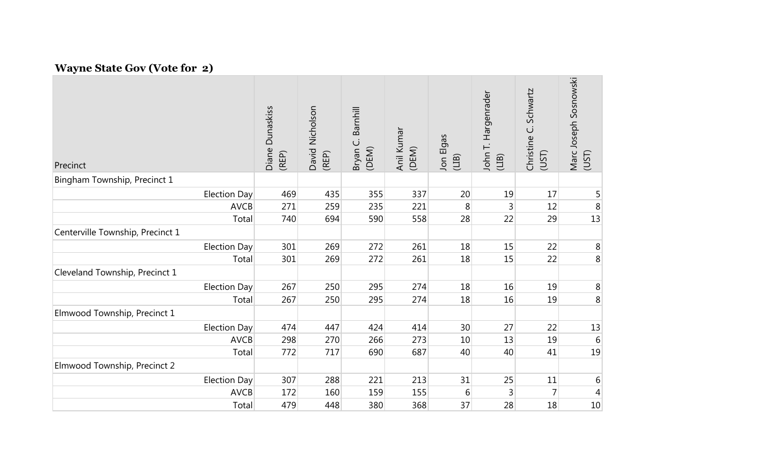### Wayne State Gov (Vote for 2)

| Precinct | Diane Dunaskiss (REP) | David Nicholson (REP) | Bryan C. Barnhill (DEM) | Anil Kumar (DEM) | Jon Elgas (LIB) | John T. Hargenrader (LIB) | Christine C. Schwartz (UST) | Marc Joseph Sosnowski (UST) |
|---|---|---|---|---|---|---|---|---|
| Bingham Township, Precinct 1 | | | | | | | | |
| Election Day | 469 | 435 | 355 | 337 | 20 | 19 | 17 | 5 |
| AVCB | 271 | 259 | 235 | 221 | 8 | 3 | 12 | 8 |
| Total | 740 | 694 | 590 | 558 | 28 | 22 | 29 | 13 |
| Centerville Township, Precinct 1 | | | | | | | | |
| Election Day | 301 | 269 | 272 | 261 | 18 | 15 | 22 | 8 |
| Total | 301 | 269 | 272 | 261 | 18 | 15 | 22 | 8 |
| Cleveland Township, Precinct 1 | | | | | | | | |
| Election Day | 267 | 250 | 295 | 274 | 18 | 16 | 19 | 8 |
| Total | 267 | 250 | 295 | 274 | 18 | 16 | 19 | 8 |
| Elmwood Township, Precinct 1 | | | | | | | | |
| Election Day | 474 | 447 | 424 | 414 | 30 | 27 | 22 | 13 |
| AVCB | 298 | 270 | 266 | 273 | 10 | 13 | 19 | 6 |
| Total | 772 | 717 | 690 | 687 | 40 | 40 | 41 | 19 |
| Elmwood Township, Precinct 2 | | | | | | | | |
| Election Day | 307 | 288 | 221 | 213 | 31 | 25 | 11 | 6 |
| AVCB | 172 | 160 | 159 | 155 | 6 | 3 | 7 | 4 |
| Total | 479 | 448 | 380 | 368 | 37 | 28 | 18 | 10 |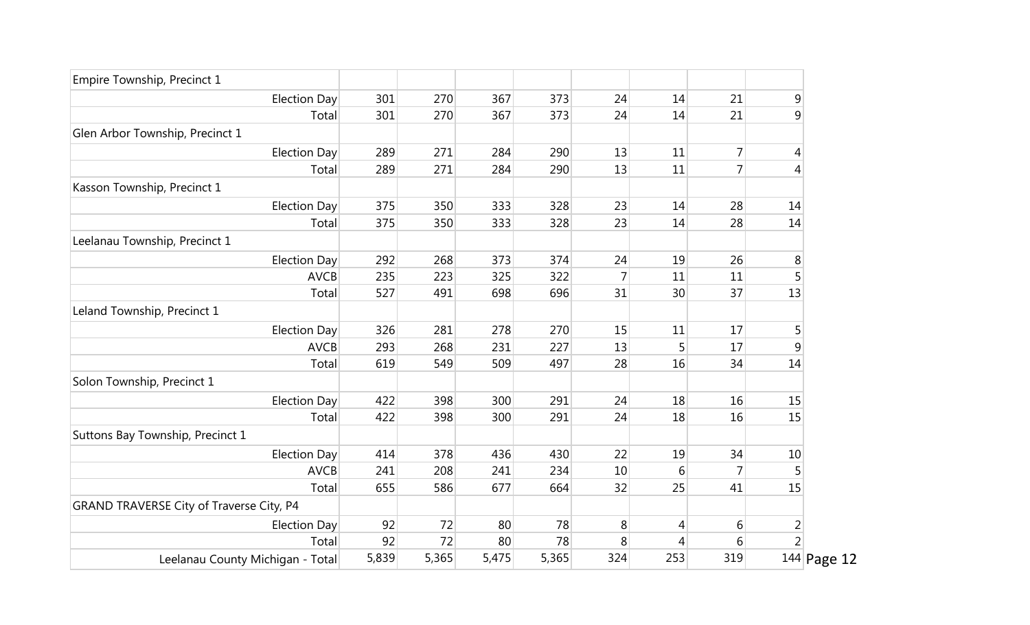| | | | | | | | | |
|---|---|---|---|---|---|---|---|---|
| Empire Township, Precinct 1 | | | | | | | | |
| Election Day | 301 | 270 | 367 | 373 | 24 | 14 | 21 | 9 |
| Total | 301 | 270 | 367 | 373 | 24 | 14 | 21 | 9 |
| Glen Arbor Township, Precinct 1 | | | | | | | | |
| Election Day | 289 | 271 | 284 | 290 | 13 | 11 | 7 | 4 |
| Total | 289 | 271 | 284 | 290 | 13 | 11 | 7 | 4 |
| Kasson Township, Precinct 1 | | | | | | | | |
| Election Day | 375 | 350 | 333 | 328 | 23 | 14 | 28 | 14 |
| Total | 375 | 350 | 333 | 328 | 23 | 14 | 28 | 14 |
| Leelanau Township, Precinct 1 | | | | | | | | |
| Election Day | 292 | 268 | 373 | 374 | 24 | 19 | 26 | 8 |
| AVCB | 235 | 223 | 325 | 322 | 7 | 11 | 11 | 5 |
| Total | 527 | 491 | 698 | 696 | 31 | 30 | 37 | 13 |
| Leland Township, Precinct 1 | | | | | | | | |
| Election Day | 326 | 281 | 278 | 270 | 15 | 11 | 17 | 5 |
| AVCB | 293 | 268 | 231 | 227 | 13 | 5 | 17 | 9 |
| Total | 619 | 549 | 509 | 497 | 28 | 16 | 34 | 14 |
| Solon Township, Precinct 1 | | | | | | | | |
| Election Day | 422 | 398 | 300 | 291 | 24 | 18 | 16 | 15 |
| Total | 422 | 398 | 300 | 291 | 24 | 18 | 16 | 15 |
| Suttons Bay Township, Precinct 1 | | | | | | | | |
| Election Day | 414 | 378 | 436 | 430 | 22 | 19 | 34 | 10 |
| AVCB | 241 | 208 | 241 | 234 | 10 | 6 | 7 | 5 |
| Total | 655 | 586 | 677 | 664 | 32 | 25 | 41 | 15 |
| GRAND TRAVERSE City of Traverse City, P4 | | | | | | | | |
| Election Day | 92 | 72 | 80 | 78 | 8 | 4 | 6 | 2 |
| Total | 92 | 72 | 80 | 78 | 8 | 4 | 6 | 2 |
| Leelanau County Michigan - Total | 5,839 | 5,365 | 5,475 | 5,365 | 324 | 253 | 319 | 144 |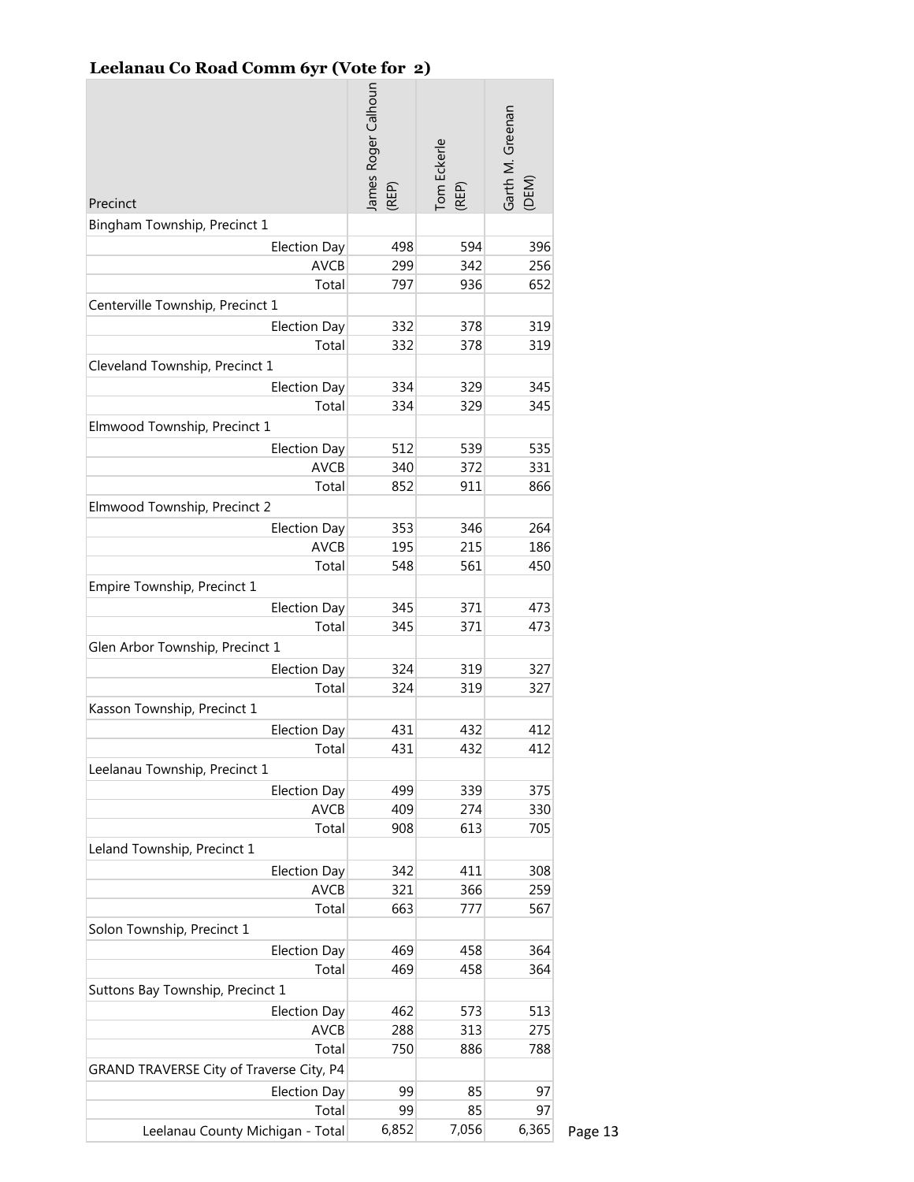**Leelanau Co Road Comm 6yr (Vote for 2)**

| Precinct | James Roger Calhoun (REP) | Tom Eckerle (REP) | Garth M. Greenan (DEM) |
|---|---|---|---|
| Bingham Township, Precinct 1 | | | |
| Election Day | 498 | 594 | 396 |
| AVCB | 299 | 342 | 256 |
| Total | 797 | 936 | 652 |
| Centerville Township, Precinct 1 | | | |
| Election Day | 332 | 378 | 319 |
| Total | 332 | 378 | 319 |
| Cleveland Township, Precinct 1 | | | |
| Election Day | 334 | 329 | 345 |
| Total | 334 | 329 | 345 |
| Elmwood Township, Precinct 1 | | | |
| Election Day | 512 | 539 | 535 |
| AVCB | 340 | 372 | 331 |
| Total | 852 | 911 | 866 |
| Elmwood Township, Precinct 2 | | | |
| Election Day | 353 | 346 | 264 |
| AVCB | 195 | 215 | 186 |
| Total | 548 | 561 | 450 |
| Empire Township, Precinct 1 | | | |
| Election Day | 345 | 371 | 473 |
| Total | 345 | 371 | 473 |
| Glen Arbor Township, Precinct 1 | | | |
| Election Day | 324 | 319 | 327 |
| Total | 324 | 319 | 327 |
| Kasson Township, Precinct 1 | | | |
| Election Day | 431 | 432 | 412 |
| Total | 431 | 432 | 412 |
| Leelanau Township, Precinct 1 | | | |
| Election Day | 499 | 339 | 375 |
| AVCB | 409 | 274 | 330 |
| Total | 908 | 613 | 705 |
| Leland Township, Precinct 1 | | | |
| Election Day | 342 | 411 | 308 |
| AVCB | 321 | 366 | 259 |
| Total | 663 | 777 | 567 |
| Solon Township, Precinct 1 | | | |
| Election Day | 469 | 458 | 364 |
| Total | 469 | 458 | 364 |
| Suttons Bay Township, Precinct 1 | | | |
| Election Day | 462 | 573 | 513 |
| AVCB | 288 | 313 | 275 |
| Total | 750 | 886 | 788 |
| GRAND TRAVERSE City of Traverse City, P4 | | | |
| Election Day | 99 | 85 | 97 |
| Total | 99 | 85 | 97 |
| Leelanau County Michigan - Total | 6,852 | 7,056 | 6,365 |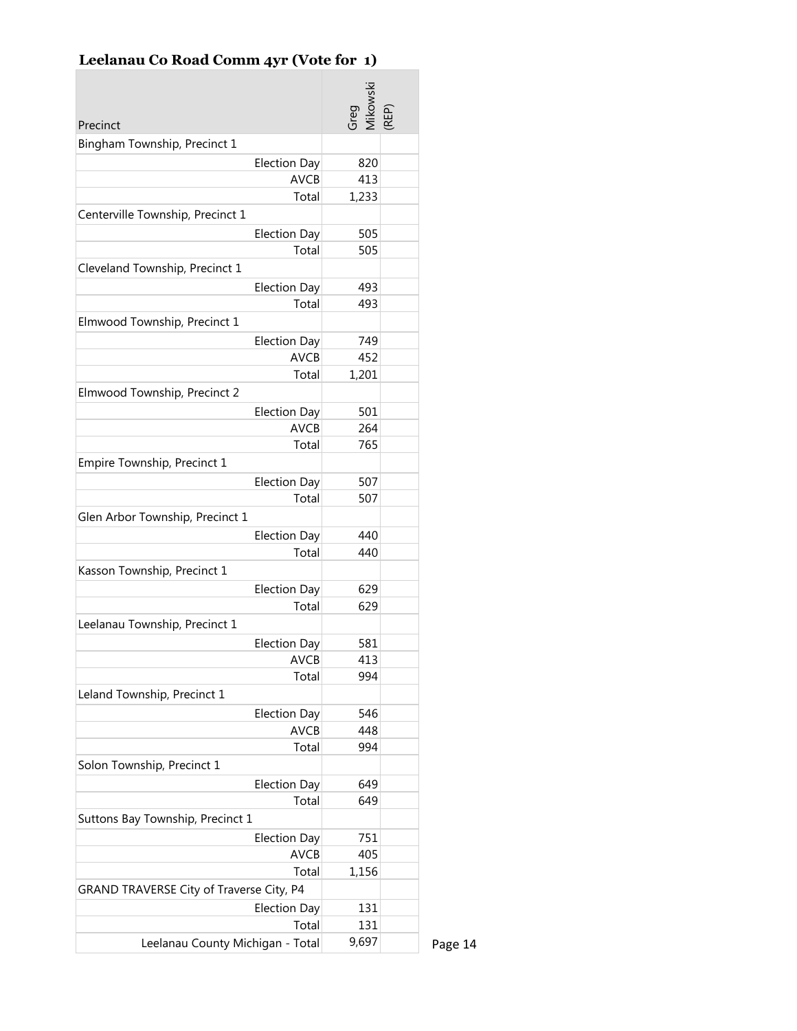## Leelanau Co Road Comm 4yr (Vote for 1)

| Precinct | Greg Mikowski (REP) | |
|---|---|---|
| Bingham Township, Precinct 1 | | |
| Election Day | 820 | |
| AVCB | 413 | |
| Total | 1,233 | |
| Centerville Township, Precinct 1 | | |
| Election Day | 505 | |
| Total | 505 | |
| Cleveland Township, Precinct 1 | | |
| Election Day | 493 | |
| Total | 493 | |
| Elmwood Township, Precinct 1 | | |
| Election Day | 749 | |
| AVCB | 452 | |
| Total | 1,201 | |
| Elmwood Township, Precinct 2 | | |
| Election Day | 501 | |
| AVCB | 264 | |
| Total | 765 | |
| Empire Township, Precinct 1 | | |
| Election Day | 507 | |
| Total | 507 | |
| Glen Arbor Township, Precinct 1 | | |
| Election Day | 440 | |
| Total | 440 | |
| Kasson Township, Precinct 1 | | |
| Election Day | 629 | |
| Total | 629 | |
| Leelanau Township, Precinct 1 | | |
| Election Day | 581 | |
| AVCB | 413 | |
| Total | 994 | |
| Leland Township, Precinct 1 | | |
| Election Day | 546 | |
| AVCB | 448 | |
| Total | 994 | |
| Solon Township, Precinct 1 | | |
| Election Day | 649 | |
| Total | 649 | |
| Suttons Bay Township, Precinct 1 | | |
| Election Day | 751 | |
| AVCB | 405 | |
| Total | 1,156 | |
| GRAND TRAVERSE City of Traverse City, P4 | | |
| Election Day | 131 | |
| Total | 131 | |
| Leelanau County Michigan - Total | 9,697 | |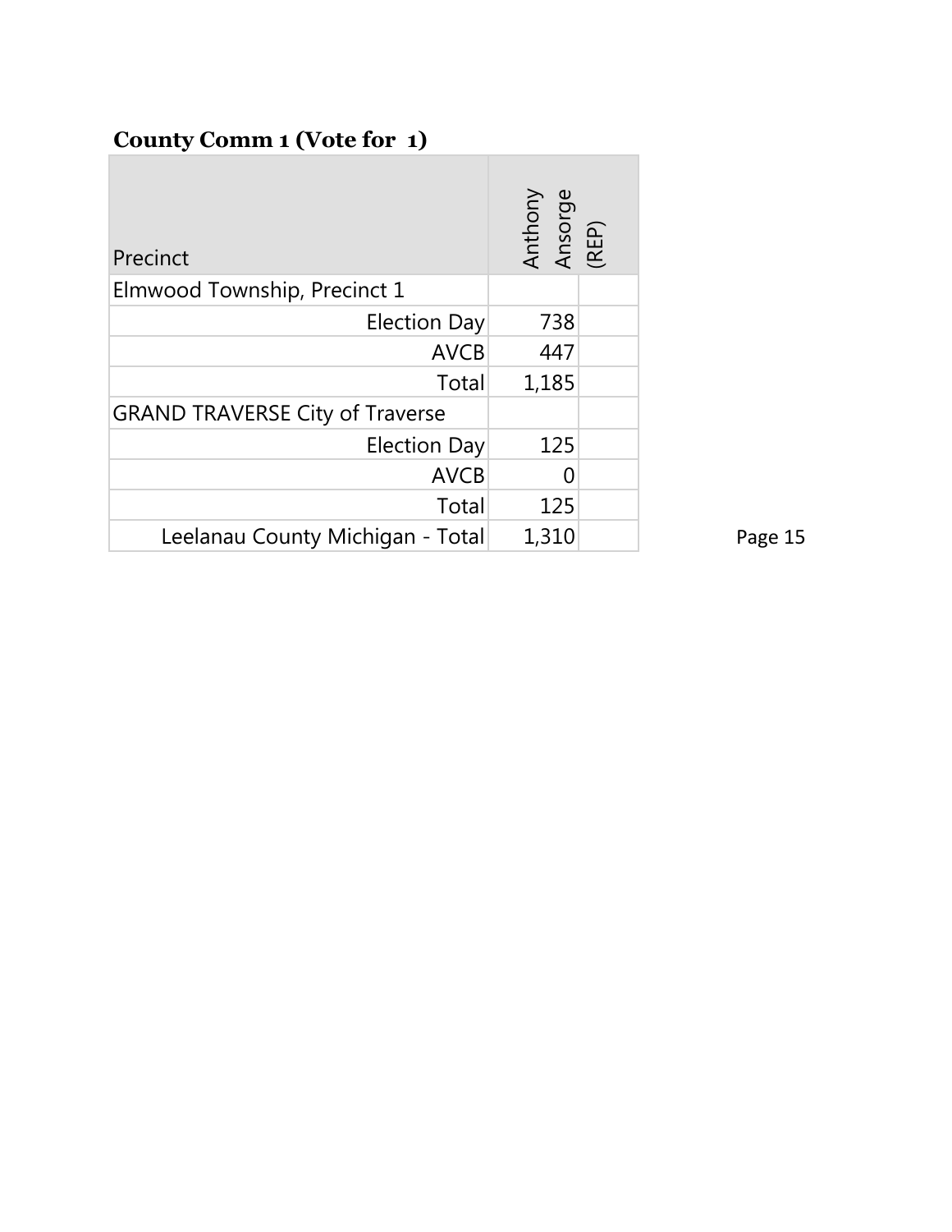**County Comm 1 (Vote for 1)**

| Precinct | Anthony Ansorge (REP) | |
|---|---|---|
| Elmwood Township, Precinct 1 | | |
| Election Day | 738 | |
| AVCB | 447 | |
| Total | 1,185 | |
| GRAND TRAVERSE City of Traverse | | |
| Election Day | 125 | |
| AVCB | 0 | |
| Total | 125 | |
| Leelanau County Michigan - Total | 1,310 | |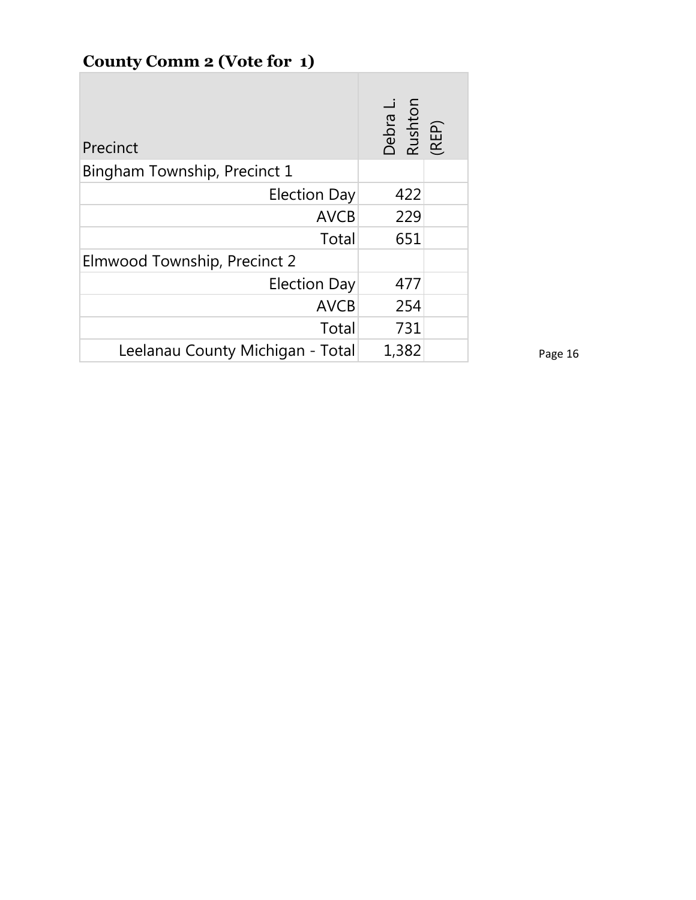## County Comm 2 (Vote for 1)

| Precinct | Debra L. Rushton (REP) | |
|---|---|---|
| Bingham Township, Precinct 1 | | |
| Election Day | 422 | |
| AVCB | 229 | |
| Total | 651 | |
| Elmwood Township, Precinct 2 | | |
| Election Day | 477 | |
| AVCB | 254 | |
| Total | 731 | |
| Leelanau County Michigan - Total | 1,382 | |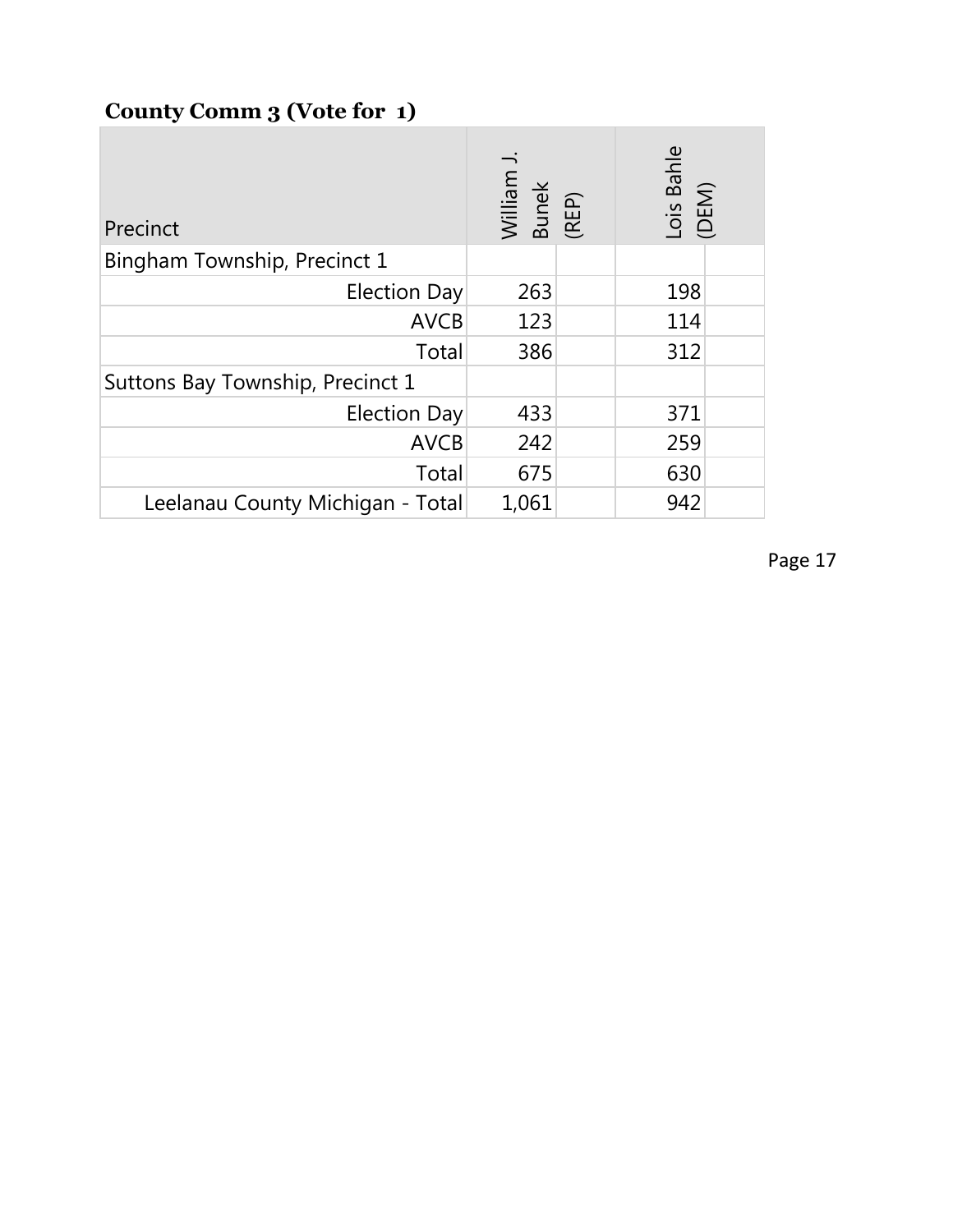## County Comm 3 (Vote for 1)

| Precinct | William J. Bunek (REP) | | Lois Bahle (DEM) | |
|---|---|---|---|---|
| Bingham Township, Precinct 1 | | | | |
| Election Day | 263 | | 198 | |
| AVCB | 123 | | 114 | |
| Total | 386 | | 312 | |
| Suttons Bay Township, Precinct 1 | | | | |
| Election Day | 433 | | 371 | |
| AVCB | 242 | | 259 | |
| Total | 675 | | 630 | |
| Leelanau County Michigan - Total | 1,061 | | 942 | |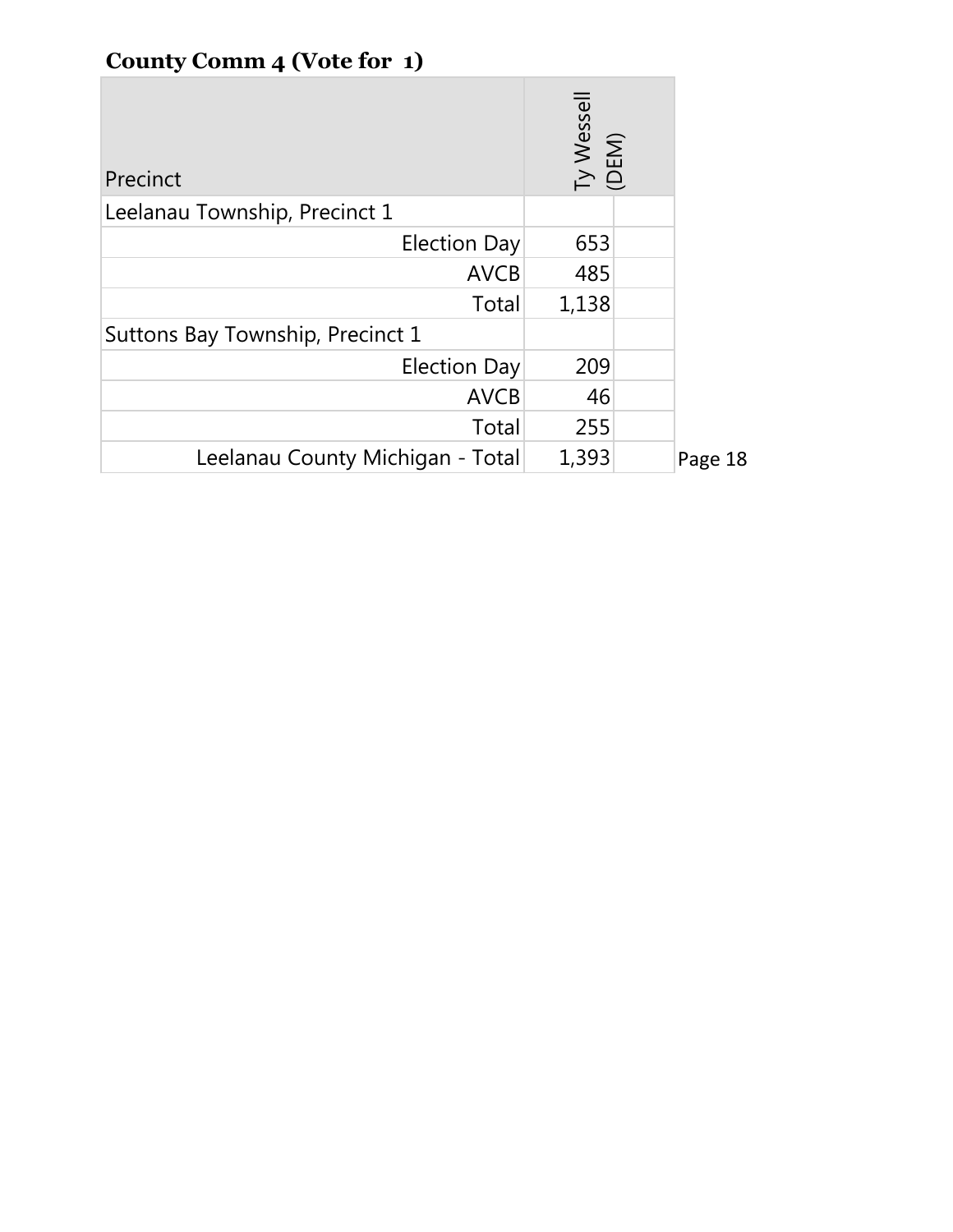## County Comm 4 (Vote for 1)

| Precinct | Ty Wessell (DEM) | |
|---|---|---|
| Leelanau Township, Precinct 1 | | |
| Election Day | 653 | |
| AVCB | 485 | |
| Total | 1,138 | |
| Suttons Bay Township, Precinct 1 | | |
| Election Day | 209 | |
| AVCB | 46 | |
| Total | 255 | |
| Leelanau County Michigan - Total | 1,393 | |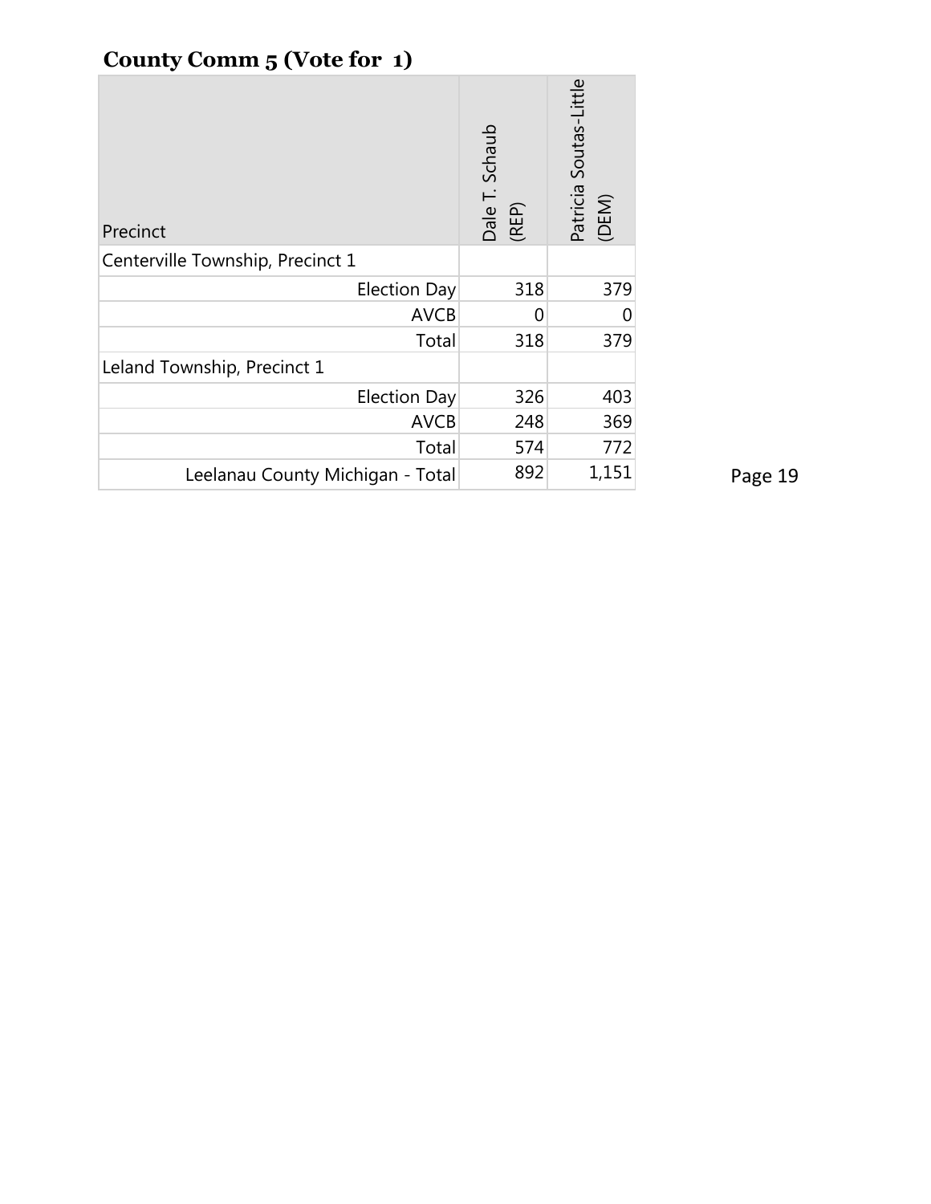## County Comm 5 (Vote for 1)

| Precinct | Dale T. Schaub (REP) | Patricia Soutas-Little (DEM) |
|---|---|---|
| Centerville Township, Precinct 1 | | |
| Election Day | 318 | 379 |
| AVCB | 0 | 0 |
| Total | 318 | 379 |
| Leland Township, Precinct 1 | | |
| Election Day | 326 | 403 |
| AVCB | 248 | 369 |
| Total | 574 | 772 |
| Leelanau County Michigan - Total | 892 | 1,151 |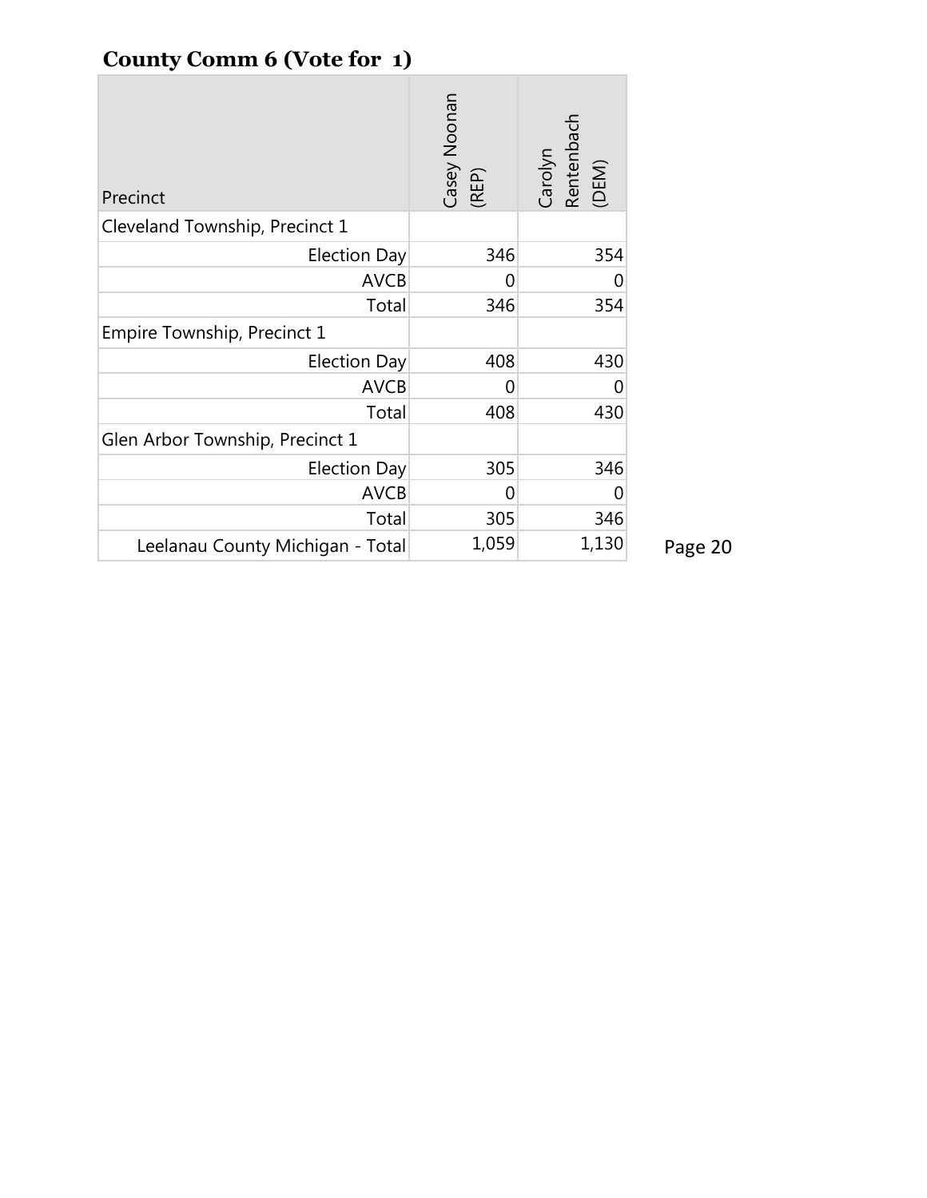## County Comm 6 (Vote for 1)

| Precinct | Casey Noonan (REP) | Carolyn Rentenbach (DEM) |
|---|---|---|
| Cleveland Township, Precinct 1 | | |
| Election Day | 346 | 354 |
| AVCB | 0 | 0 |
| Total | 346 | 354 |
| Empire Township, Precinct 1 | | |
| Election Day | 408 | 430 |
| AVCB | 0 | 0 |
| Total | 408 | 430 |
| Glen Arbor Township, Precinct 1 | | |
| Election Day | 305 | 346 |
| AVCB | 0 | 0 |
| Total | 305 | 346 |
| Leelanau County Michigan - Total | 1,059 | 1,130 |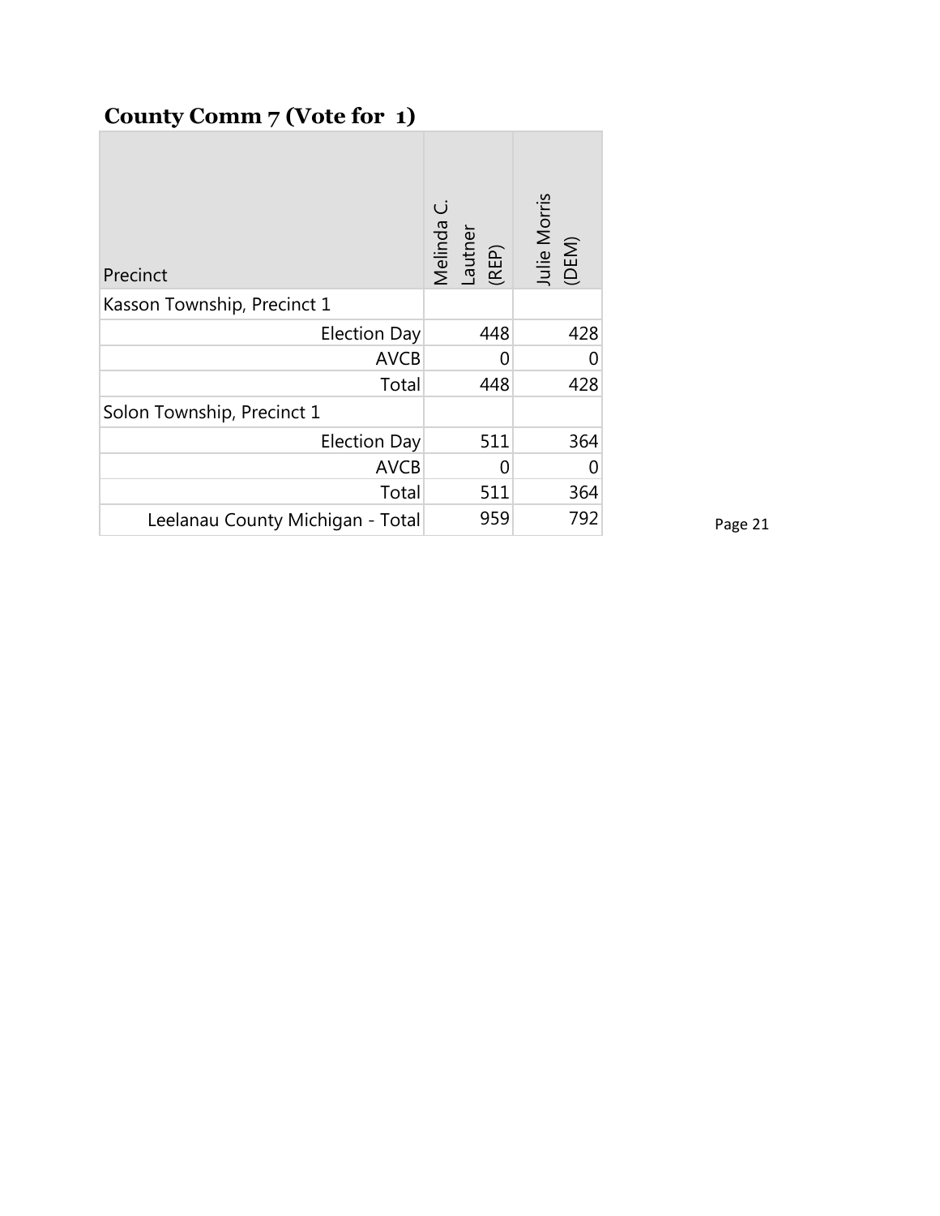## County Comm 7 (Vote for 1)

| Precinct | Melinda C. Lautner (REP) | Julie Morris (DEM) |
| --- | --- | --- |
| Kasson Township, Precinct 1 | | |
| Election Day | 448 | 428 |
| AVCB | 0 | 0 |
| Total | 448 | 428 |
| Solon Township, Precinct 1 | | |
| Election Day | 511 | 364 |
| AVCB | 0 | 0 |
| Total | 511 | 364 |
| Leelanau County Michigan - Total | 959 | 792 |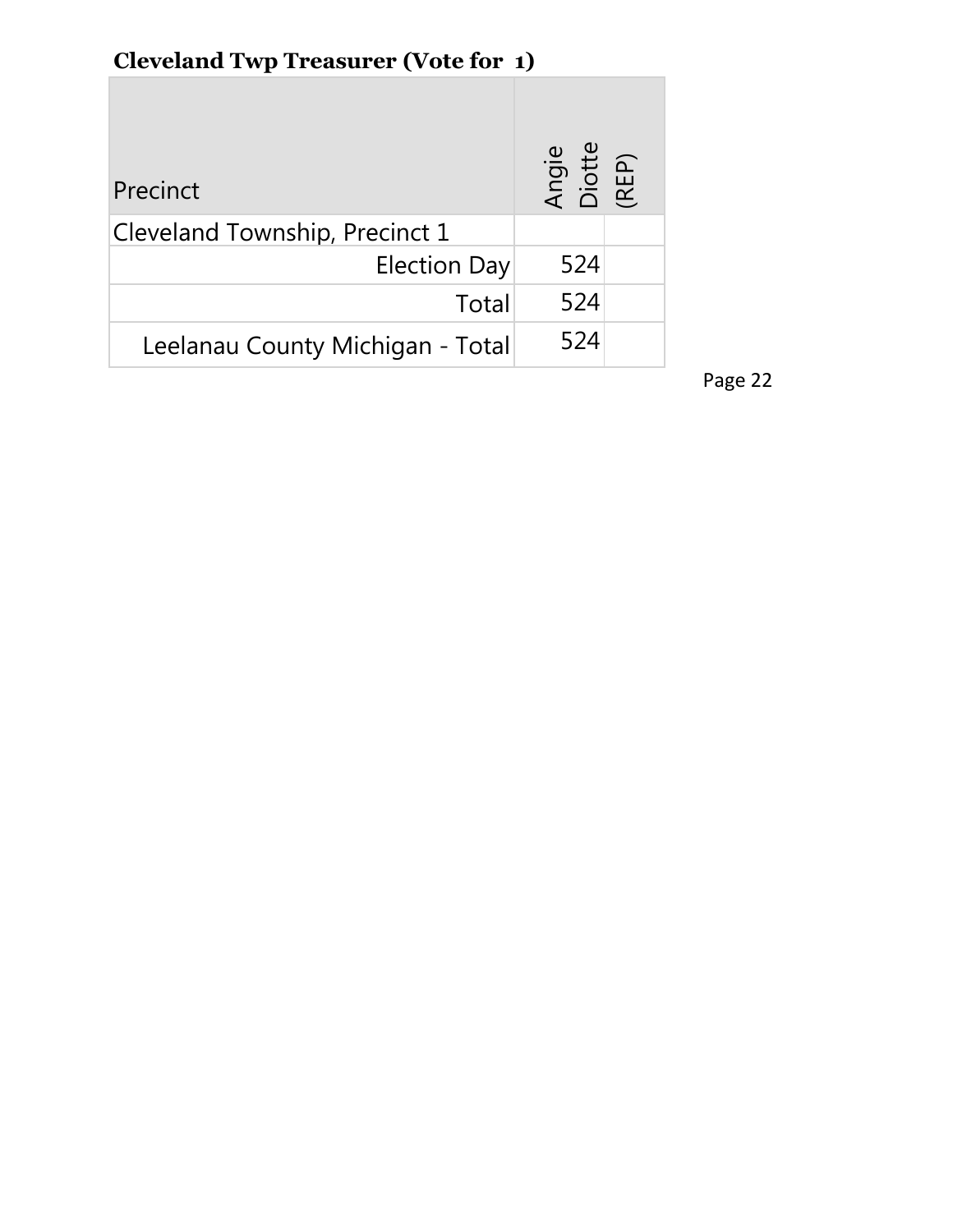**Cleveland Twp Treasurer (Vote for 1)**

| Precinct | Angie Diotte (REP) |
|---|---|
| Cleveland Township, Precinct 1 | |
| Election Day | 524 |
| Total | 524 |
| Leelanau County Michigan - Total | 524 |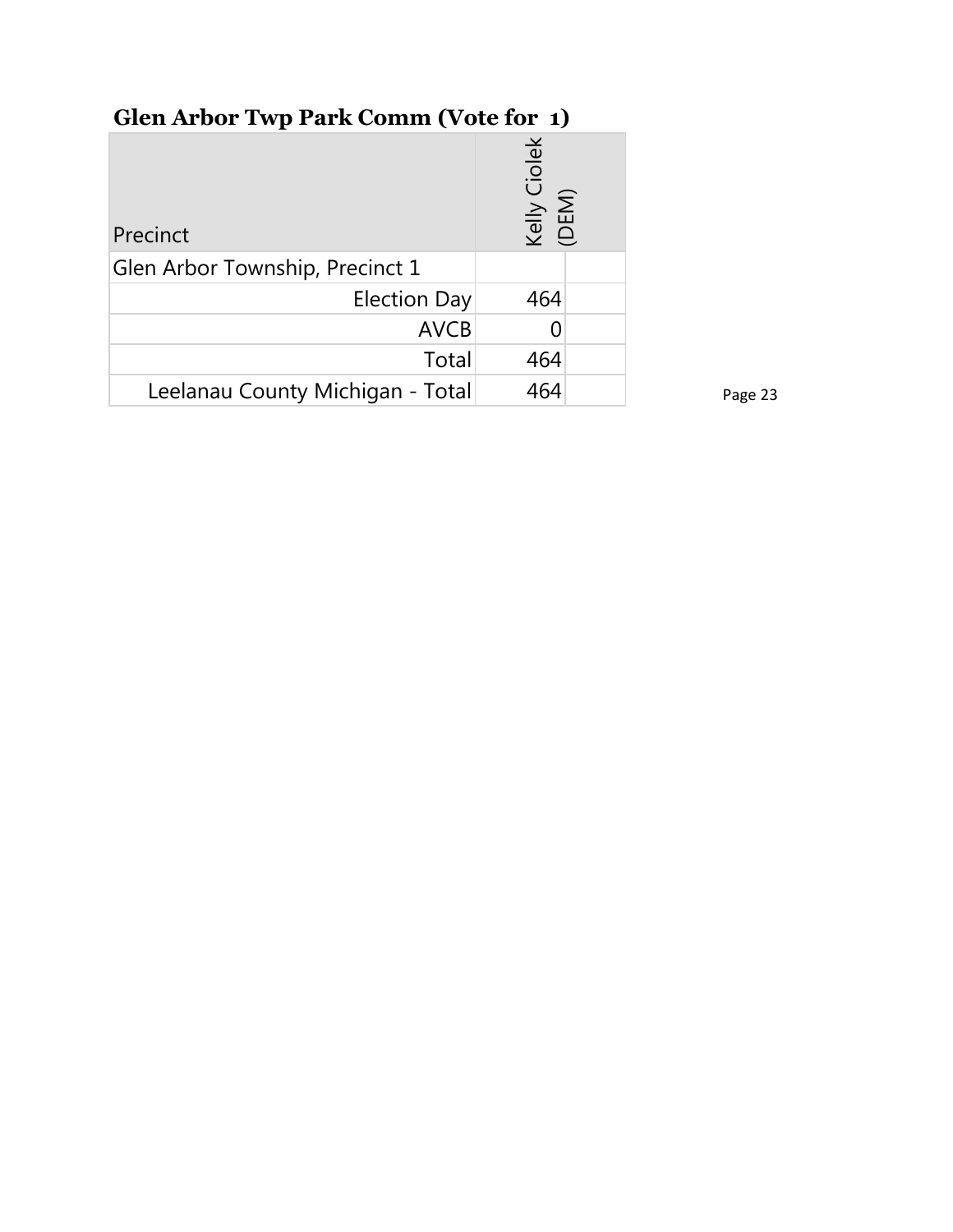## Glen Arbor Twp Park Comm (Vote for 1)

| Precinct | Kelly Ciolek (DEM) | |
|---|---|---|
| Glen Arbor Township, Precinct 1 | | |
| Election Day | 464 | |
| AVCB | 0 | |
| Total | 464 | |
| Leelanau County Michigan - Total | 464 | |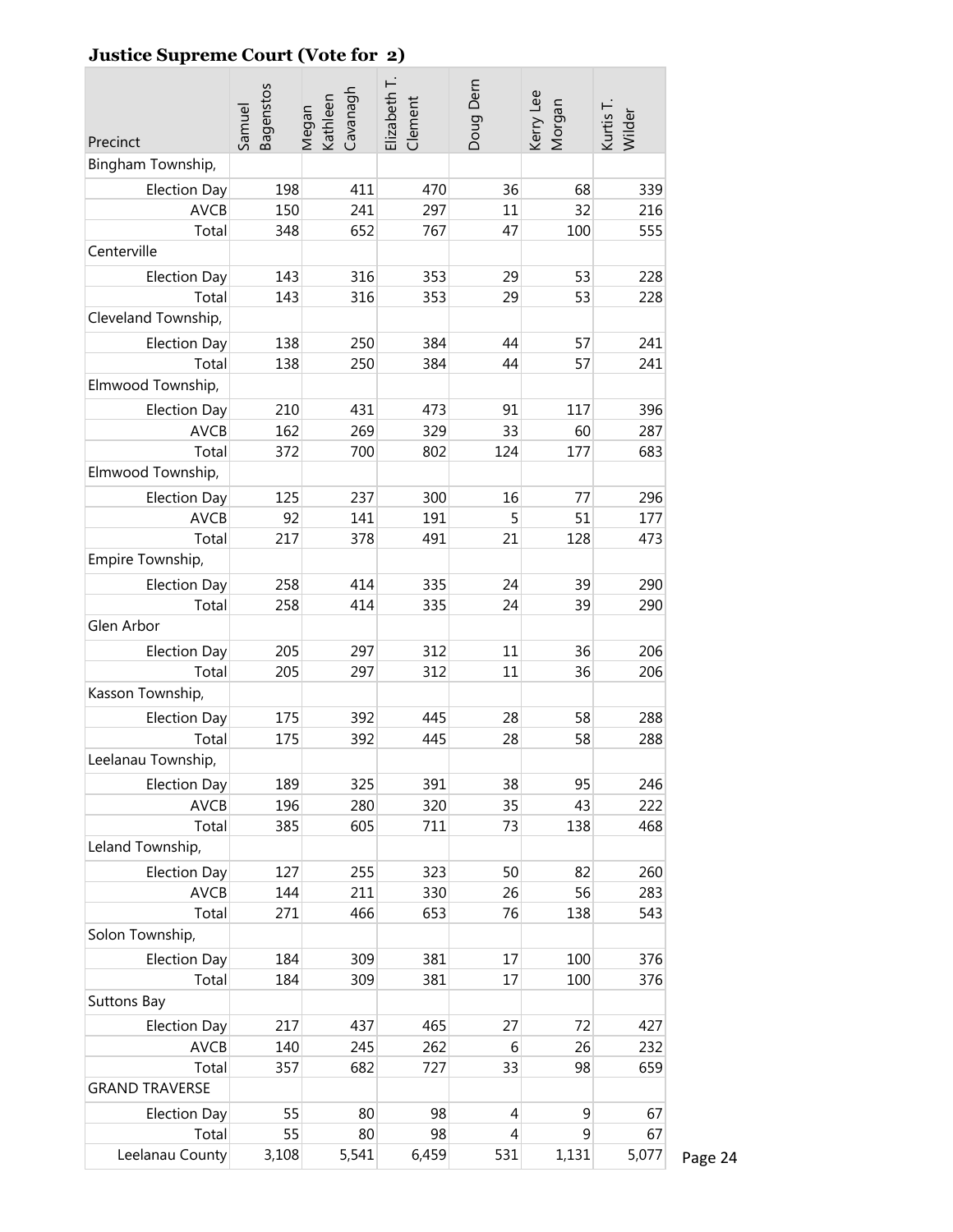### Justice Supreme Court (Vote for 2)

| Precinct | Samuel Bagenstos | Megan Kathleen Cavanagh | Elizabeth T. Clement | Doug Dern | Kerry Lee Morgan | Kurtis T. Wilder |
|---|---|---|---|---|---|---|
| Bingham Township, | | | | | | |
| Election Day | 198 | 411 | 470 | 36 | 68 | 339 |
| AVCB | 150 | 241 | 297 | 11 | 32 | 216 |
| Total | 348 | 652 | 767 | 47 | 100 | 555 |
| Centerville | | | | | | |
| Election Day | 143 | 316 | 353 | 29 | 53 | 228 |
| Total | 143 | 316 | 353 | 29 | 53 | 228 |
| Cleveland Township, | | | | | | |
| Election Day | 138 | 250 | 384 | 44 | 57 | 241 |
| Total | 138 | 250 | 384 | 44 | 57 | 241 |
| Elmwood Township, | | | | | | |
| Election Day | 210 | 431 | 473 | 91 | 117 | 396 |
| AVCB | 162 | 269 | 329 | 33 | 60 | 287 |
| Total | 372 | 700 | 802 | 124 | 177 | 683 |
| Elmwood Township, | | | | | | |
| Election Day | 125 | 237 | 300 | 16 | 77 | 296 |
| AVCB | 92 | 141 | 191 | 5 | 51 | 177 |
| Total | 217 | 378 | 491 | 21 | 128 | 473 |
| Empire Township, | | | | | | |
| Election Day | 258 | 414 | 335 | 24 | 39 | 290 |
| Total | 258 | 414 | 335 | 24 | 39 | 290 |
| Glen Arbor | | | | | | |
| Election Day | 205 | 297 | 312 | 11 | 36 | 206 |
| Total | 205 | 297 | 312 | 11 | 36 | 206 |
| Kasson Township, | | | | | | |
| Election Day | 175 | 392 | 445 | 28 | 58 | 288 |
| Total | 175 | 392 | 445 | 28 | 58 | 288 |
| Leelanau Township, | | | | | | |
| Election Day | 189 | 325 | 391 | 38 | 95 | 246 |
| AVCB | 196 | 280 | 320 | 35 | 43 | 222 |
| Total | 385 | 605 | 711 | 73 | 138 | 468 |
| Leland Township, | | | | | | |
| Election Day | 127 | 255 | 323 | 50 | 82 | 260 |
| AVCB | 144 | 211 | 330 | 26 | 56 | 283 |
| Total | 271 | 466 | 653 | 76 | 138 | 543 |
| Solon Township, | | | | | | |
| Election Day | 184 | 309 | 381 | 17 | 100 | 376 |
| Total | 184 | 309 | 381 | 17 | 100 | 376 |
| Suttons Bay | | | | | | |
| Election Day | 217 | 437 | 465 | 27 | 72 | 427 |
| AVCB | 140 | 245 | 262 | 6 | 26 | 232 |
| Total | 357 | 682 | 727 | 33 | 98 | 659 |
| GRAND TRAVERSE | | | | | | |
| Election Day | 55 | 80 | 98 | 4 | 9 | 67 |
| Total | 55 | 80 | 98 | 4 | 9 | 67 |
| Leelanau County | 3,108 | 5,541 | 6,459 | 531 | 1,131 | 5,077 |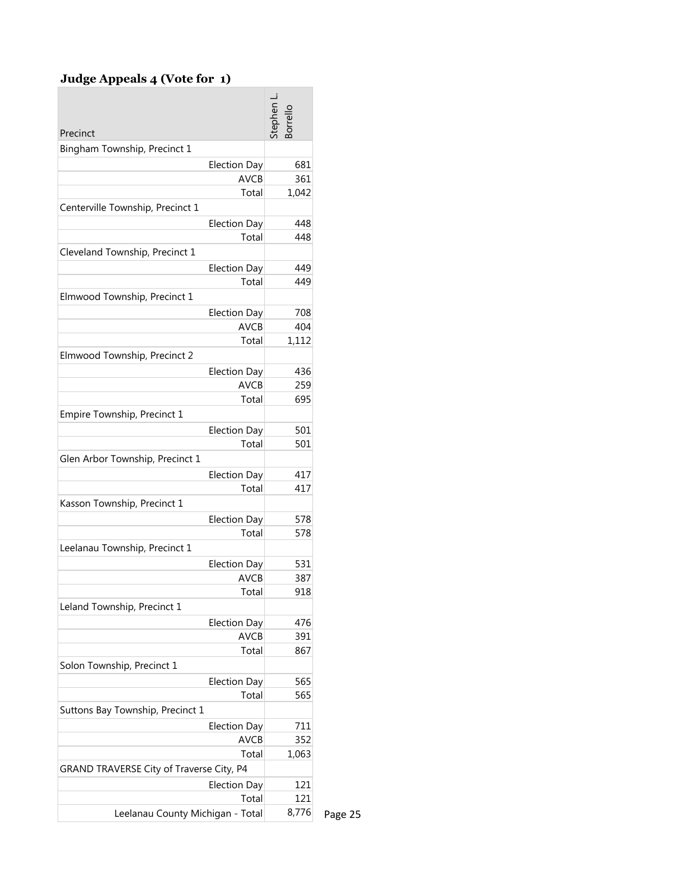**Judge Appeals 4 (Vote for 1)**

| Precinct | | Stephen L. Borrello |
|---|---|---|
| Bingham Township, Precinct 1 | | |
| | Election Day | 681 |
| | AVCB | 361 |
| | Total | 1,042 |
| Centerville Township, Precinct 1 | | |
| | Election Day | 448 |
| | Total | 448 |
| Cleveland Township, Precinct 1 | | |
| | Election Day | 449 |
| | Total | 449 |
| Elmwood Township, Precinct 1 | | |
| | Election Day | 708 |
| | AVCB | 404 |
| | Total | 1,112 |
| Elmwood Township, Precinct 2 | | |
| | Election Day | 436 |
| | AVCB | 259 |
| | Total | 695 |
| Empire Township, Precinct 1 | | |
| | Election Day | 501 |
| | Total | 501 |
| Glen Arbor Township, Precinct 1 | | |
| | Election Day | 417 |
| | Total | 417 |
| Kasson Township, Precinct 1 | | |
| | Election Day | 578 |
| | Total | 578 |
| Leelanau Township, Precinct 1 | | |
| | Election Day | 531 |
| | AVCB | 387 |
| | Total | 918 |
| Leland Township, Precinct 1 | | |
| | Election Day | 476 |
| | AVCB | 391 |
| | Total | 867 |
| Solon Township, Precinct 1 | | |
| | Election Day | 565 |
| | Total | 565 |
| Suttons Bay Township, Precinct 1 | | |
| | Election Day | 711 |
| | AVCB | 352 |
| | Total | 1,063 |
| GRAND TRAVERSE City of Traverse City, P4 | | |
| | Election Day | 121 |
| | Total | 121 |
| | Leelanau County Michigan - Total | 8,776 |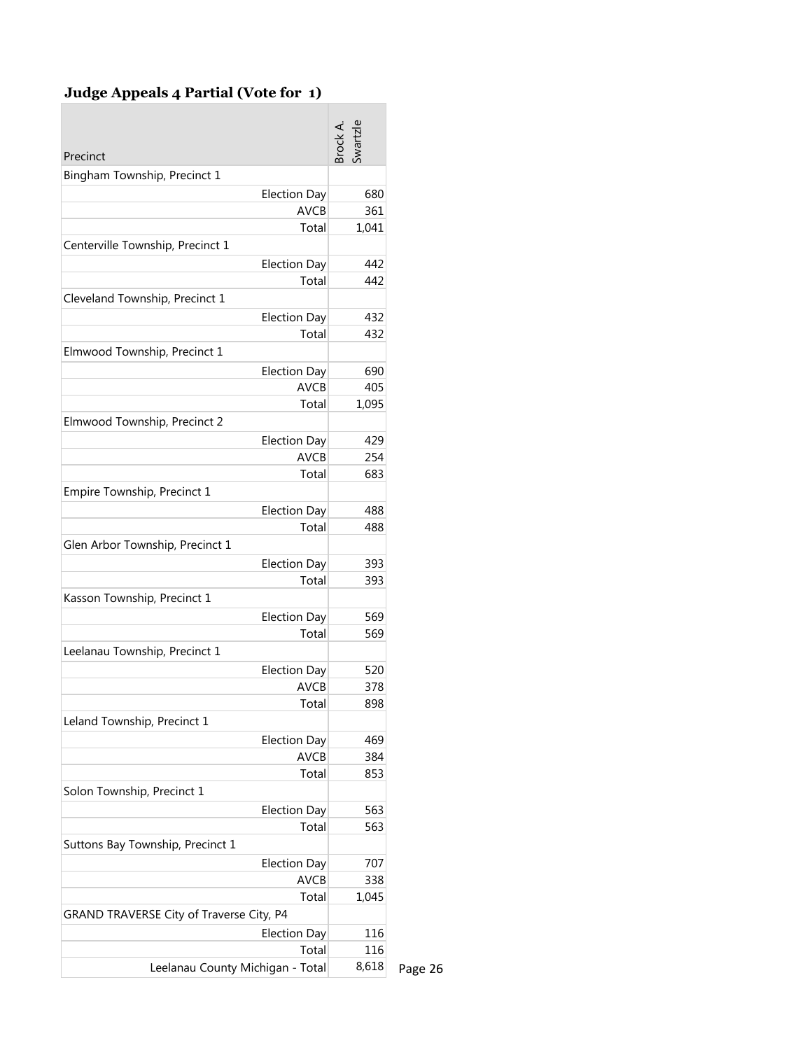### Judge Appeals 4 Partial (Vote for 1)

| Precinct | | Brock A. Swartzle |
|---|---|---|
| Bingham Township, Precinct 1 | | |
| | Election Day | 680 |
| | AVCB | 361 |
| | Total | 1,041 |
| Centerville Township, Precinct 1 | | |
| | Election Day | 442 |
| | Total | 442 |
| Cleveland Township, Precinct 1 | | |
| | Election Day | 432 |
| | Total | 432 |
| Elmwood Township, Precinct 1 | | |
| | Election Day | 690 |
| | AVCB | 405 |
| | Total | 1,095 |
| Elmwood Township, Precinct 2 | | |
| | Election Day | 429 |
| | AVCB | 254 |
| | Total | 683 |
| Empire Township, Precinct 1 | | |
| | Election Day | 488 |
| | Total | 488 |
| Glen Arbor Township, Precinct 1 | | |
| | Election Day | 393 |
| | Total | 393 |
| Kasson Township, Precinct 1 | | |
| | Election Day | 569 |
| | Total | 569 |
| Leelanau Township, Precinct 1 | | |
| | Election Day | 520 |
| | AVCB | 378 |
| | Total | 898 |
| Leland Township, Precinct 1 | | |
| | Election Day | 469 |
| | AVCB | 384 |
| | Total | 853 |
| Solon Township, Precinct 1 | | |
| | Election Day | 563 |
| | Total | 563 |
| Suttons Bay Township, Precinct 1 | | |
| | Election Day | 707 |
| | AVCB | 338 |
| | Total | 1,045 |
| GRAND TRAVERSE City of Traverse City, P4 | | |
| | Election Day | 116 |
| | Total | 116 |
| | Leelanau County Michigan - Total | 8,618 |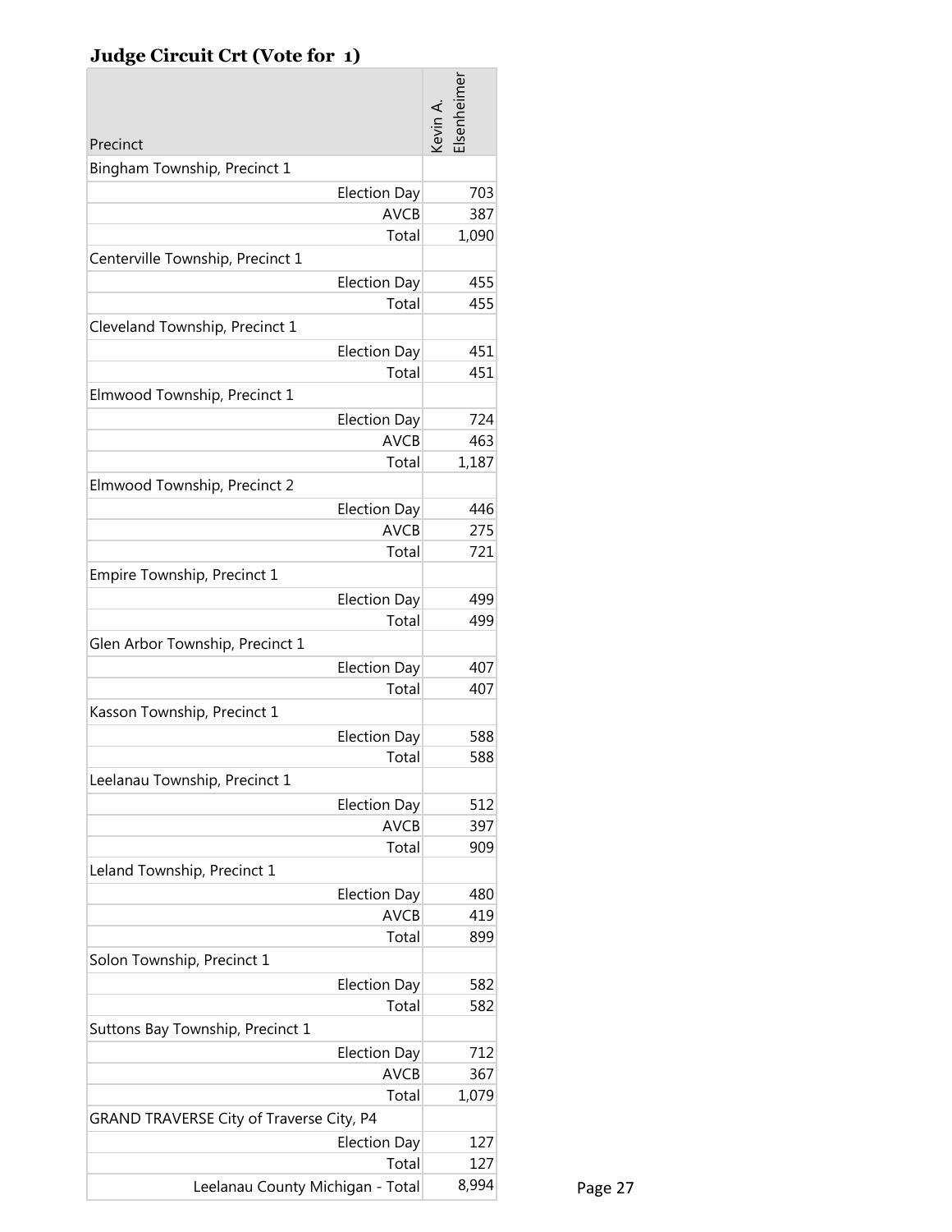### **Judge Circuit Crt (Vote for 1)**

| Precinct | Kevin A. Elsenheimer |
|---|---|
| Bingham Township, Precinct 1 | |
| Election Day | 703 |
| AVCB | 387 |
| Total | 1,090 |
| Centerville Township, Precinct 1 | |
| Election Day | 455 |
| Total | 455 |
| Cleveland Township, Precinct 1 | |
| Election Day | 451 |
| Total | 451 |
| Elmwood Township, Precinct 1 | |
| Election Day | 724 |
| AVCB | 463 |
| Total | 1,187 |
| Elmwood Township, Precinct 2 | |
| Election Day | 446 |
| AVCB | 275 |
| Total | 721 |
| Empire Township, Precinct 1 | |
| Election Day | 499 |
| Total | 499 |
| Glen Arbor Township, Precinct 1 | |
| Election Day | 407 |
| Total | 407 |
| Kasson Township, Precinct 1 | |
| Election Day | 588 |
| Total | 588 |
| Leelanau Township, Precinct 1 | |
| Election Day | 512 |
| AVCB | 397 |
| Total | 909 |
| Leland Township, Precinct 1 | |
| Election Day | 480 |
| AVCB | 419 |
| Total | 899 |
| Solon Township, Precinct 1 | |
| Election Day | 582 |
| Total | 582 |
| Suttons Bay Township, Precinct 1 | |
| Election Day | 712 |
| AVCB | 367 |
| Total | 1,079 |
| GRAND TRAVERSE City of Traverse City, P4 | |
| Election Day | 127 |
| Total | 127 |
| Leelanau County Michigan - Total | 8,994 |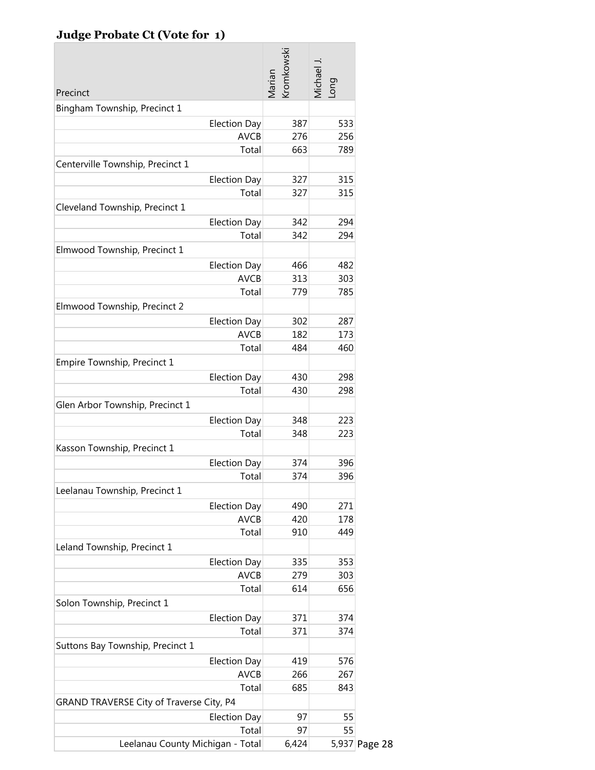### Judge Probate Ct (Vote for 1)

| Precinct | Marian Kromkowski | Michael J. Long |
|---|---|---|
| Bingham Township, Precinct 1 | | |
| Election Day | 387 | 533 |
| AVCB | 276 | 256 |
| Total | 663 | 789 |
| Centerville Township, Precinct 1 | | |
| Election Day | 327 | 315 |
| Total | 327 | 315 |
| Cleveland Township, Precinct 1 | | |
| Election Day | 342 | 294 |
| Total | 342 | 294 |
| Elmwood Township, Precinct 1 | | |
| Election Day | 466 | 482 |
| AVCB | 313 | 303 |
| Total | 779 | 785 |
| Elmwood Township, Precinct 2 | | |
| Election Day | 302 | 287 |
| AVCB | 182 | 173 |
| Total | 484 | 460 |
| Empire Township, Precinct 1 | | |
| Election Day | 430 | 298 |
| Total | 430 | 298 |
| Glen Arbor Township, Precinct 1 | | |
| Election Day | 348 | 223 |
| Total | 348 | 223 |
| Kasson Township, Precinct 1 | | |
| Election Day | 374 | 396 |
| Total | 374 | 396 |
| Leelanau Township, Precinct 1 | | |
| Election Day | 490 | 271 |
| AVCB | 420 | 178 |
| Total | 910 | 449 |
| Leland Township, Precinct 1 | | |
| Election Day | 335 | 353 |
| AVCB | 279 | 303 |
| Total | 614 | 656 |
| Solon Township, Precinct 1 | | |
| Election Day | 371 | 374 |
| Total | 371 | 374 |
| Suttons Bay Township, Precinct 1 | | |
| Election Day | 419 | 576 |
| AVCB | 266 | 267 |
| Total | 685 | 843 |
| GRAND TRAVERSE City of Traverse City, P4 | | |
| Election Day | 97 | 55 |
| Total | 97 | 55 |
| Leelanau County Michigan - Total | 6,424 | 5,937 |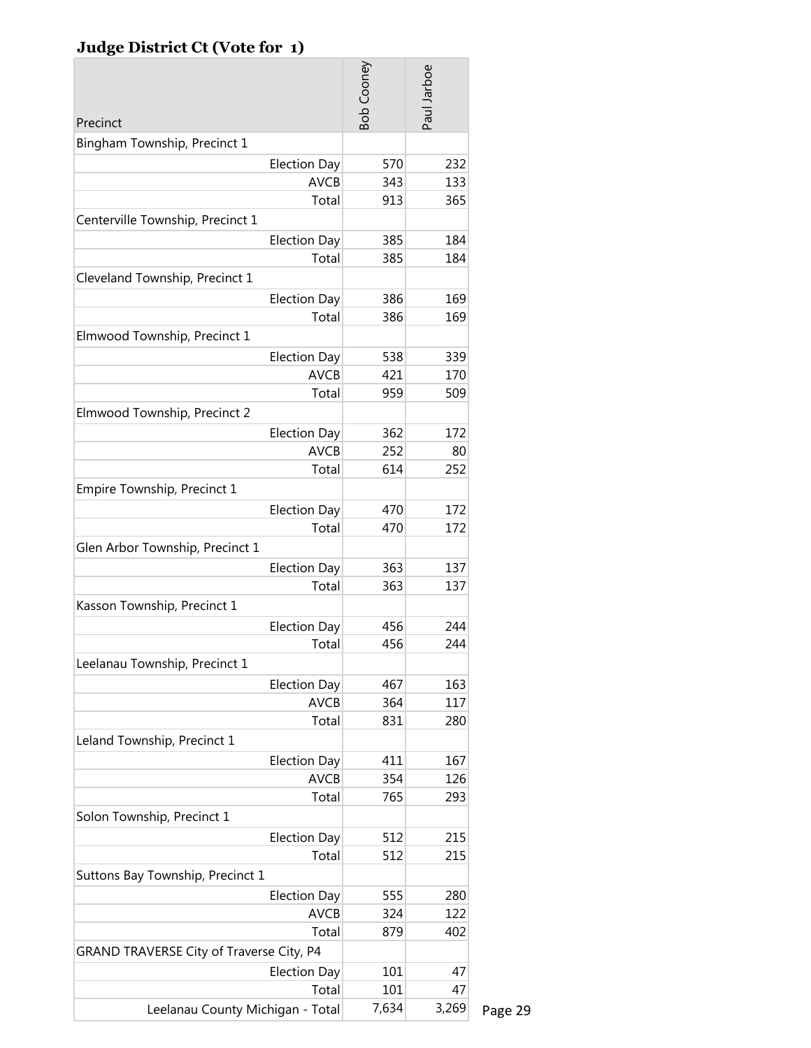### Judge District Ct (Vote for 1)

| Precinct | | Bob Cooney | Paul Jarboe |
|---|---|---|---|
| Bingham Township, Precinct 1 | | | |
| | Election Day | 570 | 232 |
| | AVCB | 343 | 133 |
| | Total | 913 | 365 |
| Centerville Township, Precinct 1 | | | |
| | Election Day | 385 | 184 |
| | Total | 385 | 184 |
| Cleveland Township, Precinct 1 | | | |
| | Election Day | 386 | 169 |
| | Total | 386 | 169 |
| Elmwood Township, Precinct 1 | | | |
| | Election Day | 538 | 339 |
| | AVCB | 421 | 170 |
| | Total | 959 | 509 |
| Elmwood Township, Precinct 2 | | | |
| | Election Day | 362 | 172 |
| | AVCB | 252 | 80 |
| | Total | 614 | 252 |
| Empire Township, Precinct 1 | | | |
| | Election Day | 470 | 172 |
| | Total | 470 | 172 |
| Glen Arbor Township, Precinct 1 | | | |
| | Election Day | 363 | 137 |
| | Total | 363 | 137 |
| Kasson Township, Precinct 1 | | | |
| | Election Day | 456 | 244 |
| | Total | 456 | 244 |
| Leelanau Township, Precinct 1 | | | |
| | Election Day | 467 | 163 |
| | AVCB | 364 | 117 |
| | Total | 831 | 280 |
| Leland Township, Precinct 1 | | | |
| | Election Day | 411 | 167 |
| | AVCB | 354 | 126 |
| | Total | 765 | 293 |
| Solon Township, Precinct 1 | | | |
| | Election Day | 512 | 215 |
| | Total | 512 | 215 |
| Suttons Bay Township, Precinct 1 | | | |
| | Election Day | 555 | 280 |
| | AVCB | 324 | 122 |
| | Total | 879 | 402 |
| GRAND TRAVERSE City of Traverse City, P4 | | | |
| | Election Day | 101 | 47 |
| | Total | 101 | 47 |
| | Leelanau County Michigan - Total | 7,634 | 3,269 |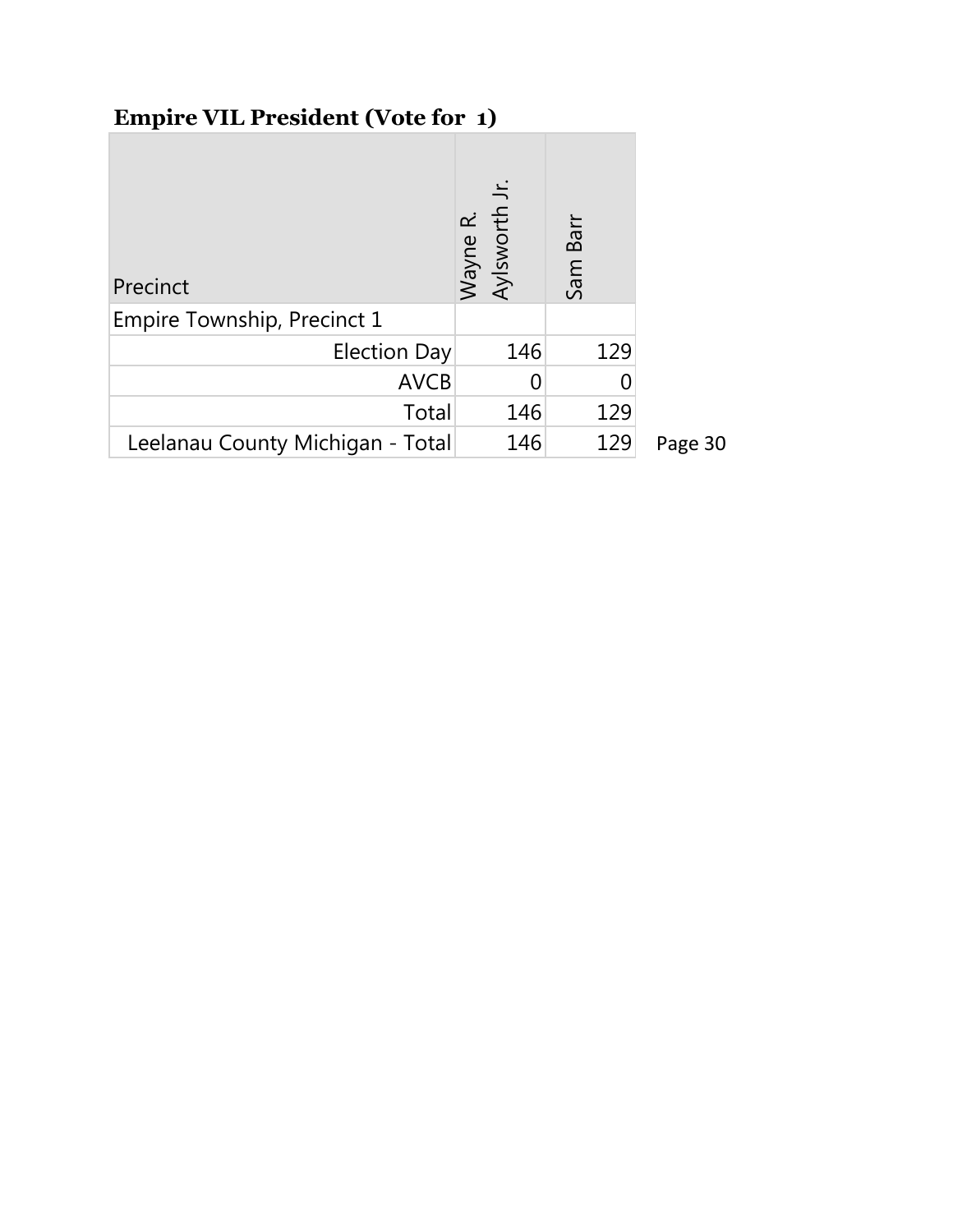## Empire VIL President (Vote for 1)

| Precinct | Wayne R. Aylsworth Jr. | Sam Barr |
|---|---|---|
| Empire Township, Precinct 1 | | |
| Election Day | 146 | 129 |
| AVCB | 0 | 0 |
| Total | 146 | 129 |
| Leelanau County Michigan - Total | 146 | 129 |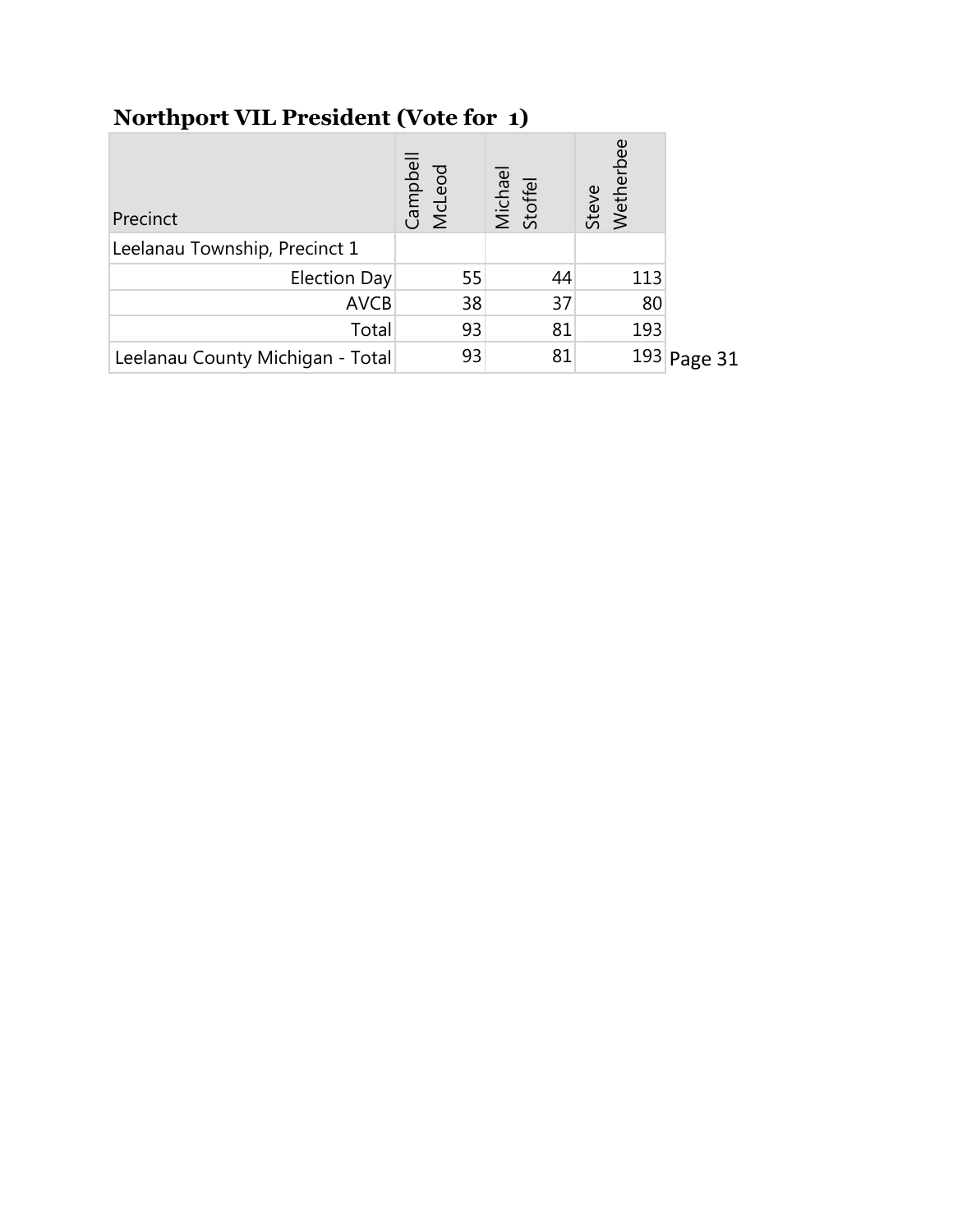## Northport VIL President (Vote for 1)

| Precinct | Campbell McLeod | Michael Stoffel | Steve Wetherbee |
|---|---|---|---|
| Leelanau Township, Precinct 1 | | | |
| Election Day | 55 | 44 | 113 |
| AVCB | 38 | 37 | 80 |
| Total | 93 | 81 | 193 |
| Leelanau County Michigan - Total | 93 | 81 | 193 |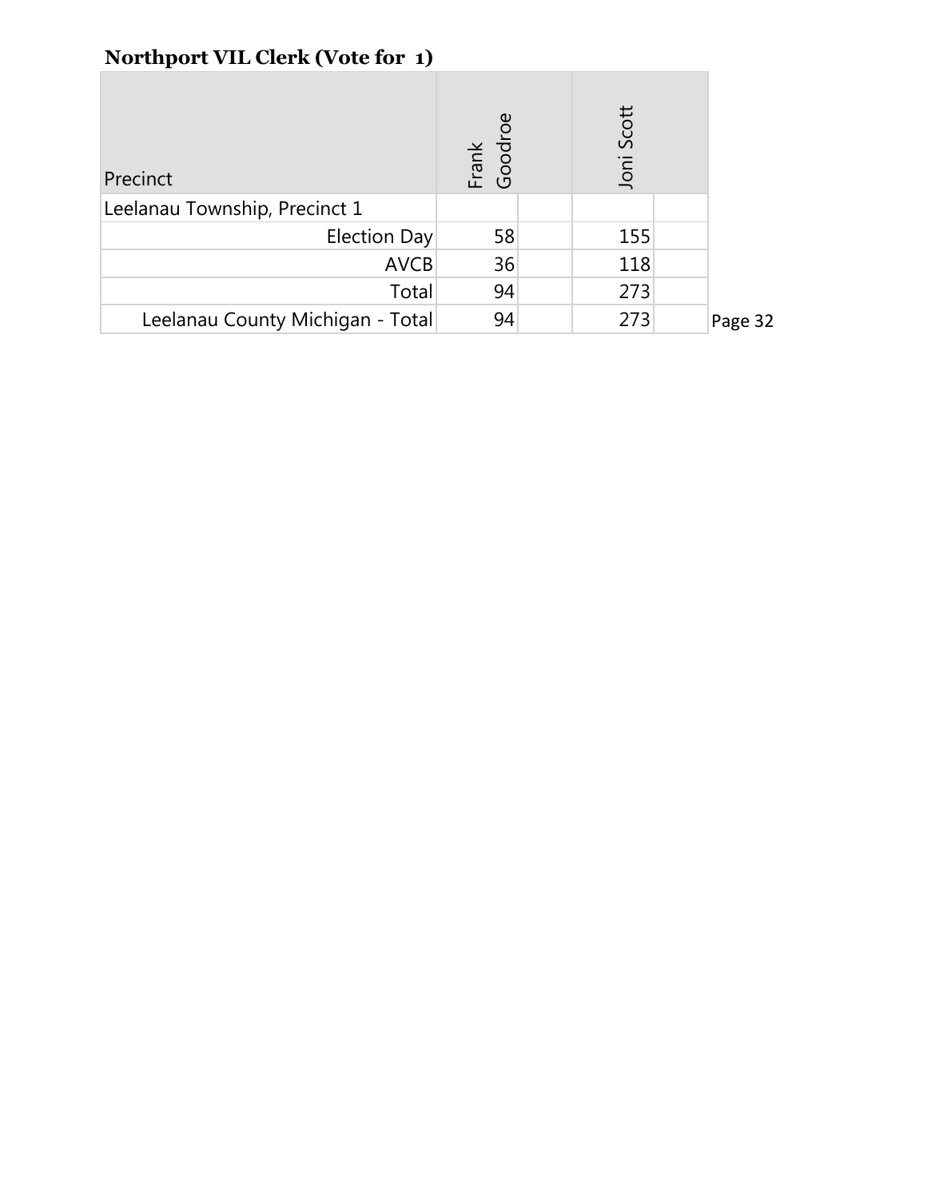**Northport VIL Clerk (Vote for 1)**

| Precinct | Frank Goodroe | Joni Scott |
| --- | --- | --- |
| Leelanau Township, Precinct 1 | | |
| Election Day | 58 | 155 |
| AVCB | 36 | 118 |
| Total | 94 | 273 |
| Leelanau County Michigan - Total | 94 | 273 |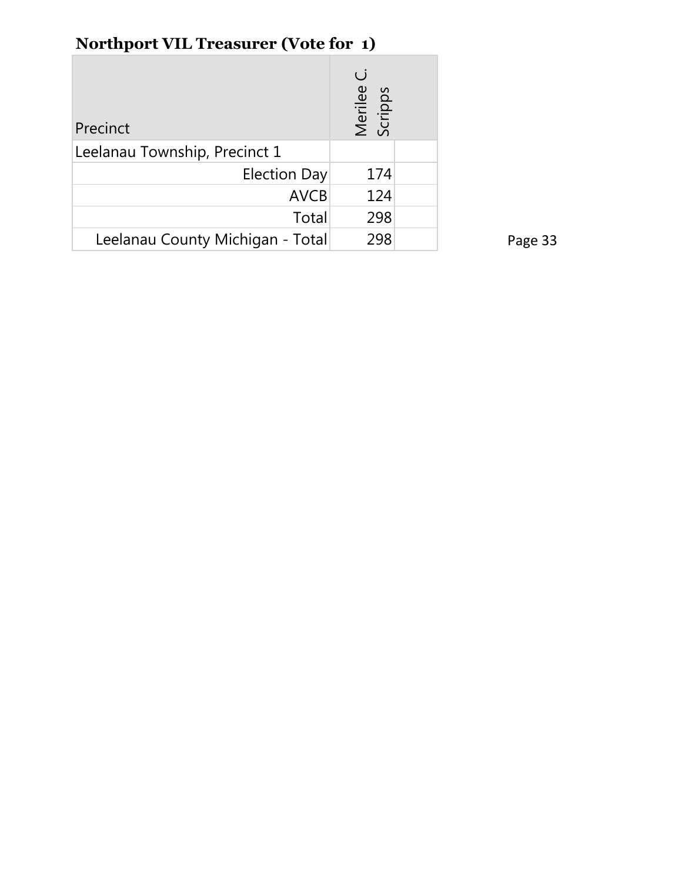## Northport VIL Treasurer (Vote for 1)

| Precinct | Merilee C. Scripps | |
|---|---|---|
| Leelanau Township, Precinct 1 | | |
| Election Day | 174 | |
| AVCB | 124 | |
| Total | 298 | |
| Leelanau County Michigan - Total | 298 | |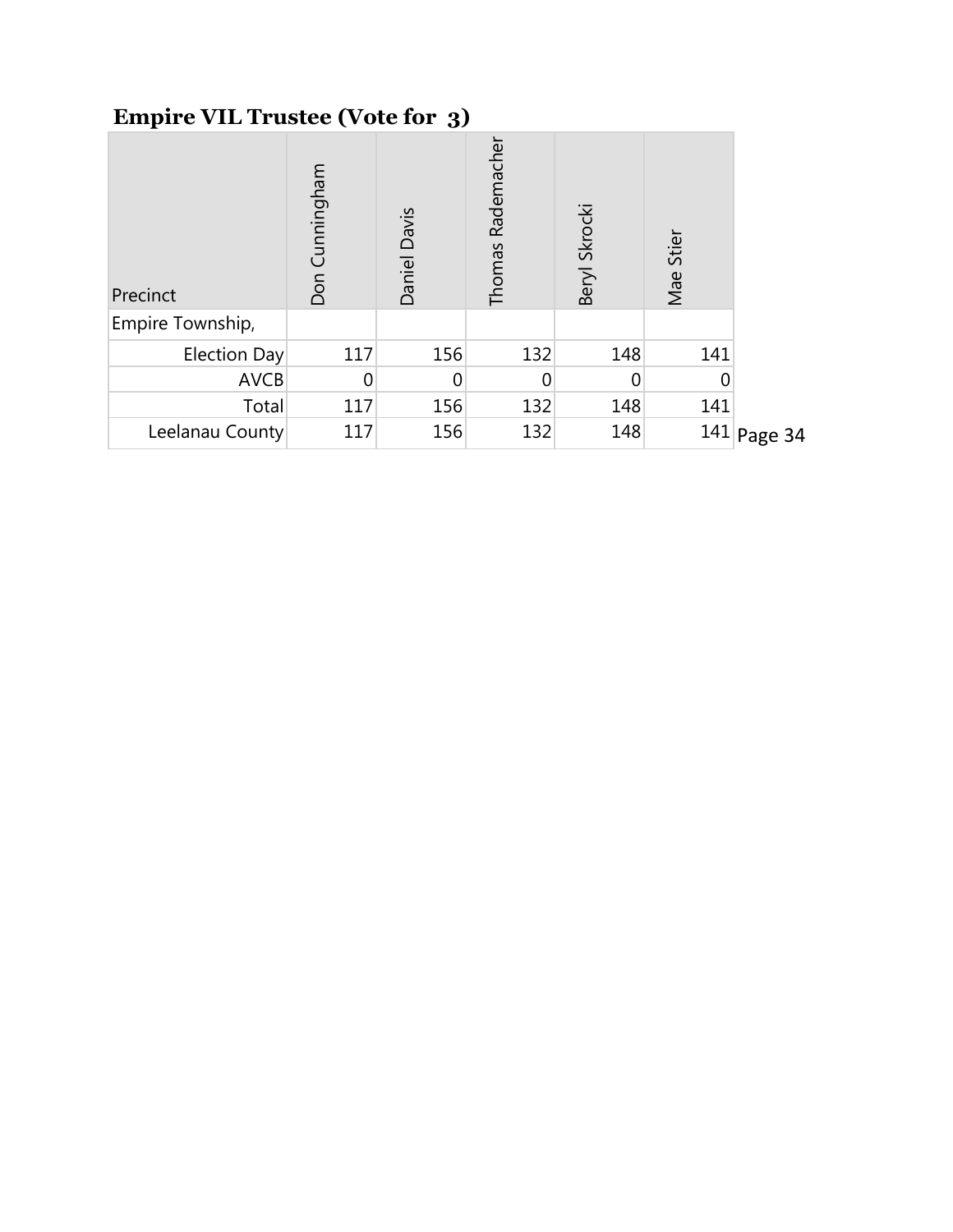## Empire VIL Trustee (Vote for 3)

| Precinct | Don Cunningham | Daniel Davis | Thomas Rademacher | Beryl Skrocki | Mae Stier |
|---|---|---|---|---|---|
| Empire Township, | | | | | |
| Election Day | 117 | 156 | 132 | 148 | 141 |
| AVCB | 0 | 0 | 0 | 0 | 0 |
| Total | 117 | 156 | 132 | 148 | 141 |
| Leelanau County | 117 | 156 | 132 | 148 | 141 |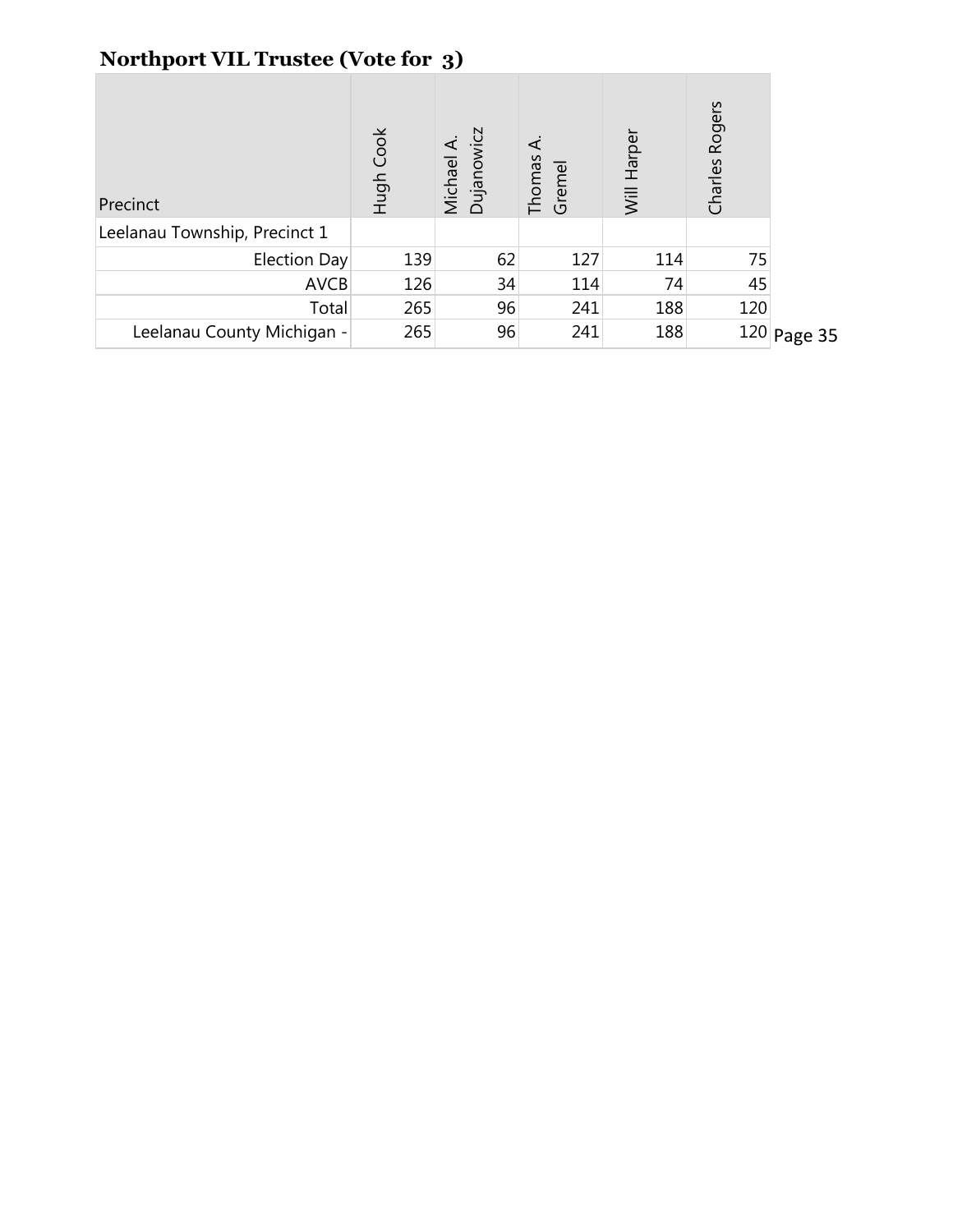## Northport VIL Trustee (Vote for 3)

| Precinct | Hugh Cook | Michael A. Dujanowicz | Thomas A. Gremel | Will Harper | Charles Rogers |
|---|---|---|---|---|---|
| Leelanau Township, Precinct 1 | | | | | |
| Election Day | 139 | 62 | 127 | 114 | 75 |
| AVCB | 126 | 34 | 114 | 74 | 45 |
| Total | 265 | 96 | 241 | 188 | 120 |
| Leelanau County Michigan - | 265 | 96 | 241 | 188 | 120 |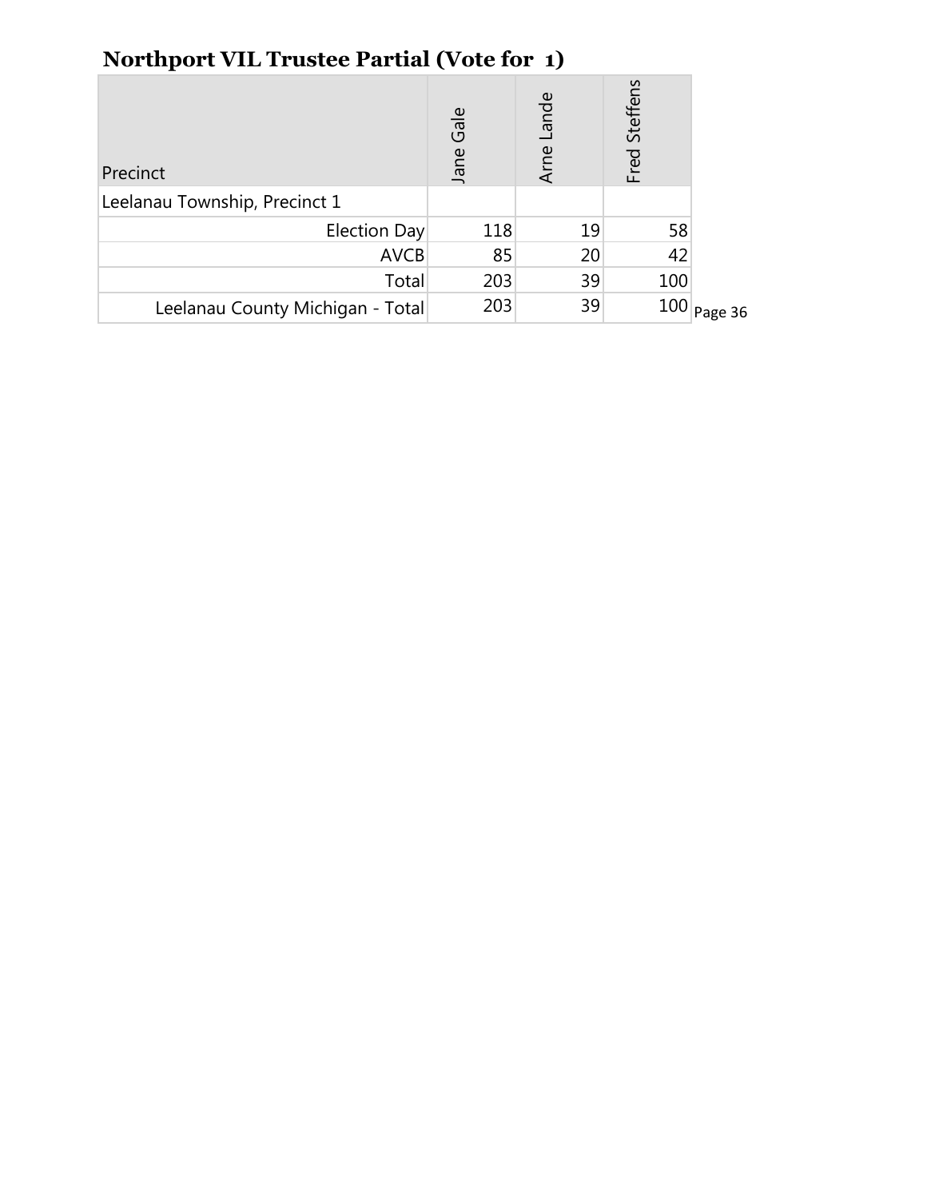## Northport VIL Trustee Partial (Vote for 1)

| Precinct | Jane Gale | Arne Lande | Fred Steffens |
|---|---|---|---|
| Leelanau Township, Precinct 1 | | | |
| Election Day | 118 | 19 | 58 |
| AVCB | 85 | 20 | 42 |
| Total | 203 | 39 | 100 |
| Leelanau County Michigan - Total | 203 | 39 | 100 |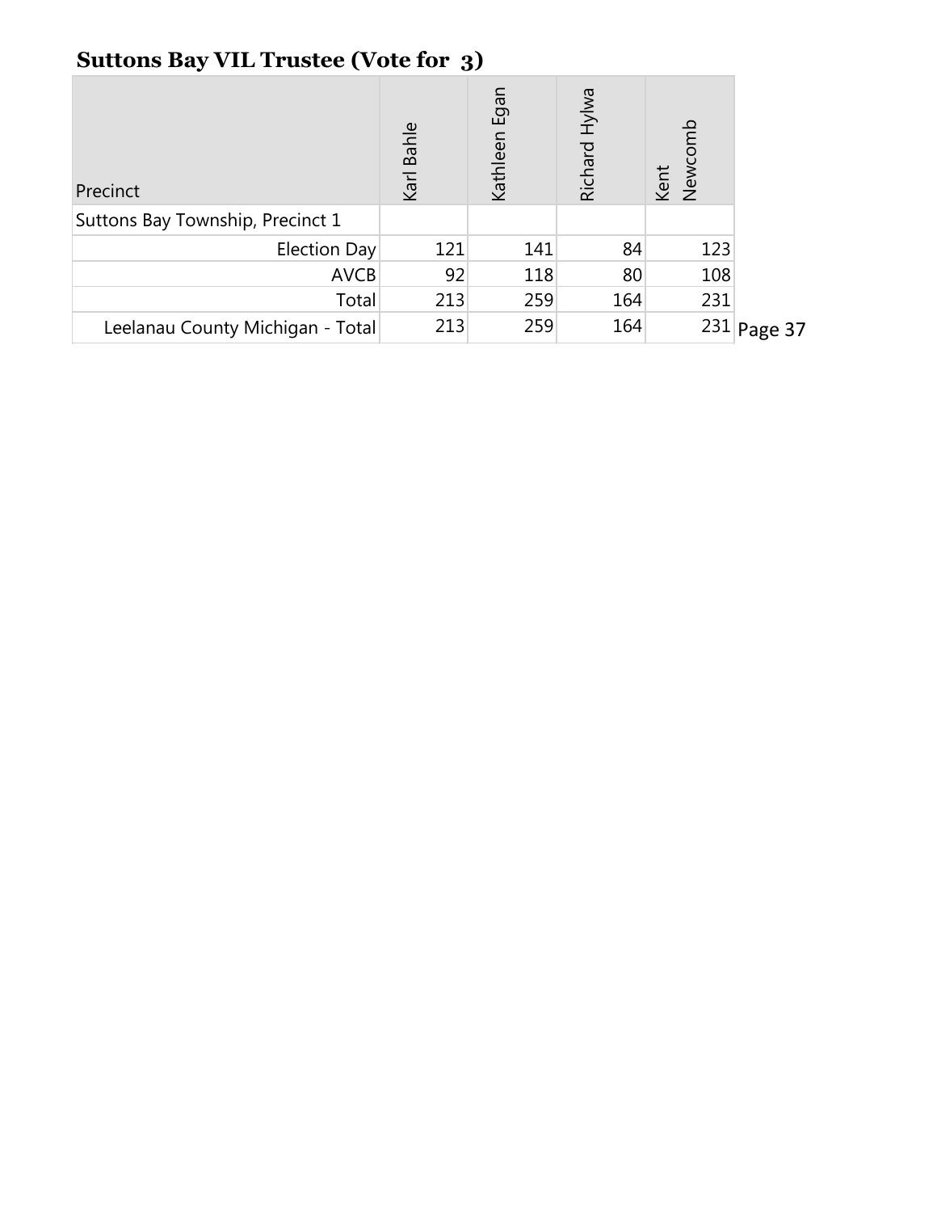## Suttons Bay VIL Trustee (Vote for 3)

| Precinct | Karl Bahle | Kathleen Egan | Richard Hylwa | Kent Newcomb |
|---|---|---|---|---|
| Suttons Bay Township, Precinct 1 | | | | |
| Election Day | 121 | 141 | 84 | 123 |
| AVCB | 92 | 118 | 80 | 108 |
| Total | 213 | 259 | 164 | 231 |
| Leelanau County Michigan - Total | 213 | 259 | 164 | 231 |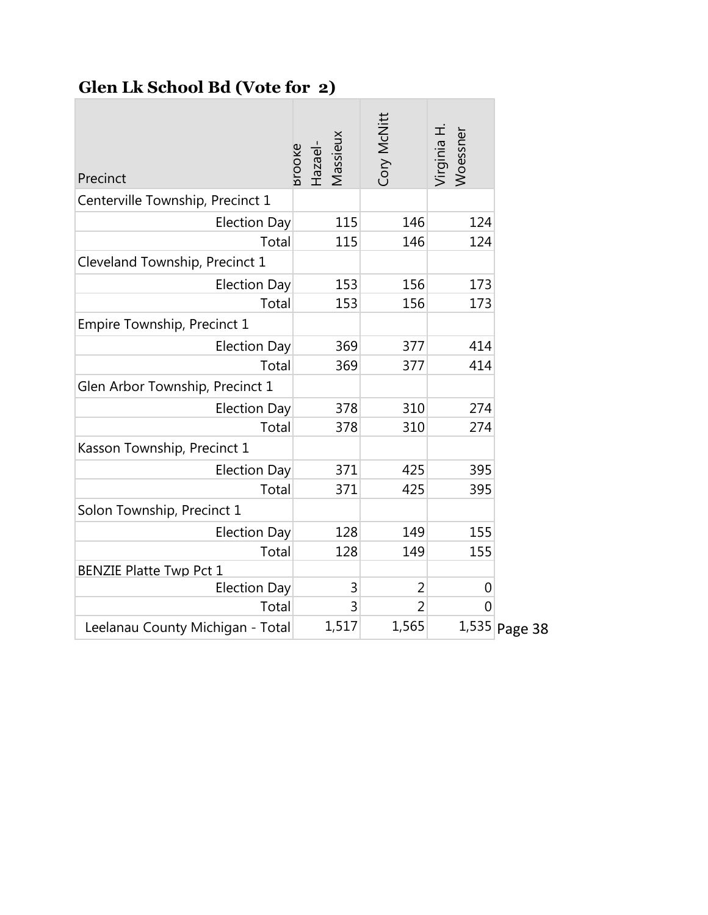## Glen Lk School Bd (Vote for 2)

| Precinct | Brooke Hazael-Massieux | Cory McNitt | Virginia H. Woessner |
|---|---|---|---|
| Centerville Township, Precinct 1 | | | |
| Election Day | 115 | 146 | 124 |
| Total | 115 | 146 | 124 |
| Cleveland Township, Precinct 1 | | | |
| Election Day | 153 | 156 | 173 |
| Total | 153 | 156 | 173 |
| Empire Township, Precinct 1 | | | |
| Election Day | 369 | 377 | 414 |
| Total | 369 | 377 | 414 |
| Glen Arbor Township, Precinct 1 | | | |
| Election Day | 378 | 310 | 274 |
| Total | 378 | 310 | 274 |
| Kasson Township, Precinct 1 | | | |
| Election Day | 371 | 425 | 395 |
| Total | 371 | 425 | 395 |
| Solon Township, Precinct 1 | | | |
| Election Day | 128 | 149 | 155 |
| Total | 128 | 149 | 155 |
| BENZIE Platte Twp Pct 1 | | | |
| Election Day | 3 | 2 | 0 |
| Total | 3 | 2 | 0 |
| Leelanau County Michigan - Total | 1,517 | 1,565 | 1,535 |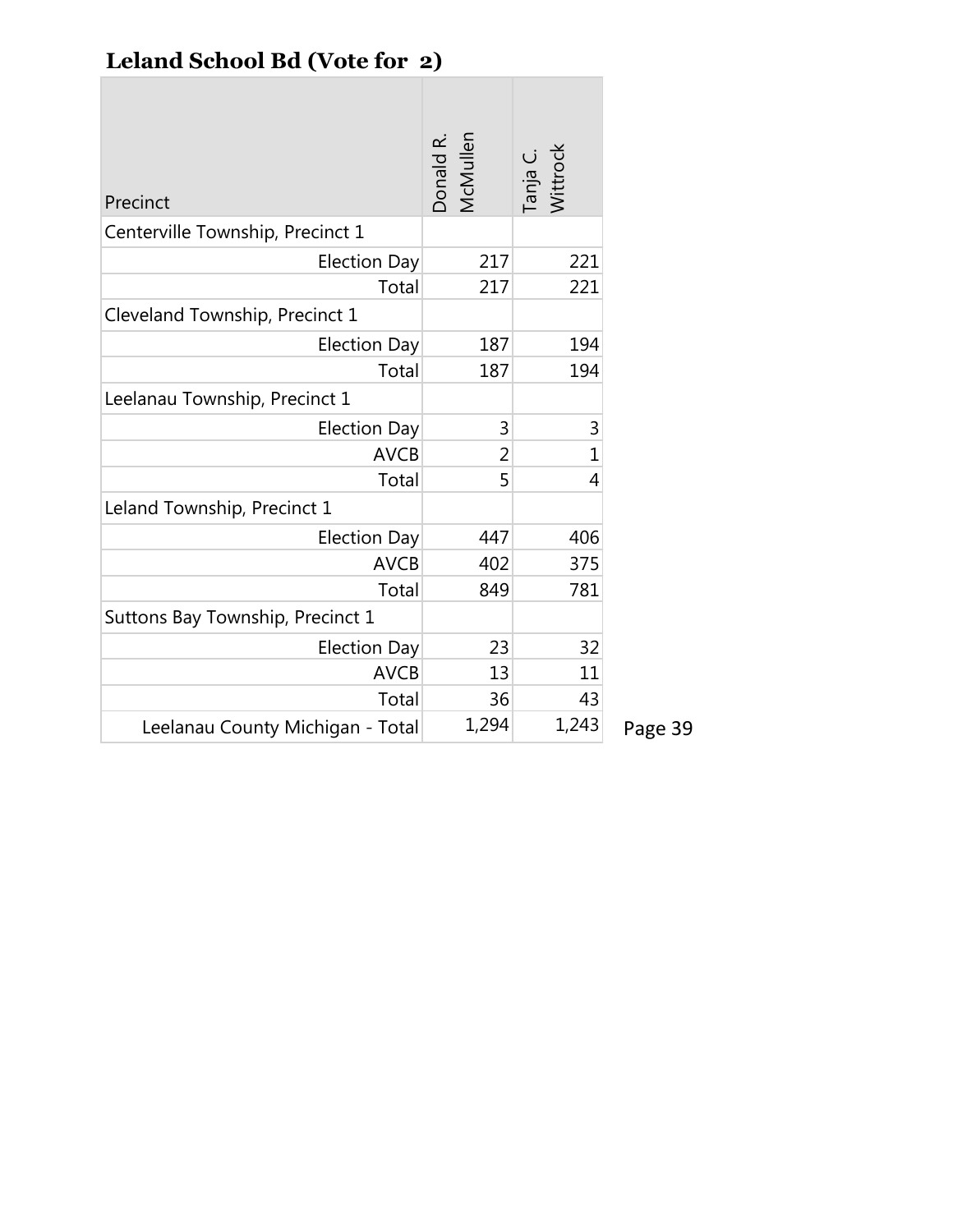## Leland School Bd (Vote for 2)

| Precinct | Donald R. McMullen | Tanja C. Wittrock |
|---|---|---|
| Centerville Township, Precinct 1 | | |
| Election Day | 217 | 221 |
| Total | 217 | 221 |
| Cleveland Township, Precinct 1 | | |
| Election Day | 187 | 194 |
| Total | 187 | 194 |
| Leelanau Township, Precinct 1 | | |
| Election Day | 3 | 3 |
| AVCB | 2 | 1 |
| Total | 5 | 4 |
| Leland Township, Precinct 1 | | |
| Election Day | 447 | 406 |
| AVCB | 402 | 375 |
| Total | 849 | 781 |
| Suttons Bay Township, Precinct 1 | | |
| Election Day | 23 | 32 |
| AVCB | 13 | 11 |
| Total | 36 | 43 |
| Leelanau County Michigan - Total | 1,294 | 1,243 |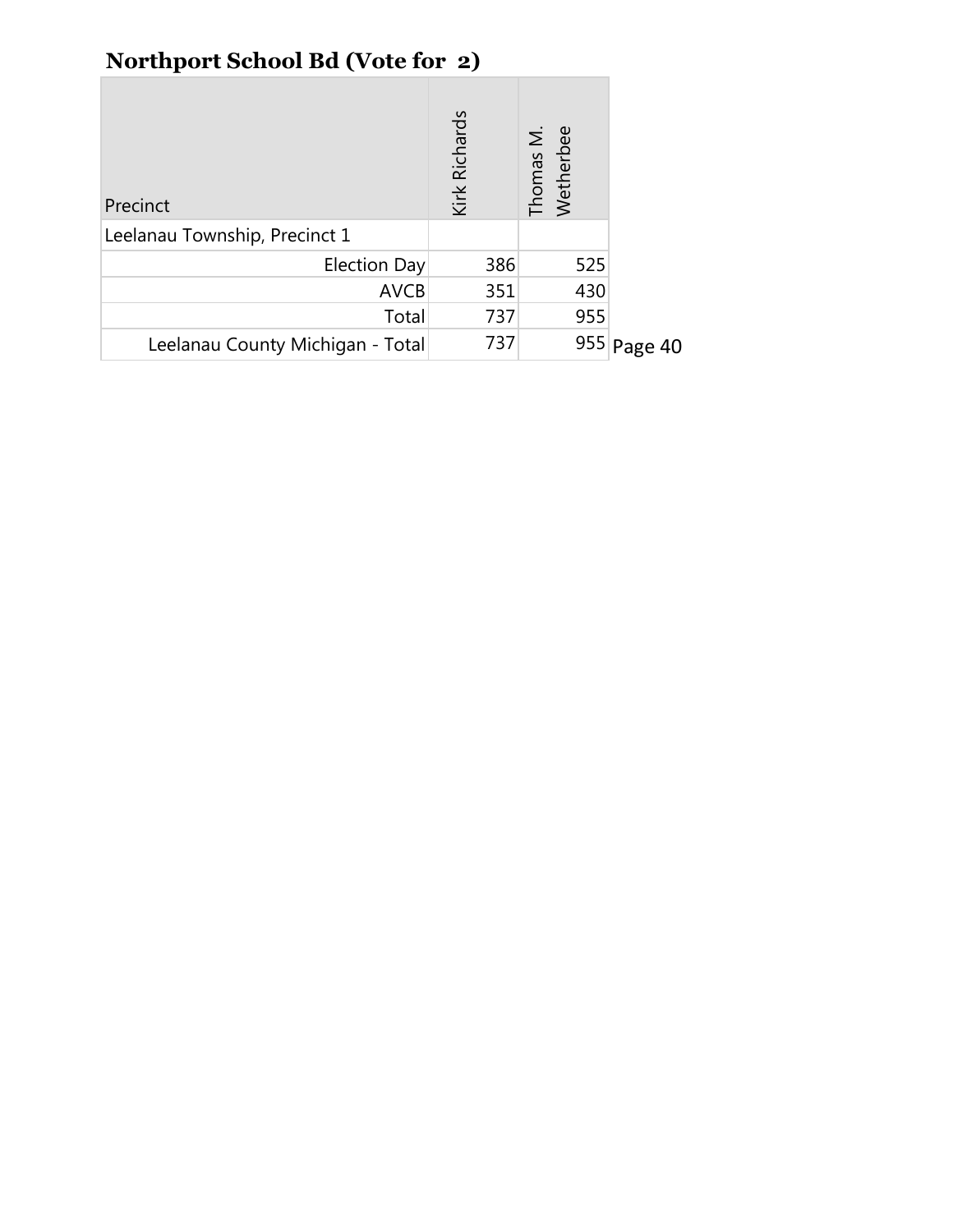## Northport School Bd (Vote for 2)

| Precinct | Kirk Richards | Thomas M. Wetherbee |
| --- | --- | --- |
| Leelanau Township, Precinct 1 | | |
| Election Day | 386 | 525 |
| AVCB | 351 | 430 |
| Total | 737 | 955 |
| Leelanau County Michigan - Total | 737 | 955 |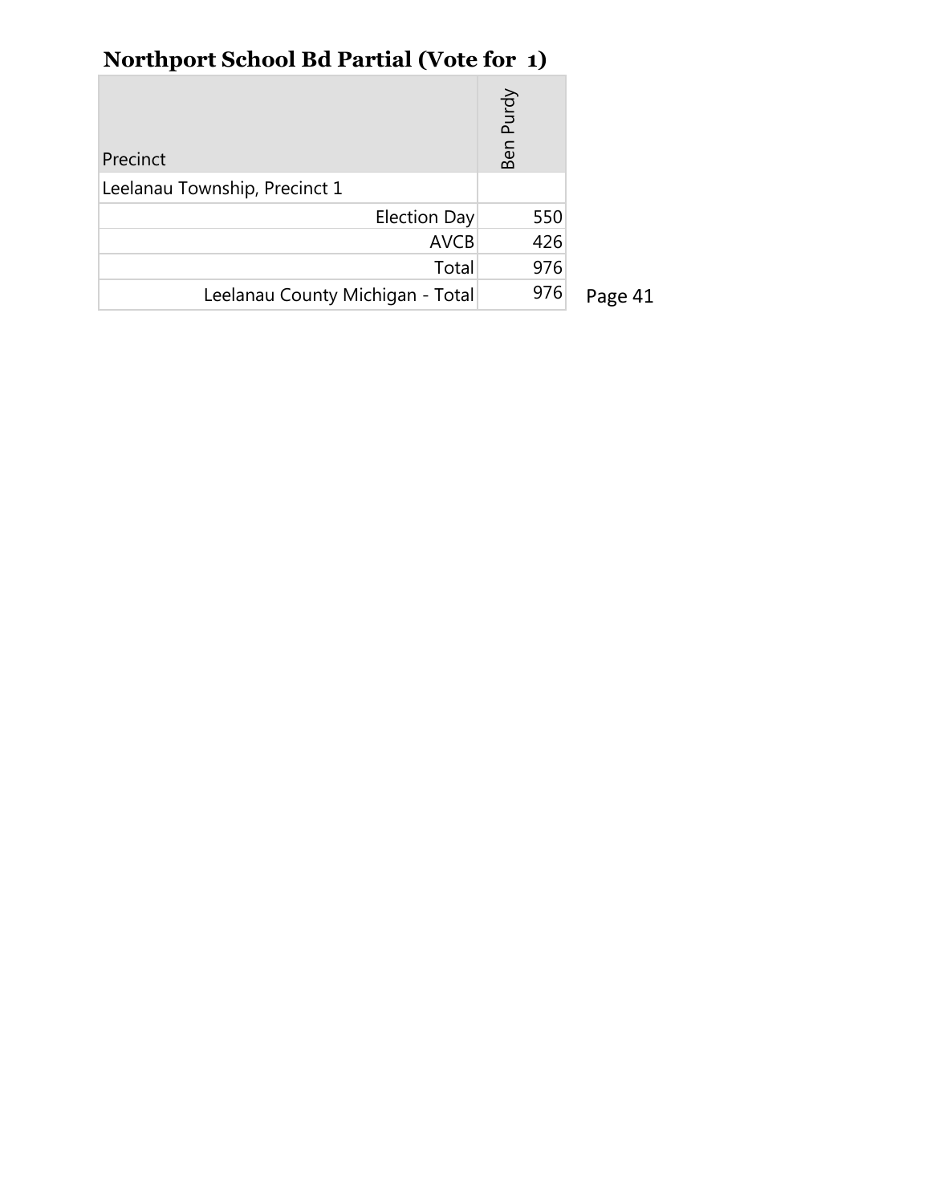## Northport School Bd Partial (Vote for 1)

| Precinct | Ben Purdy |
|---|---|
| Leelanau Township, Precinct 1 | |
| Election Day | 550 |
| AVCB | 426 |
| Total | 976 |
| Leelanau County Michigan - Total | 976 |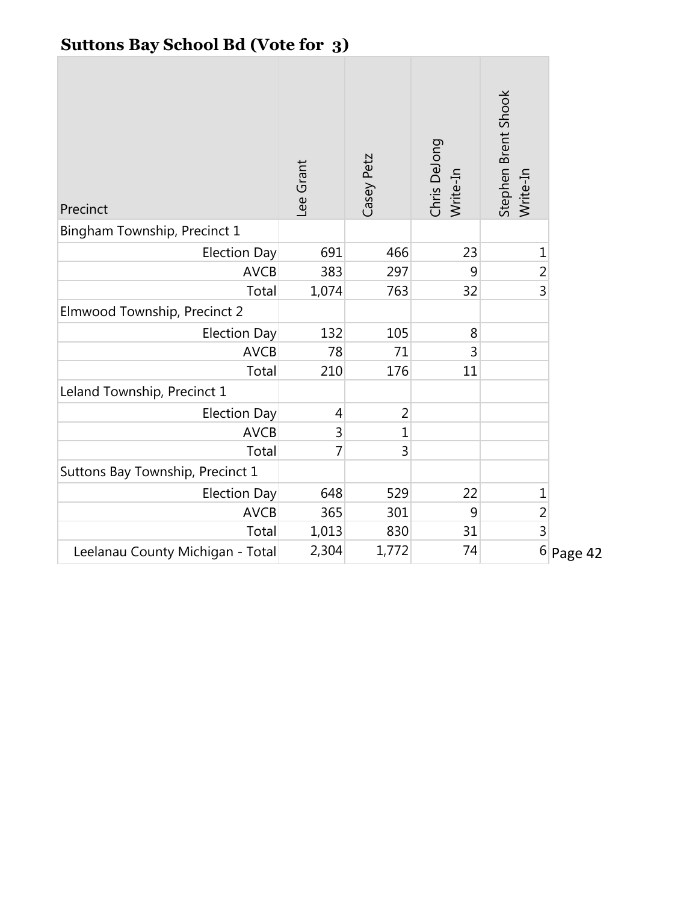## Suttons Bay School Bd (Vote for 3)

| Precinct | Lee Grant | Casey Petz | Chris DeJong Write-In | Stephen Brent Shook Write-In |
|---|---|---|---|---|
| Bingham Township, Precinct 1 | | | | |
| Election Day | 691 | 466 | 23 | 1 |
| AVCB | 383 | 297 | 9 | 2 |
| Total | 1,074 | 763 | 32 | 3 |
| Elmwood Township, Precinct 2 | | | | |
| Election Day | 132 | 105 | 8 | |
| AVCB | 78 | 71 | 3 | |
| Total | 210 | 176 | 11 | |
| Leland Township, Precinct 1 | | | | |
| Election Day | 4 | 2 | | |
| AVCB | 3 | 1 | | |
| Total | 7 | 3 | | |
| Suttons Bay Township, Precinct 1 | | | | |
| Election Day | 648 | 529 | 22 | 1 |
| AVCB | 365 | 301 | 9 | 2 |
| Total | 1,013 | 830 | 31 | 3 |
| Leelanau County Michigan - Total | 2,304 | 1,772 | 74 | 6 |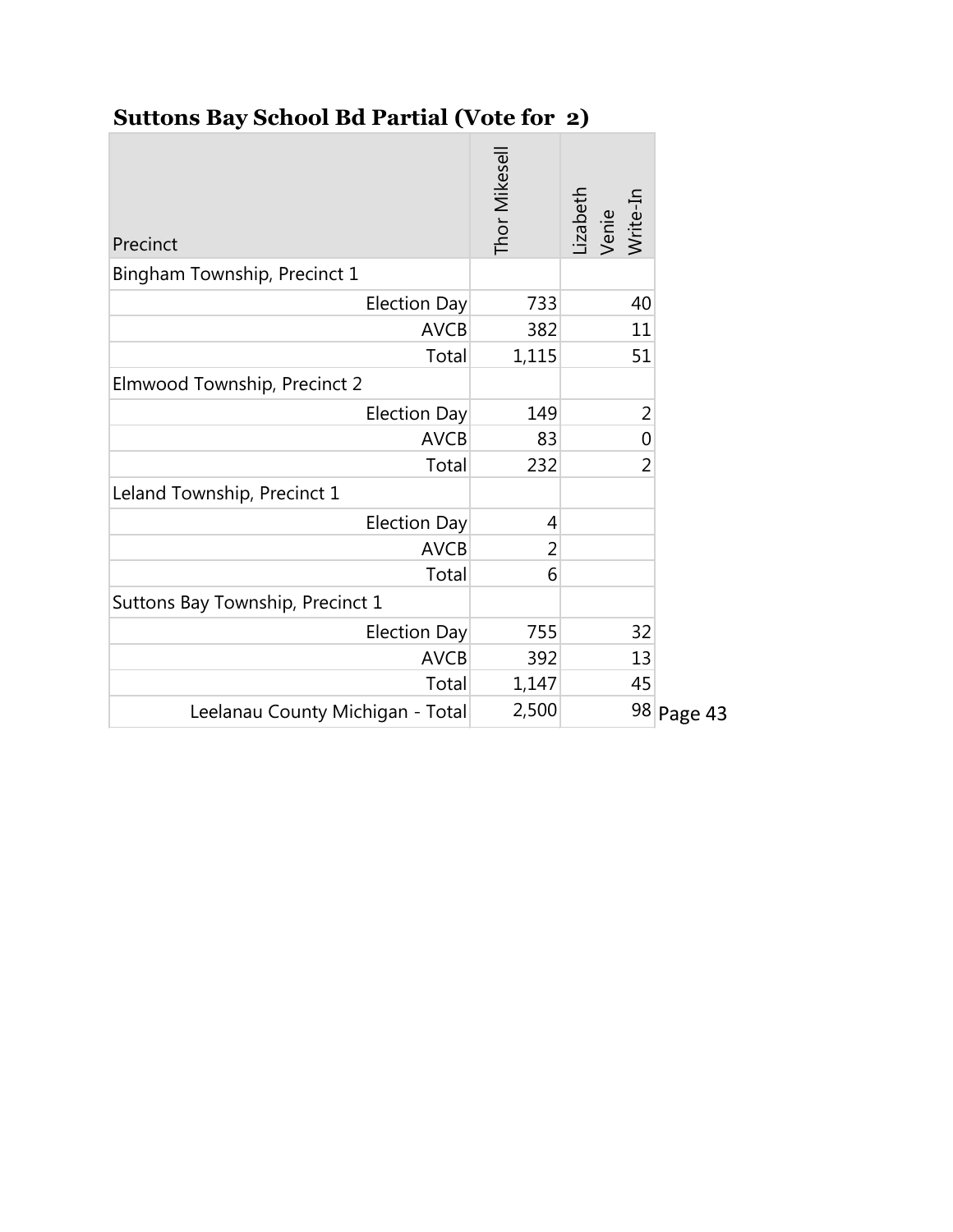## Suttons Bay School Bd Partial (Vote for 2)

| Precinct | Thor Mikesell | Lizabeth Venie Write-In |
|---|---|---|
| Bingham Township, Precinct 1 | | |
| Election Day | 733 | 40 |
| AVCB | 382 | 11 |
| Total | 1,115 | 51 |
| Elmwood Township, Precinct 2 | | |
| Election Day | 149 | 2 |
| AVCB | 83 | 0 |
| Total | 232 | 2 |
| Leland Township, Precinct 1 | | |
| Election Day | 4 | |
| AVCB | 2 | |
| Total | 6 | |
| Suttons Bay Township, Precinct 1 | | |
| Election Day | 755 | 32 |
| AVCB | 392 | 13 |
| Total | 1,147 | 45 |
| Leelanau County Michigan - Total | 2,500 | 98 |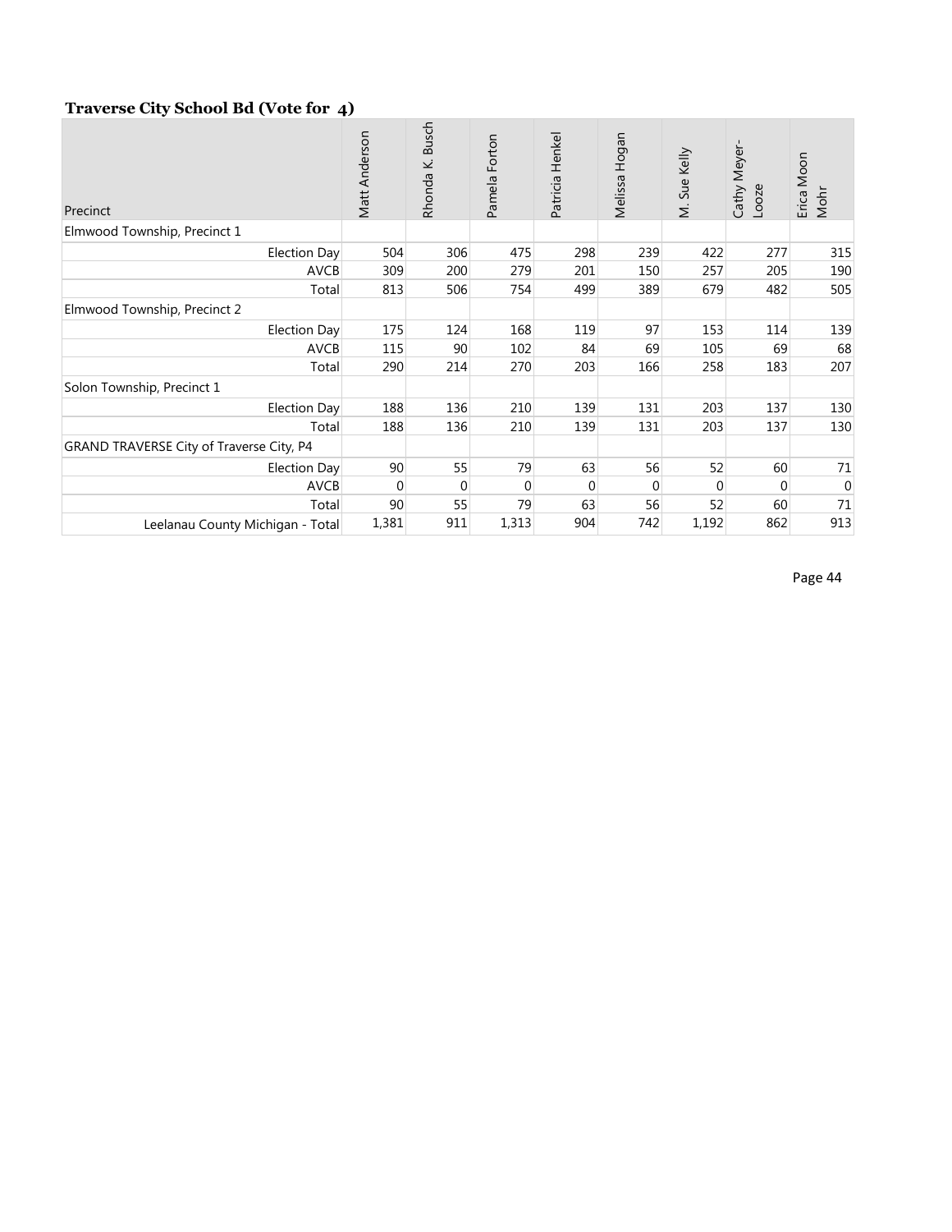### Traverse City School Bd (Vote for 4)

| Precinct | Matt Anderson | Rhonda K. Busch | Pamela Forton | Patricia Henkel | Melissa Hogan | M. Sue Kelly | Cathy Meyer-Looze | Erica Moon Mohr |
|---|---|---|---|---|---|---|---|---|
| Elmwood Township, Precinct 1 | | | | | | | | |
| Election Day | 504 | 306 | 475 | 298 | 239 | 422 | 277 | 315 |
| AVCB | 309 | 200 | 279 | 201 | 150 | 257 | 205 | 190 |
| Total | 813 | 506 | 754 | 499 | 389 | 679 | 482 | 505 |
| Elmwood Township, Precinct 2 | | | | | | | | |
| Election Day | 175 | 124 | 168 | 119 | 97 | 153 | 114 | 139 |
| AVCB | 115 | 90 | 102 | 84 | 69 | 105 | 69 | 68 |
| Total | 290 | 214 | 270 | 203 | 166 | 258 | 183 | 207 |
| Solon Township, Precinct 1 | | | | | | | | |
| Election Day | 188 | 136 | 210 | 139 | 131 | 203 | 137 | 130 |
| Total | 188 | 136 | 210 | 139 | 131 | 203 | 137 | 130 |
| GRAND TRAVERSE City of Traverse City, P4 | | | | | | | | |
| Election Day | 90 | 55 | 79 | 63 | 56 | 52 | 60 | 71 |
| AVCB | 0 | 0 | 0 | 0 | 0 | 0 | 0 | 0 |
| Total | 90 | 55 | 79 | 63 | 56 | 52 | 60 | 71 |
| Leelanau County Michigan - Total | 1,381 | 911 | 1,313 | 904 | 742 | 1,192 | 862 | 913 |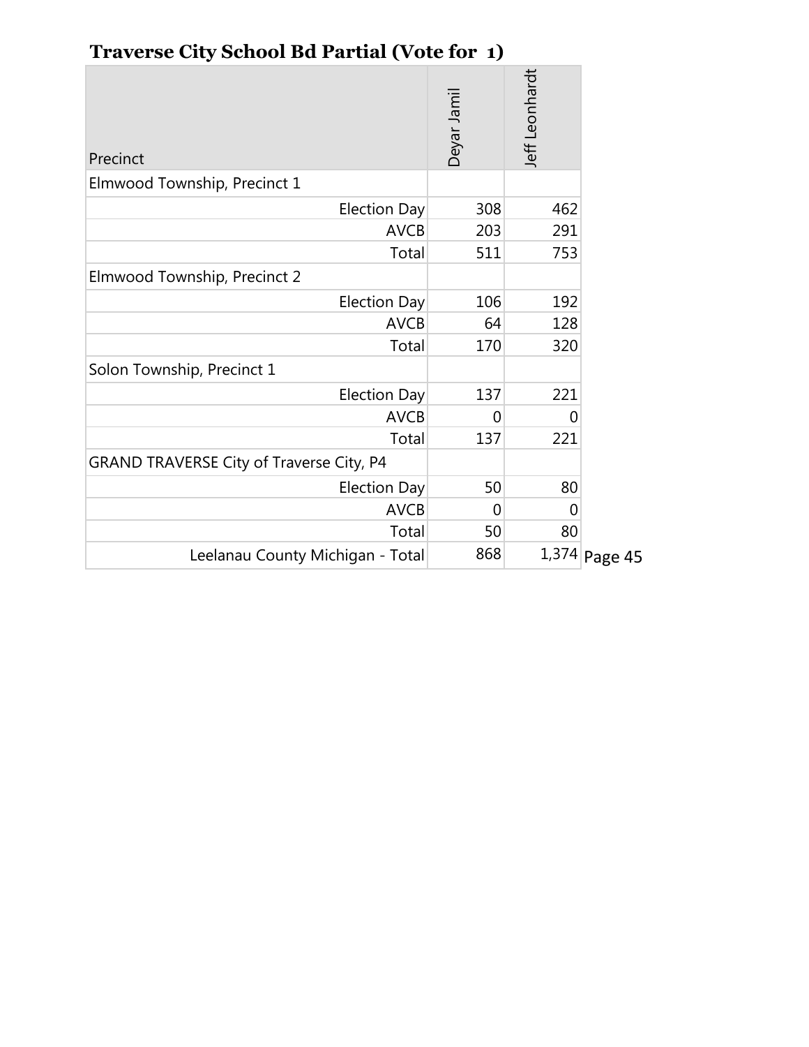## Traverse City School Bd Partial (Vote for 1)

| Precinct | Deyar Jamil | Jeff Leonhardt |
|---|---|---|
| Elmwood Township, Precinct 1 | | |
| Election Day | 308 | 462 |
| AVCB | 203 | 291 |
| Total | 511 | 753 |
| Elmwood Township, Precinct 2 | | |
| Election Day | 106 | 192 |
| AVCB | 64 | 128 |
| Total | 170 | 320 |
| Solon Township, Precinct 1 | | |
| Election Day | 137 | 221 |
| AVCB | 0 | 0 |
| Total | 137 | 221 |
| GRAND TRAVERSE City of Traverse City, P4 | | |
| Election Day | 50 | 80 |
| AVCB | 0 | 0 |
| Total | 50 | 80 |
| Leelanau County Michigan - Total | 868 | 1,374 |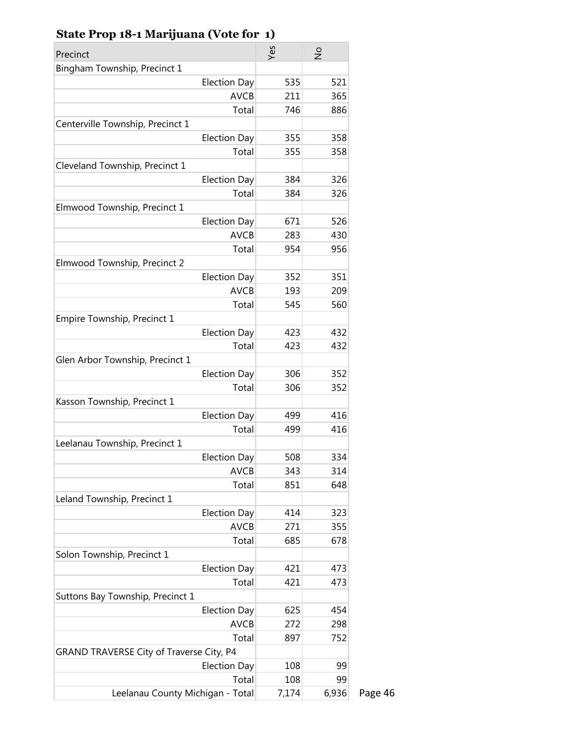### State Prop 18-1 Marijuana (Vote for 1)

| Precinct | Yes | No |
|---|---|---|
| Bingham Township, Precinct 1 | | |
| Election Day | 535 | 521 |
| AVCB | 211 | 365 |
| Total | 746 | 886 |
| Centerville Township, Precinct 1 | | |
| Election Day | 355 | 358 |
| Total | 355 | 358 |
| Cleveland Township, Precinct 1 | | |
| Election Day | 384 | 326 |
| Total | 384 | 326 |
| Elmwood Township, Precinct 1 | | |
| Election Day | 671 | 526 |
| AVCB | 283 | 430 |
| Total | 954 | 956 |
| Elmwood Township, Precinct 2 | | |
| Election Day | 352 | 351 |
| AVCB | 193 | 209 |
| Total | 545 | 560 |
| Empire Township, Precinct 1 | | |
| Election Day | 423 | 432 |
| Total | 423 | 432 |
| Glen Arbor Township, Precinct 1 | | |
| Election Day | 306 | 352 |
| Total | 306 | 352 |
| Kasson Township, Precinct 1 | | |
| Election Day | 499 | 416 |
| Total | 499 | 416 |
| Leelanau Township, Precinct 1 | | |
| Election Day | 508 | 334 |
| AVCB | 343 | 314 |
| Total | 851 | 648 |
| Leland Township, Precinct 1 | | |
| Election Day | 414 | 323 |
| AVCB | 271 | 355 |
| Total | 685 | 678 |
| Solon Township, Precinct 1 | | |
| Election Day | 421 | 473 |
| Total | 421 | 473 |
| Suttons Bay Township, Precinct 1 | | |
| Election Day | 625 | 454 |
| AVCB | 272 | 298 |
| Total | 897 | 752 |
| GRAND TRAVERSE City of Traverse City, P4 | | |
| Election Day | 108 | 99 |
| Total | 108 | 99 |
| Leelanau County Michigan - Total | 7,174 | 6,936 |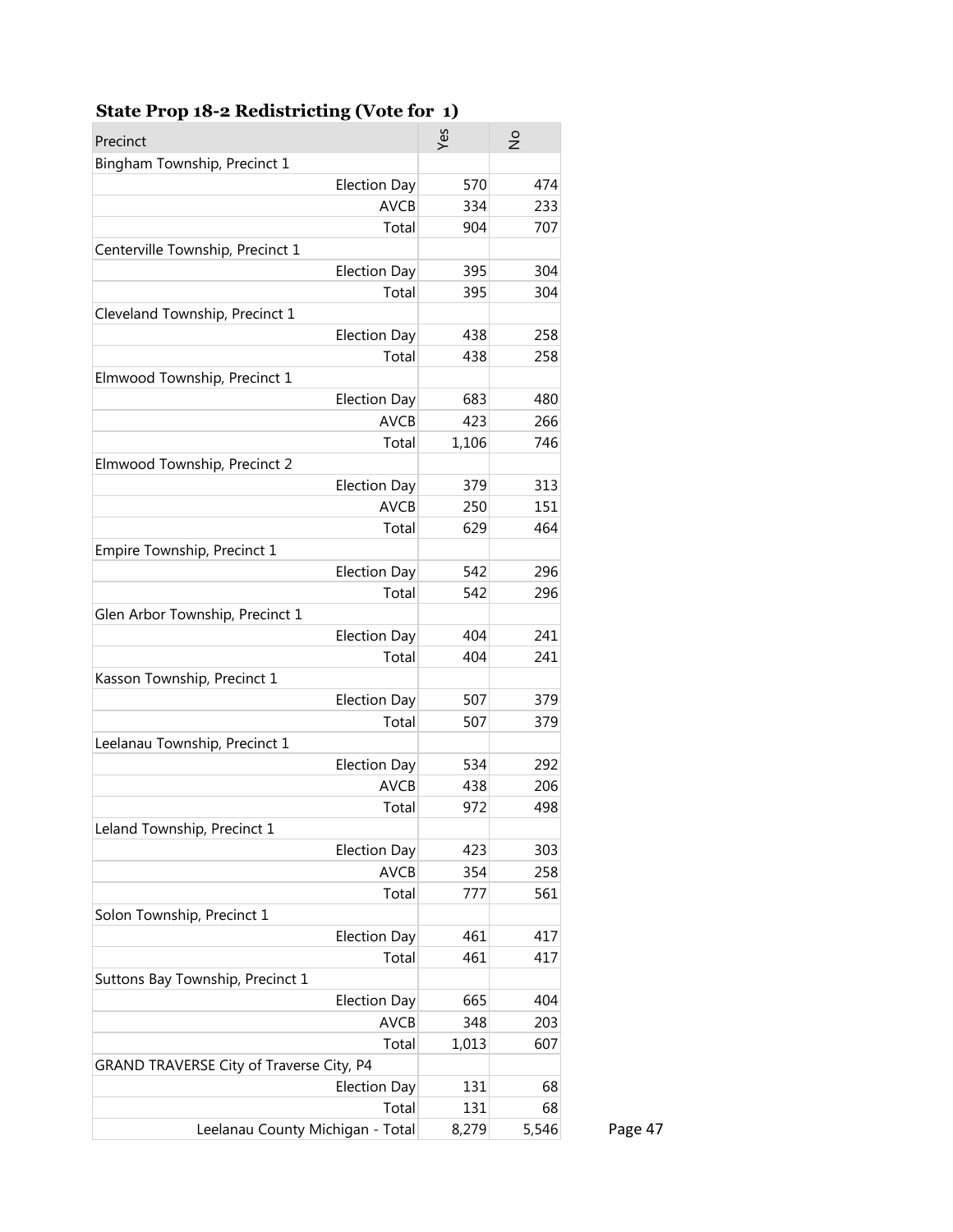### State Prop 18-2 Redistricting (Vote for 1)

| Precinct | Yes | No |
|---|---|---|
| Bingham Township, Precinct 1 | | |
| Election Day | 570 | 474 |
| AVCB | 334 | 233 |
| Total | 904 | 707 |
| Centerville Township, Precinct 1 | | |
| Election Day | 395 | 304 |
| Total | 395 | 304 |
| Cleveland Township, Precinct 1 | | |
| Election Day | 438 | 258 |
| Total | 438 | 258 |
| Elmwood Township, Precinct 1 | | |
| Election Day | 683 | 480 |
| AVCB | 423 | 266 |
| Total | 1,106 | 746 |
| Elmwood Township, Precinct 2 | | |
| Election Day | 379 | 313 |
| AVCB | 250 | 151 |
| Total | 629 | 464 |
| Empire Township, Precinct 1 | | |
| Election Day | 542 | 296 |
| Total | 542 | 296 |
| Glen Arbor Township, Precinct 1 | | |
| Election Day | 404 | 241 |
| Total | 404 | 241 |
| Kasson Township, Precinct 1 | | |
| Election Day | 507 | 379 |
| Total | 507 | 379 |
| Leelanau Township, Precinct 1 | | |
| Election Day | 534 | 292 |
| AVCB | 438 | 206 |
| Total | 972 | 498 |
| Leland Township, Precinct 1 | | |
| Election Day | 423 | 303 |
| AVCB | 354 | 258 |
| Total | 777 | 561 |
| Solon Township, Precinct 1 | | |
| Election Day | 461 | 417 |
| Total | 461 | 417 |
| Suttons Bay Township, Precinct 1 | | |
| Election Day | 665 | 404 |
| AVCB | 348 | 203 |
| Total | 1,013 | 607 |
| GRAND TRAVERSE City of Traverse City, P4 | | |
| Election Day | 131 | 68 |
| Total | 131 | 68 |
| Leelanau County Michigan - Total | 8,279 | 5,546 |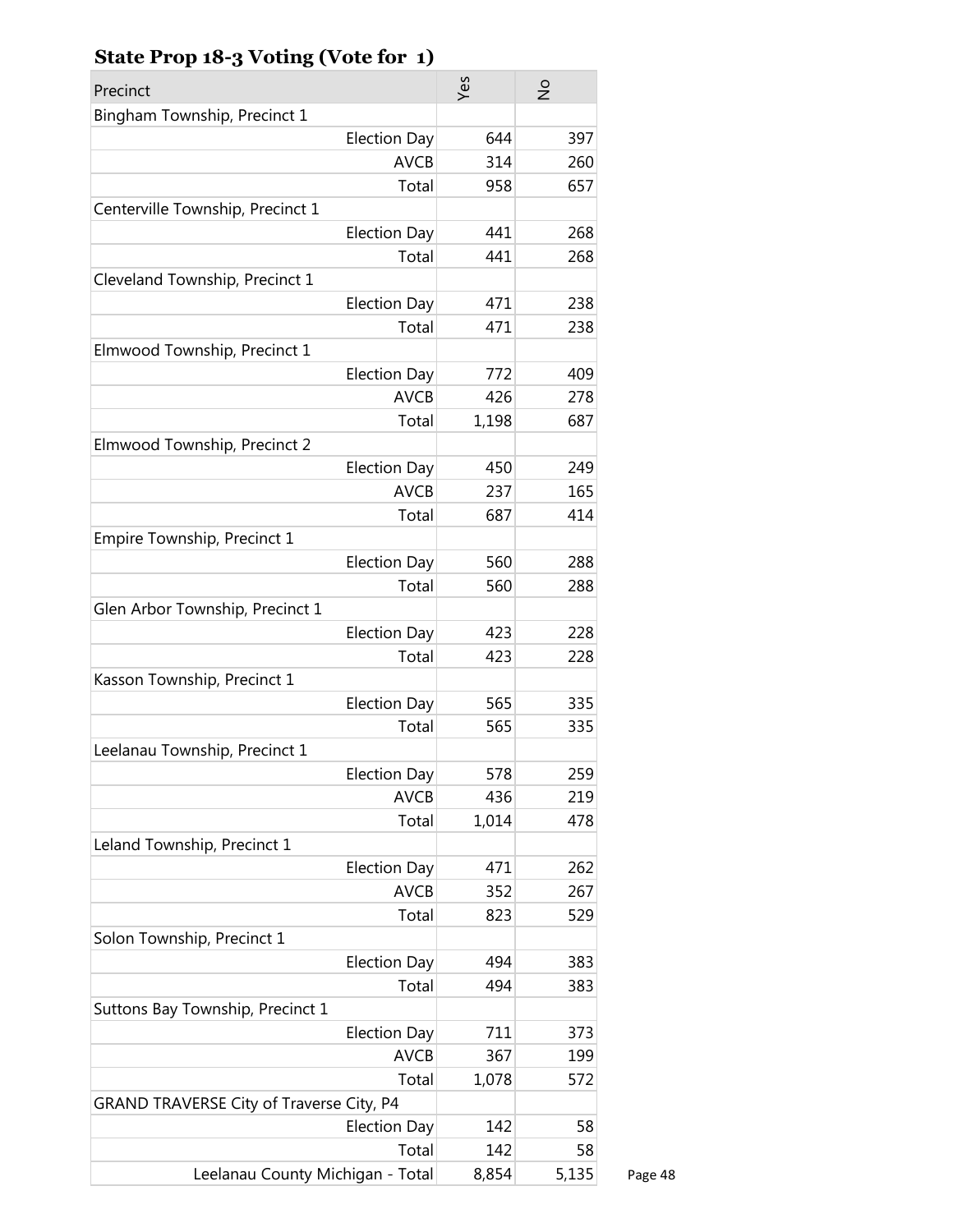## State Prop 18-3 Voting (Vote for 1)

| Precinct | Yes | No |
|---|---|---|
| Bingham Township, Precinct 1 | | |
| Election Day | 644 | 397 |
| AVCB | 314 | 260 |
| Total | 958 | 657 |
| Centerville Township, Precinct 1 | | |
| Election Day | 441 | 268 |
| Total | 441 | 268 |
| Cleveland Township, Precinct 1 | | |
| Election Day | 471 | 238 |
| Total | 471 | 238 |
| Elmwood Township, Precinct 1 | | |
| Election Day | 772 | 409 |
| AVCB | 426 | 278 |
| Total | 1,198 | 687 |
| Elmwood Township, Precinct 2 | | |
| Election Day | 450 | 249 |
| AVCB | 237 | 165 |
| Total | 687 | 414 |
| Empire Township, Precinct 1 | | |
| Election Day | 560 | 288 |
| Total | 560 | 288 |
| Glen Arbor Township, Precinct 1 | | |
| Election Day | 423 | 228 |
| Total | 423 | 228 |
| Kasson Township, Precinct 1 | | |
| Election Day | 565 | 335 |
| Total | 565 | 335 |
| Leelanau Township, Precinct 1 | | |
| Election Day | 578 | 259 |
| AVCB | 436 | 219 |
| Total | 1,014 | 478 |
| Leland Township, Precinct 1 | | |
| Election Day | 471 | 262 |
| AVCB | 352 | 267 |
| Total | 823 | 529 |
| Solon Township, Precinct 1 | | |
| Election Day | 494 | 383 |
| Total | 494 | 383 |
| Suttons Bay Township, Precinct 1 | | |
| Election Day | 711 | 373 |
| AVCB | 367 | 199 |
| Total | 1,078 | 572 |
| GRAND TRAVERSE City of Traverse City, P4 | | |
| Election Day | 142 | 58 |
| Total | 142 | 58 |
| Leelanau County Michigan - Total | 8,854 | 5,135 |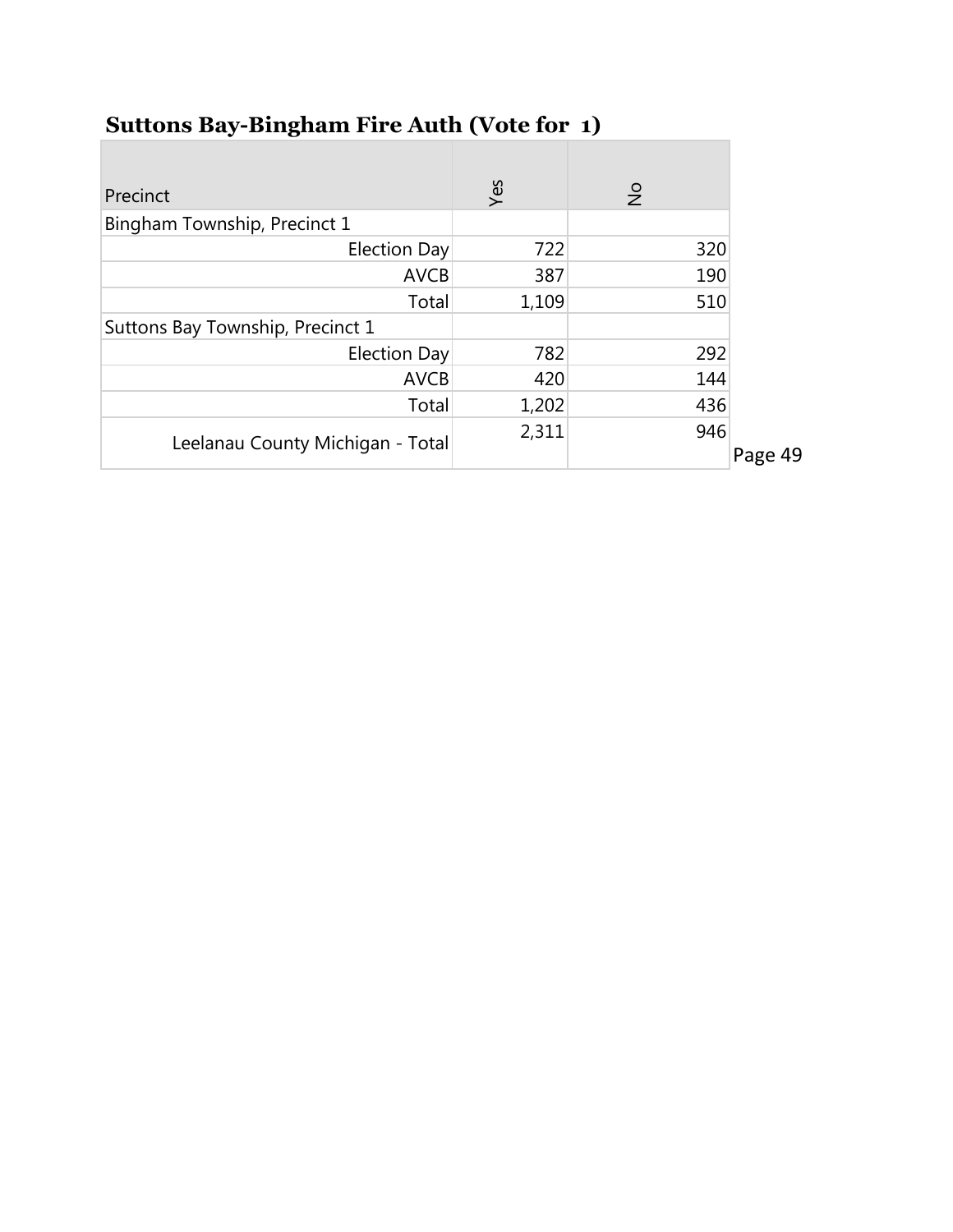## Suttons Bay-Bingham Fire Auth (Vote for 1)

| Precinct | Yes | No |
|---|---|---|
| Bingham Township, Precinct 1 | | |
| Election Day | 722 | 320 |
| AVCB | 387 | 190 |
| Total | 1,109 | 510 |
| Suttons Bay Township, Precinct 1 | | |
| Election Day | 782 | 292 |
| AVCB | 420 | 144 |
| Total | 1,202 | 436 |
| Leelanau County Michigan - Total | 2,311 | 946 |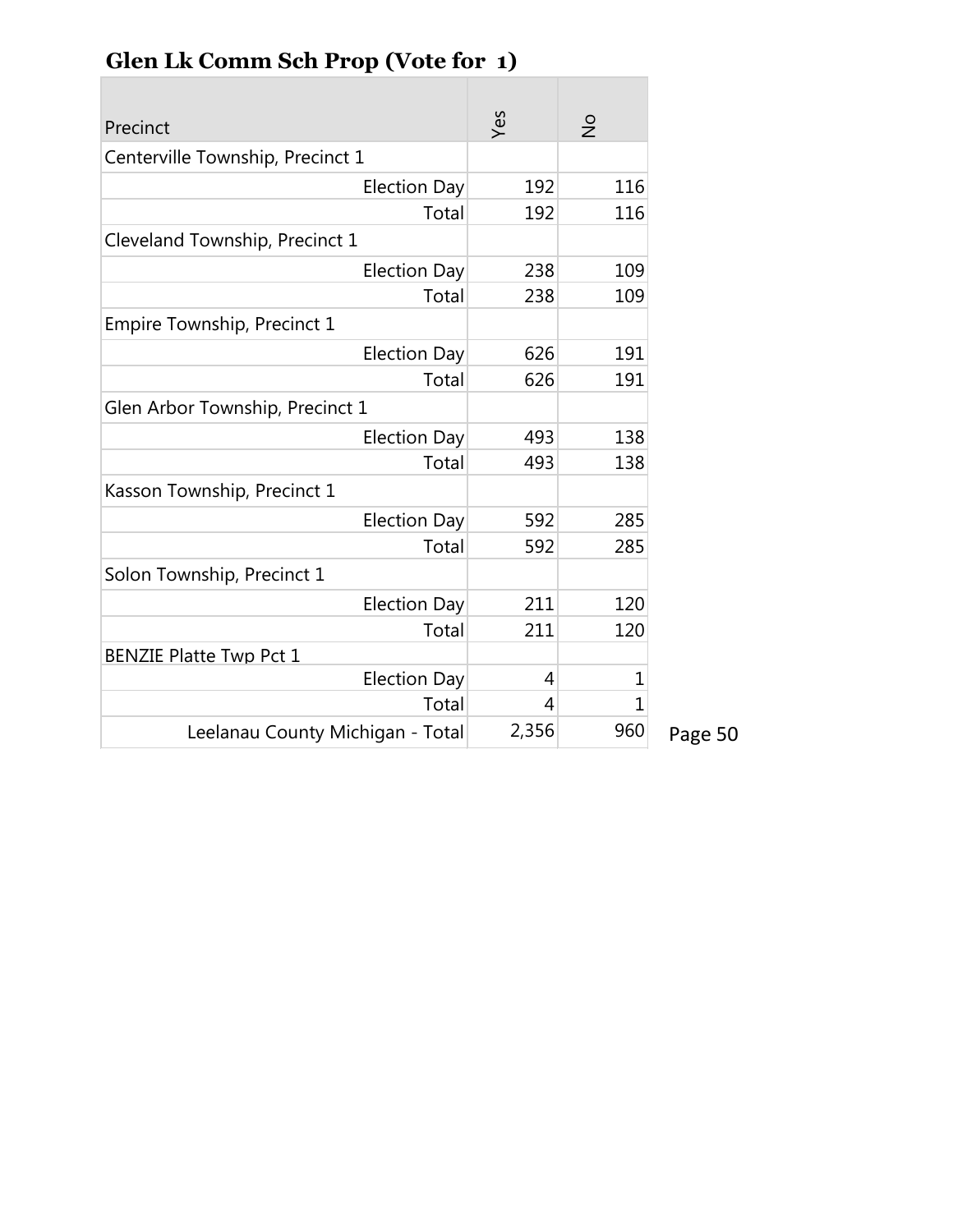## Glen Lk Comm Sch Prop (Vote for 1)

| Precinct | Yes | No |
|---|---|---|
| Centerville Township, Precinct 1 | | |
| Election Day | 192 | 116 |
| Total | 192 | 116 |
| Cleveland Township, Precinct 1 | | |
| Election Day | 238 | 109 |
| Total | 238 | 109 |
| Empire Township, Precinct 1 | | |
| Election Day | 626 | 191 |
| Total | 626 | 191 |
| Glen Arbor Township, Precinct 1 | | |
| Election Day | 493 | 138 |
| Total | 493 | 138 |
| Kasson Township, Precinct 1 | | |
| Election Day | 592 | 285 |
| Total | 592 | 285 |
| Solon Township, Precinct 1 | | |
| Election Day | 211 | 120 |
| Total | 211 | 120 |
| BENZIE Platte Twp Pct 1 | | |
| Election Day | 4 | 1 |
| Total | 4 | 1 |
| Leelanau County Michigan - Total | 2,356 | 960 |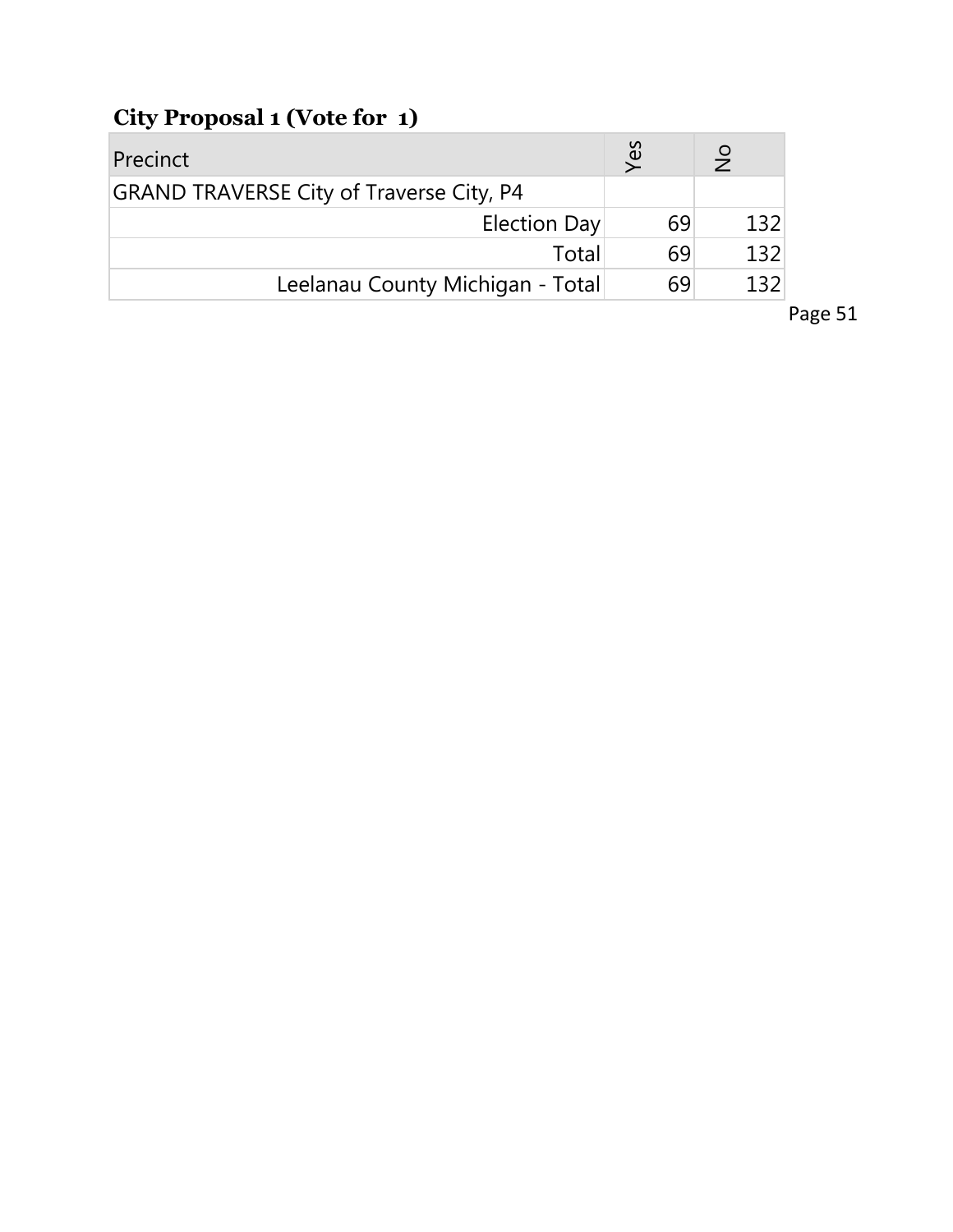## City Proposal 1 (Vote for 1)

| Precinct | Yes | No |
|---|---|---|
| GRAND TRAVERSE City of Traverse City, P4 | | |
| Election Day | 69 | 132 |
| Total | 69 | 132 |
| Leelanau County Michigan - Total | 69 | 132 |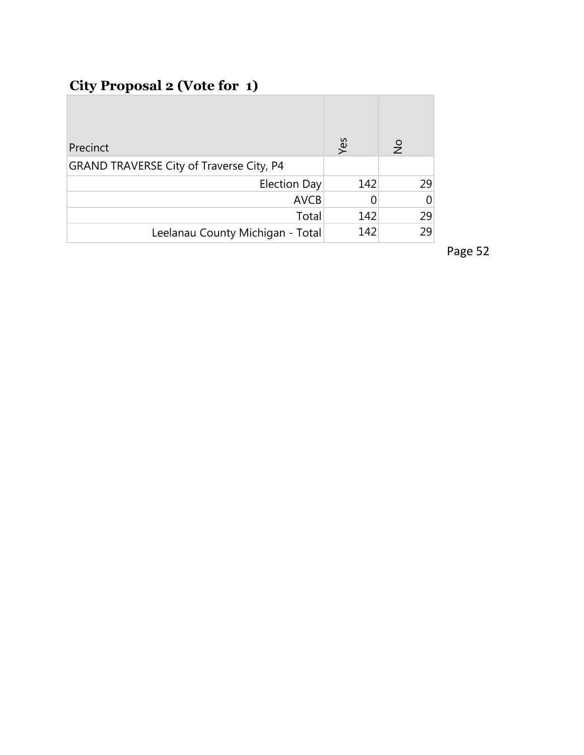## City Proposal 2 (Vote for 1)

| Precinct | Yes | No |
|---|---|---|
| GRAND TRAVERSE City of Traverse City, P4 | | |
| Election Day | 142 | 29 |
| AVCB | 0 | 0 |
| Total | 142 | 29 |
| Leelanau County Michigan - Total | 142 | 29 |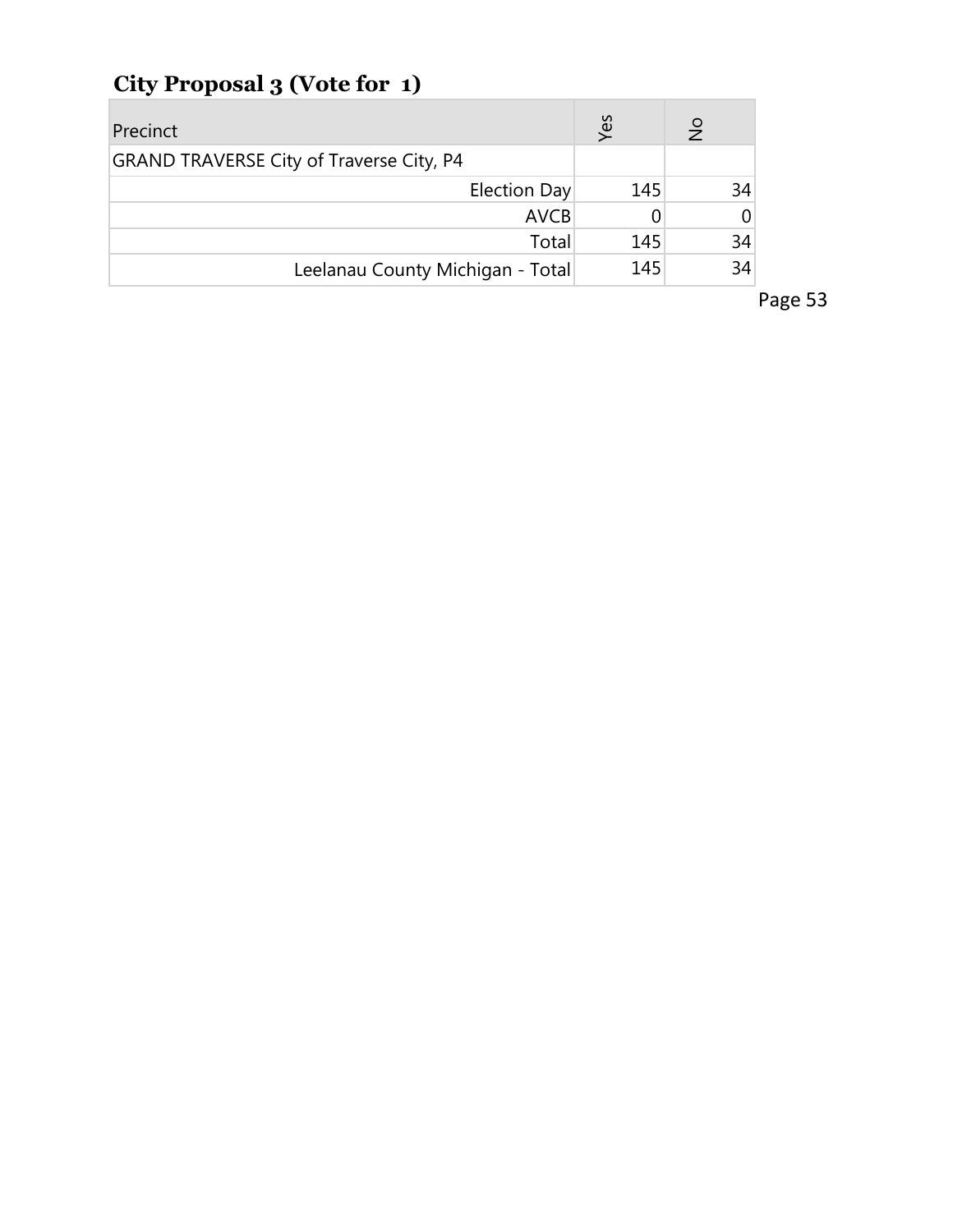## City Proposal 3 (Vote for 1)

| Precinct | Yes | No |
|---|---|---|
| GRAND TRAVERSE City of Traverse City, P4 | | |
| Election Day | 145 | 34 |
| AVCB | 0 | 0 |
| Total | 145 | 34 |
| Leelanau County Michigan - Total | 145 | 34 |